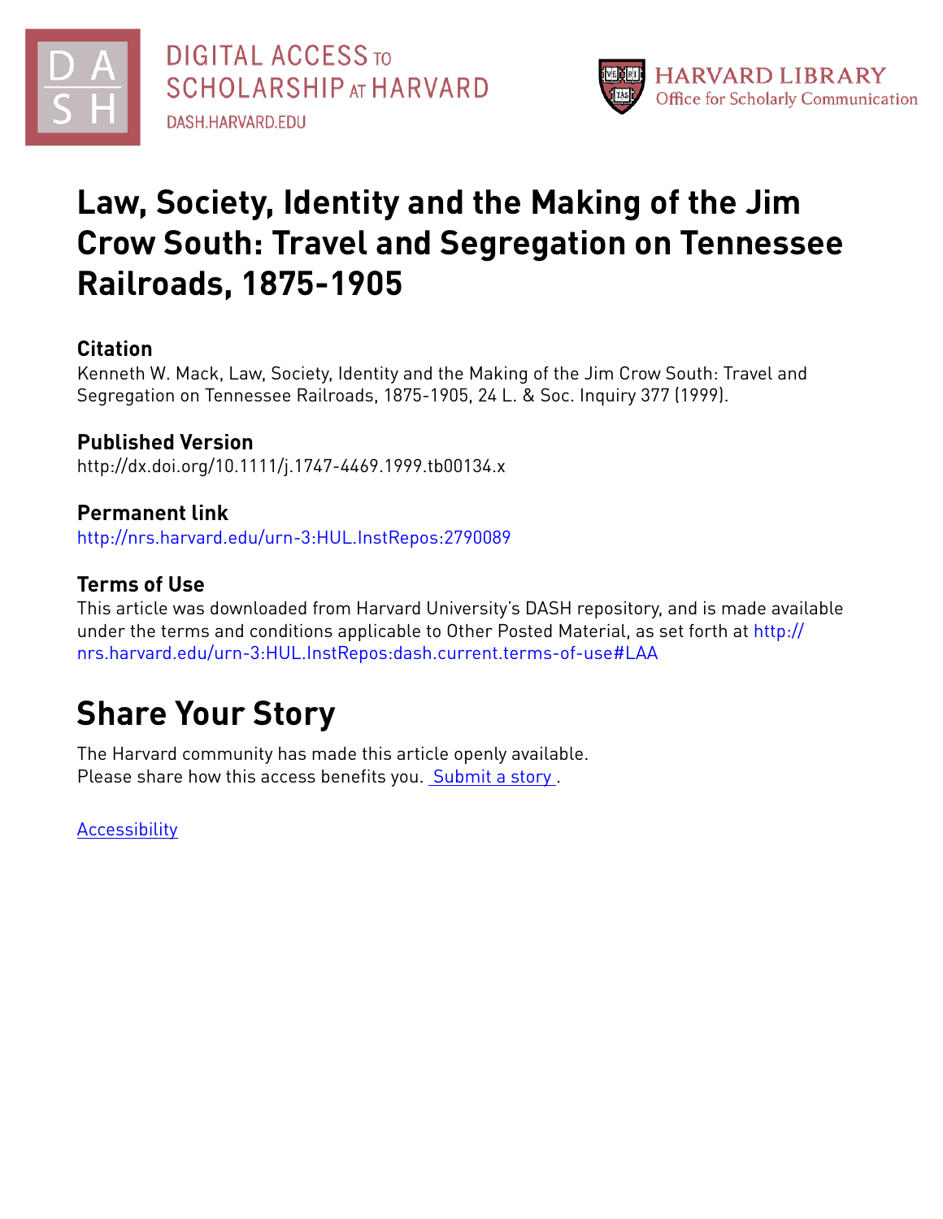DIGITAL ACCESS TO SCHOLARSHIP AT HARVARD
DASH.HARVARD.EDU

HARVARD LIBRARY
Office for Scholarly Communication

# Law, Society, Identity and the Making of the Jim Crow South: Travel and Segregation on Tennessee Railroads, 1875-1905

## Citation

Kenneth W. Mack, Law, Society, Identity and the Making of the Jim Crow South: Travel and Segregation on Tennessee Railroads, 1875-1905, 24 L. & Soc. Inquiry 377 (1999).

## Published Version

http://dx.doi.org/10.1111/j.1747-4469.1999.tb00134.x

## Permanent link

http://nrs.harvard.edu/urn-3:HUL.InstRepos:2790089

## Terms of Use

This article was downloaded from Harvard University's DASH repository, and is made available under the terms and conditions applicable to Other Posted Material, as set forth at http://nrs.harvard.edu/urn-3:HUL.InstRepos:dash.current.terms-of-use#LAA

# Share Your Story

The Harvard community has made this article openly available.
Please share how this access benefits you. Submit a story .

Accessibility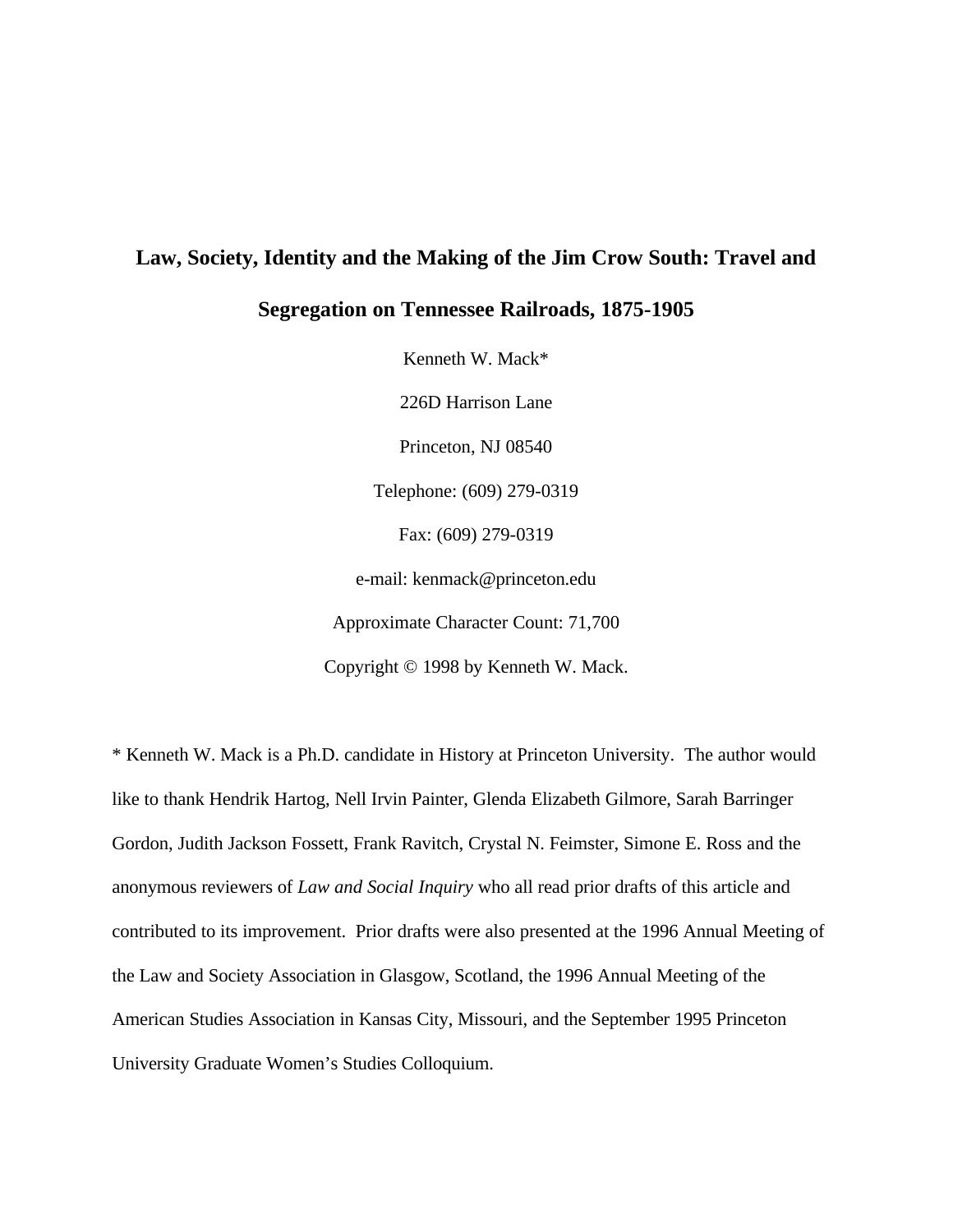# Law, Society, Identity and the Making of the Jim Crow South: Travel and Segregation on Tennessee Railroads, 1875-1905

Kenneth W. Mack*

226D Harrison Lane

Princeton, NJ 08540

Telephone: (609) 279-0319

Fax: (609) 279-0319

e-mail: kenmack@princeton.edu

Approximate Character Count: 71,700

Copyright © 1998 by Kenneth W. Mack.

* Kenneth W. Mack is a Ph.D. candidate in History at Princeton University. The author would like to thank Hendrik Hartog, Nell Irvin Painter, Glenda Elizabeth Gilmore, Sarah Barringer Gordon, Judith Jackson Fossett, Frank Ravitch, Crystal N. Feimster, Simone E. Ross and the anonymous reviewers of *Law and Social Inquiry* who all read prior drafts of this article and contributed to its improvement. Prior drafts were also presented at the 1996 Annual Meeting of the Law and Society Association in Glasgow, Scotland, the 1996 Annual Meeting of the American Studies Association in Kansas City, Missouri, and the September 1995 Princeton University Graduate Women's Studies Colloquium.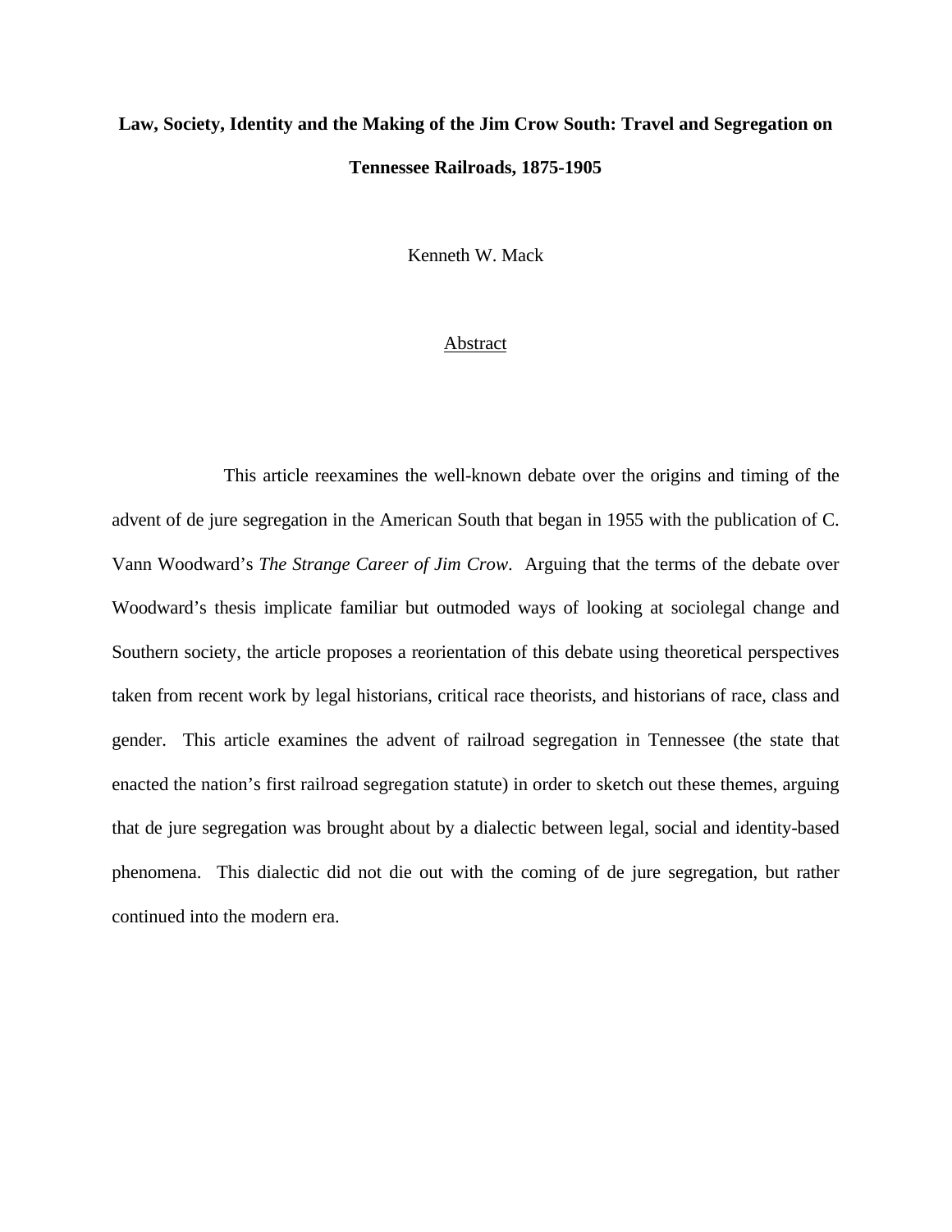**Law, Society, Identity and the Making of the Jim Crow South: Travel and Segregation on Tennessee Railroads, 1875-1905**

Kenneth W. Mack

Abstract

This article reexamines the well-known debate over the origins and timing of the advent of de jure segregation in the American South that began in 1955 with the publication of C. Vann Woodward's *The Strange Career of Jim Crow*. Arguing that the terms of the debate over Woodward's thesis implicate familiar but outmoded ways of looking at sociolegal change and Southern society, the article proposes a reorientation of this debate using theoretical perspectives taken from recent work by legal historians, critical race theorists, and historians of race, class and gender. This article examines the advent of railroad segregation in Tennessee (the state that enacted the nation's first railroad segregation statute) in order to sketch out these themes, arguing that de jure segregation was brought about by a dialectic between legal, social and identity-based phenomena. This dialectic did not die out with the coming of de jure segregation, but rather continued into the modern era.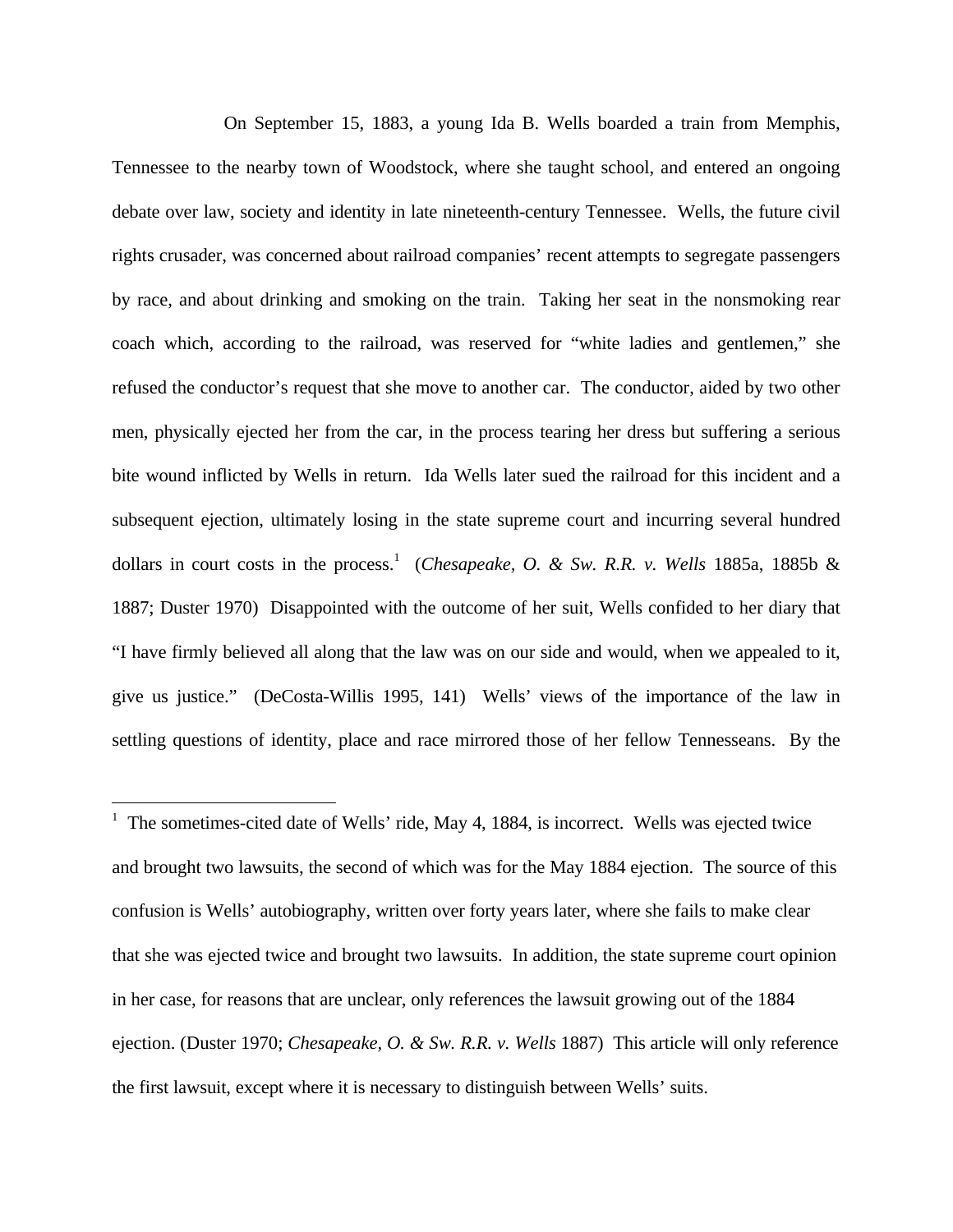On September 15, 1883, a young Ida B. Wells boarded a train from Memphis, Tennessee to the nearby town of Woodstock, where she taught school, and entered an ongoing debate over law, society and identity in late nineteenth-century Tennessee. Wells, the future civil rights crusader, was concerned about railroad companies' recent attempts to segregate passengers by race, and about drinking and smoking on the train. Taking her seat in the nonsmoking rear coach which, according to the railroad, was reserved for "white ladies and gentlemen," she refused the conductor's request that she move to another car. The conductor, aided by two other men, physically ejected her from the car, in the process tearing her dress but suffering a serious bite wound inflicted by Wells in return. Ida Wells later sued the railroad for this incident and a subsequent ejection, ultimately losing in the state supreme court and incurring several hundred dollars in court costs in the process.[1] (*Chesapeake, O. & Sw. R.R. v. Wells* 1885a, 1885b & 1887; Duster 1970) Disappointed with the outcome of her suit, Wells confided to her diary that "I have firmly believed all along that the law was on our side and would, when we appealed to it, give us justice." (DeCosta-Willis 1995, 141) Wells' views of the importance of the law in settling questions of identity, place and race mirrored those of her fellow Tennesseans. By the

[1] The sometimes-cited date of Wells' ride, May 4, 1884, is incorrect. Wells was ejected twice and brought two lawsuits, the second of which was for the May 1884 ejection. The source of this confusion is Wells' autobiography, written over forty years later, where she fails to make clear that she was ejected twice and brought two lawsuits. In addition, the state supreme court opinion in her case, for reasons that are unclear, only references the lawsuit growing out of the 1884 ejection. (Duster 1970; *Chesapeake, O. & Sw. R.R. v. Wells* 1887) This article will only reference the first lawsuit, except where it is necessary to distinguish between Wells' suits.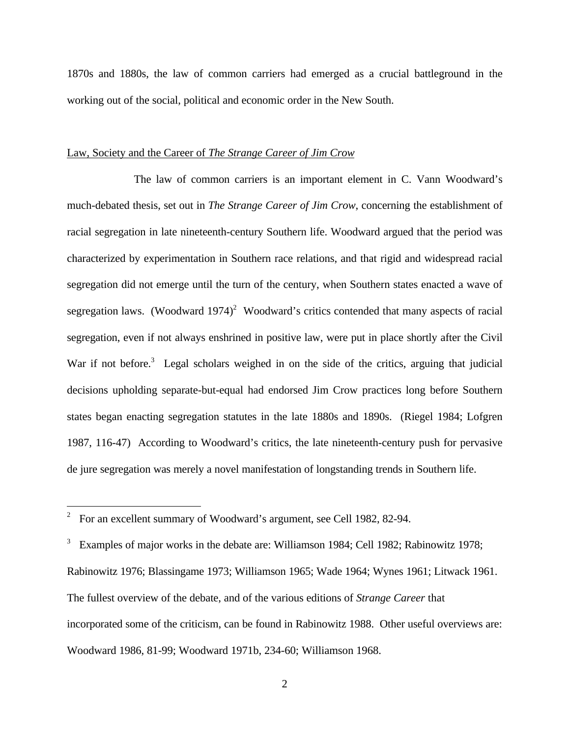1870s and 1880s, the law of common carriers had emerged as a crucial battleground in the working out of the social, political and economic order in the New South.

Law, Society and the Career of *The Strange Career of Jim Crow*

The law of common carriers is an important element in C. Vann Woodward's much-debated thesis, set out in *The Strange Career of Jim Crow*, concerning the establishment of racial segregation in late nineteenth-century Southern life. Woodward argued that the period was characterized by experimentation in Southern race relations, and that rigid and widespread racial segregation did not emerge until the turn of the century, when Southern states enacted a wave of segregation laws. (Woodward 1974)[2] Woodward's critics contended that many aspects of racial segregation, even if not always enshrined in positive law, were put in place shortly after the Civil War if not before.[3] Legal scholars weighed in on the side of the critics, arguing that judicial decisions upholding separate-but-equal had endorsed Jim Crow practices long before Southern states began enacting segregation statutes in the late 1880s and 1890s. (Riegel 1984; Lofgren 1987, 116-47) According to Woodward's critics, the late nineteenth-century push for pervasive de jure segregation was merely a novel manifestation of longstanding trends in Southern life.

---

[2] For an excellent summary of Woodward's argument, see Cell 1982, 82-94.

[3] Examples of major works in the debate are: Williamson 1984; Cell 1982; Rabinowitz 1978; Rabinowitz 1976; Blassingame 1973; Williamson 1965; Wade 1964; Wynes 1961; Litwack 1961. The fullest overview of the debate, and of the various editions of *Strange Career* that incorporated some of the criticism, can be found in Rabinowitz 1988. Other useful overviews are: Woodward 1986, 81-99; Woodward 1971b, 234-60; Williamson 1968.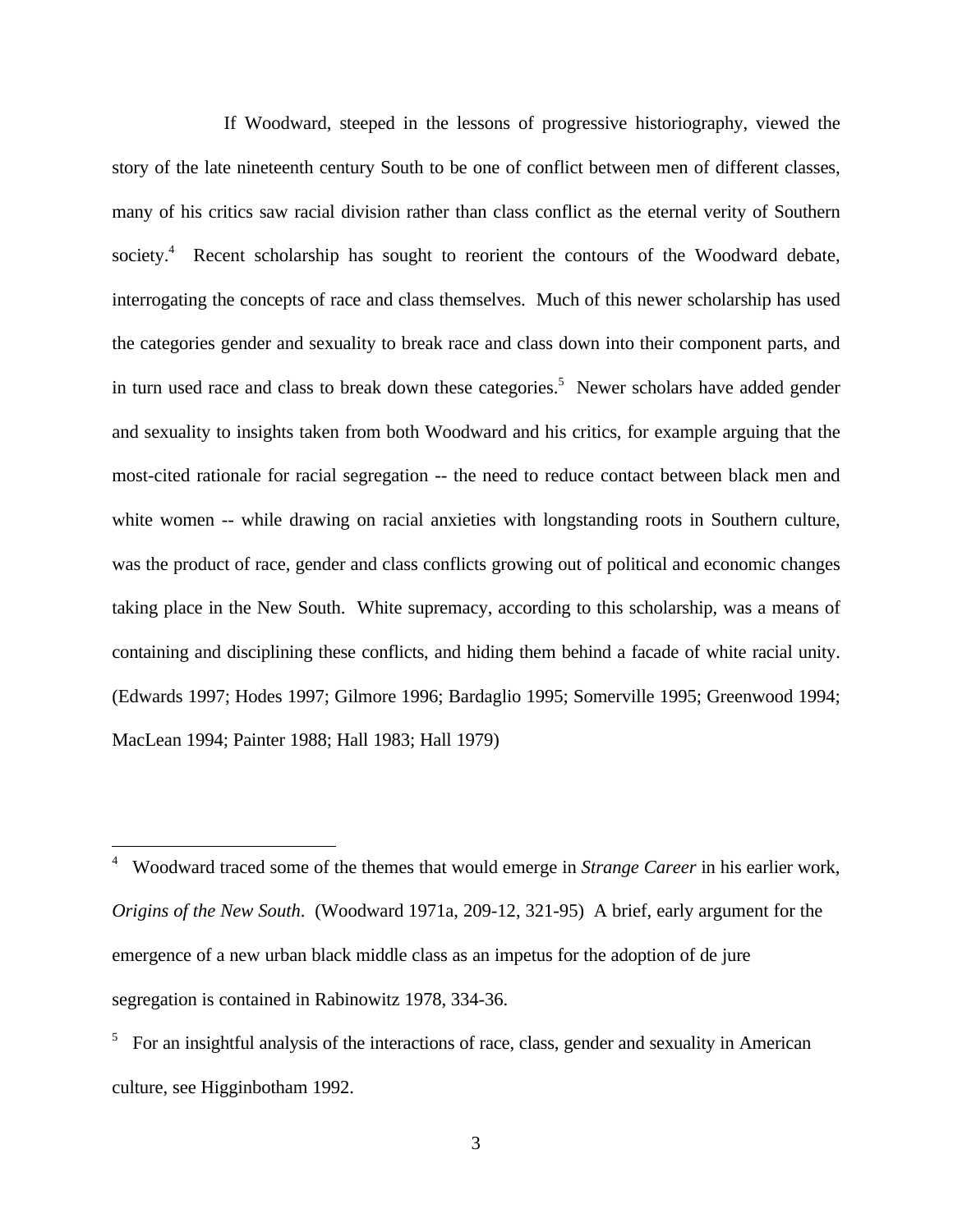If Woodward, steeped in the lessons of progressive historiography, viewed the story of the late nineteenth century South to be one of conflict between men of different classes, many of his critics saw racial division rather than class conflict as the eternal verity of Southern society.[4] Recent scholarship has sought to reorient the contours of the Woodward debate, interrogating the concepts of race and class themselves. Much of this newer scholarship has used the categories gender and sexuality to break race and class down into their component parts, and in turn used race and class to break down these categories.[5] Newer scholars have added gender and sexuality to insights taken from both Woodward and his critics, for example arguing that the most-cited rationale for racial segregation -- the need to reduce contact between black men and white women -- while drawing on racial anxieties with longstanding roots in Southern culture, was the product of race, gender and class conflicts growing out of political and economic changes taking place in the New South. White supremacy, according to this scholarship, was a means of containing and disciplining these conflicts, and hiding them behind a facade of white racial unity. (Edwards 1997; Hodes 1997; Gilmore 1996; Bardaglio 1995; Somerville 1995; Greenwood 1994; MacLean 1994; Painter 1988; Hall 1983; Hall 1979)

---

[4] Woodward traced some of the themes that would emerge in *Strange Career* in his earlier work, *Origins of the New South*. (Woodward 1971a, 209-12, 321-95) A brief, early argument for the emergence of a new urban black middle class as an impetus for the adoption of de jure segregation is contained in Rabinowitz 1978, 334-36.

[5] For an insightful analysis of the interactions of race, class, gender and sexuality in American culture, see Higginbotham 1992.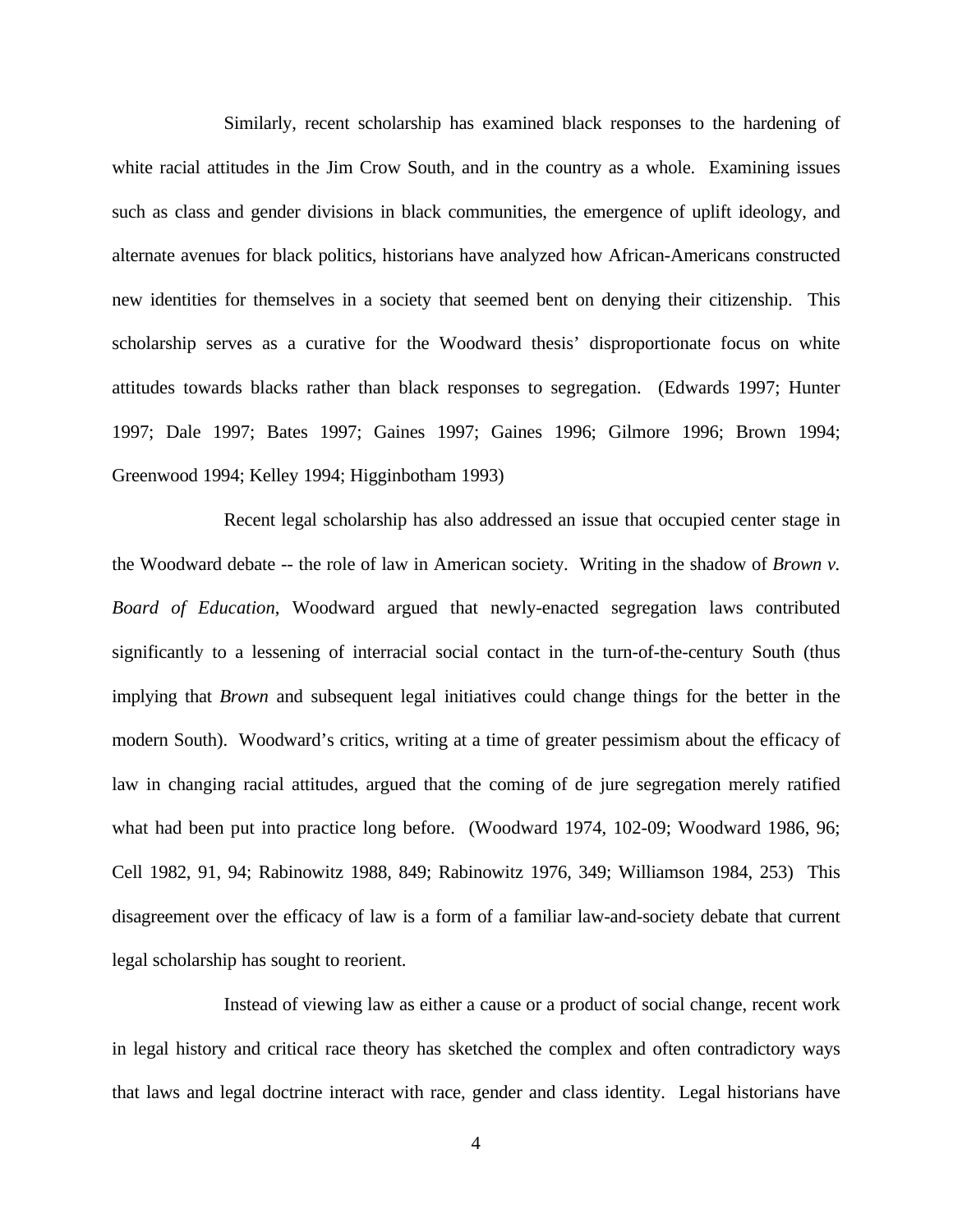Similarly, recent scholarship has examined black responses to the hardening of white racial attitudes in the Jim Crow South, and in the country as a whole. Examining issues such as class and gender divisions in black communities, the emergence of uplift ideology, and alternate avenues for black politics, historians have analyzed how African-Americans constructed new identities for themselves in a society that seemed bent on denying their citizenship. This scholarship serves as a curative for the Woodward thesis' disproportionate focus on white attitudes towards blacks rather than black responses to segregation. (Edwards 1997; Hunter 1997; Dale 1997; Bates 1997; Gaines 1997; Gaines 1996; Gilmore 1996; Brown 1994; Greenwood 1994; Kelley 1994; Higginbotham 1993)

Recent legal scholarship has also addressed an issue that occupied center stage in the Woodward debate -- the role of law in American society. Writing in the shadow of *Brown v. Board of Education*, Woodward argued that newly-enacted segregation laws contributed significantly to a lessening of interracial social contact in the turn-of-the-century South (thus implying that *Brown* and subsequent legal initiatives could change things for the better in the modern South). Woodward's critics, writing at a time of greater pessimism about the efficacy of law in changing racial attitudes, argued that the coming of de jure segregation merely ratified what had been put into practice long before. (Woodward 1974, 102-09; Woodward 1986, 96; Cell 1982, 91, 94; Rabinowitz 1988, 849; Rabinowitz 1976, 349; Williamson 1984, 253) This disagreement over the efficacy of law is a form of a familiar law-and-society debate that current legal scholarship has sought to reorient.

Instead of viewing law as either a cause or a product of social change, recent work in legal history and critical race theory has sketched the complex and often contradictory ways that laws and legal doctrine interact with race, gender and class identity. Legal historians have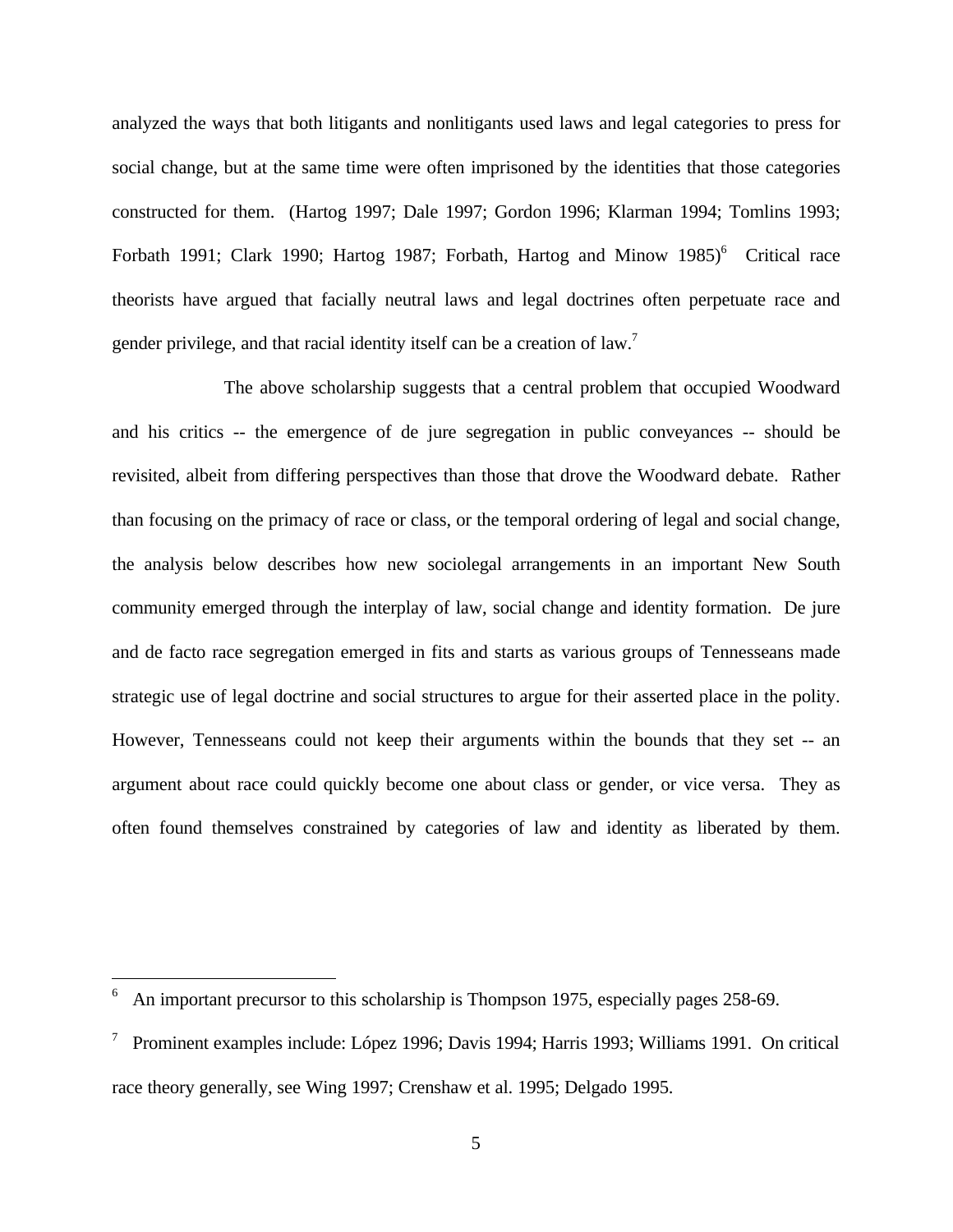analyzed the ways that both litigants and nonlitigants used laws and legal categories to press for social change, but at the same time were often imprisoned by the identities that those categories constructed for them. (Hartog 1997; Dale 1997; Gordon 1996; Klarman 1994; Tomlins 1993; Forbath 1991; Clark 1990; Hartog 1987; Forbath, Hartog and Minow 1985)[6] Critical race theorists have argued that facially neutral laws and legal doctrines often perpetuate race and gender privilege, and that racial identity itself can be a creation of law.[7]

The above scholarship suggests that a central problem that occupied Woodward and his critics -- the emergence of de jure segregation in public conveyances -- should be revisited, albeit from differing perspectives than those that drove the Woodward debate. Rather than focusing on the primacy of race or class, or the temporal ordering of legal and social change, the analysis below describes how new sociolegal arrangements in an important New South community emerged through the interplay of law, social change and identity formation. De jure and de facto race segregation emerged in fits and starts as various groups of Tennesseans made strategic use of legal doctrine and social structures to argue for their asserted place in the polity. However, Tennesseans could not keep their arguments within the bounds that they set -- an argument about race could quickly become one about class or gender, or vice versa. They as often found themselves constrained by categories of law and identity as liberated by them.

---

[6] An important precursor to this scholarship is Thompson 1975, especially pages 258-69.

[7] Prominent examples include: López 1996; Davis 1994; Harris 1993; Williams 1991. On critical race theory generally, see Wing 1997; Crenshaw et al. 1995; Delgado 1995.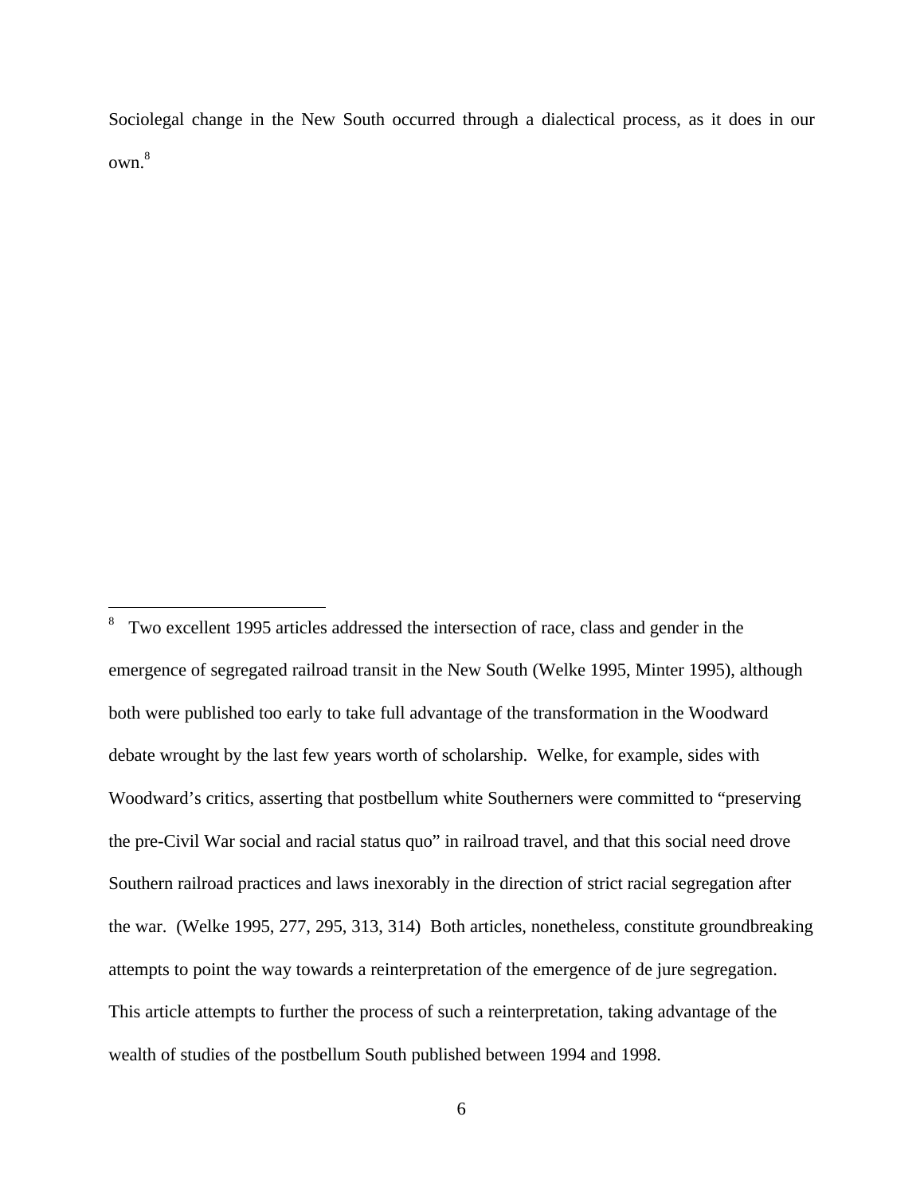Sociolegal change in the New South occurred through a dialectical process, as it does in our own.[8]

[8] Two excellent 1995 articles addressed the intersection of race, class and gender in the emergence of segregated railroad transit in the New South (Welke 1995, Minter 1995), although both were published too early to take full advantage of the transformation in the Woodward debate wrought by the last few years worth of scholarship. Welke, for example, sides with Woodward's critics, asserting that postbellum white Southerners were committed to "preserving the pre-Civil War social and racial status quo" in railroad travel, and that this social need drove Southern railroad practices and laws inexorably in the direction of strict racial segregation after the war. (Welke 1995, 277, 295, 313, 314) Both articles, nonetheless, constitute groundbreaking attempts to point the way towards a reinterpretation of the emergence of de jure segregation. This article attempts to further the process of such a reinterpretation, taking advantage of the wealth of studies of the postbellum South published between 1994 and 1998.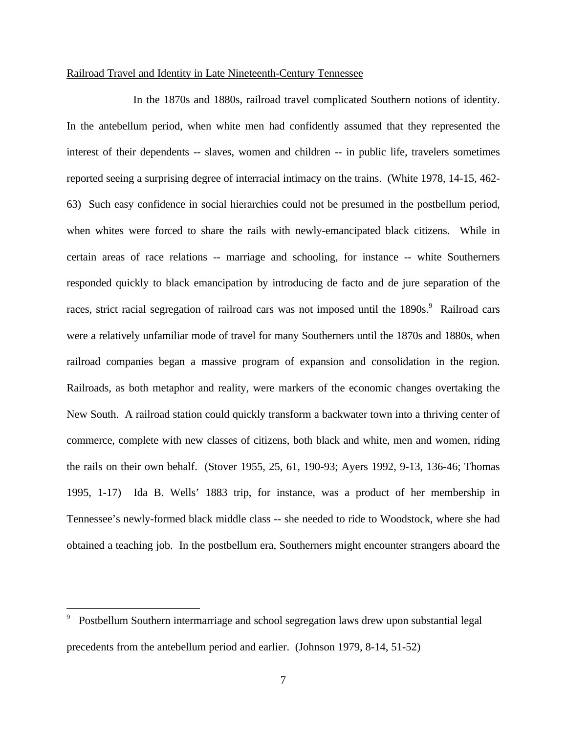Railroad Travel and Identity in Late Nineteenth-Century Tennessee

In the 1870s and 1880s, railroad travel complicated Southern notions of identity. In the antebellum period, when white men had confidently assumed that they represented the interest of their dependents -- slaves, women and children -- in public life, travelers sometimes reported seeing a surprising degree of interracial intimacy on the trains. (White 1978, 14-15, 462-63) Such easy confidence in social hierarchies could not be presumed in the postbellum period, when whites were forced to share the rails with newly-emancipated black citizens. While in certain areas of race relations -- marriage and schooling, for instance -- white Southerners responded quickly to black emancipation by introducing de facto and de jure separation of the races, strict racial segregation of railroad cars was not imposed until the 1890s.[9] Railroad cars were a relatively unfamiliar mode of travel for many Southerners until the 1870s and 1880s, when railroad companies began a massive program of expansion and consolidation in the region. Railroads, as both metaphor and reality, were markers of the economic changes overtaking the New South. A railroad station could quickly transform a backwater town into a thriving center of commerce, complete with new classes of citizens, both black and white, men and women, riding the rails on their own behalf. (Stover 1955, 25, 61, 190-93; Ayers 1992, 9-13, 136-46; Thomas 1995, 1-17) Ida B. Wells' 1883 trip, for instance, was a product of her membership in Tennessee's newly-formed black middle class -- she needed to ride to Woodstock, where she had obtained a teaching job. In the postbellum era, Southerners might encounter strangers aboard the

[9] Postbellum Southern intermarriage and school segregation laws drew upon substantial legal precedents from the antebellum period and earlier. (Johnson 1979, 8-14, 51-52)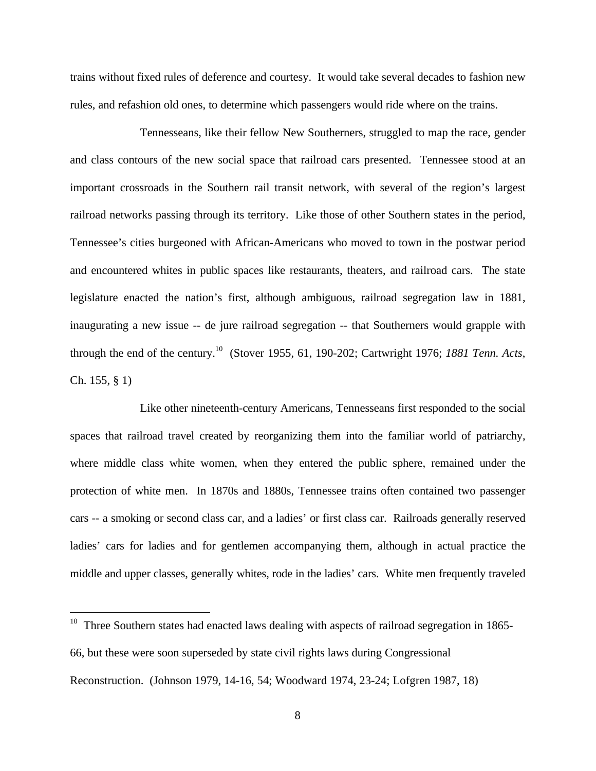trains without fixed rules of deference and courtesy. It would take several decades to fashion new rules, and refashion old ones, to determine which passengers would ride where on the trains.

Tennesseans, like their fellow New Southerners, struggled to map the race, gender and class contours of the new social space that railroad cars presented. Tennessee stood at an important crossroads in the Southern rail transit network, with several of the region's largest railroad networks passing through its territory. Like those of other Southern states in the period, Tennessee's cities burgeoned with African-Americans who moved to town in the postwar period and encountered whites in public spaces like restaurants, theaters, and railroad cars. The state legislature enacted the nation's first, although ambiguous, railroad segregation law in 1881, inaugurating a new issue -- de jure railroad segregation -- that Southerners would grapple with through the end of the century.[10] (Stover 1955, 61, 190-202; Cartwright 1976; *1881 Tenn. Acts*, Ch. 155, § 1)

Like other nineteenth-century Americans, Tennesseans first responded to the social spaces that railroad travel created by reorganizing them into the familiar world of patriarchy, where middle class white women, when they entered the public sphere, remained under the protection of white men. In 1870s and 1880s, Tennessee trains often contained two passenger cars -- a smoking or second class car, and a ladies' or first class car. Railroads generally reserved ladies' cars for ladies and for gentlemen accompanying them, although in actual practice the middle and upper classes, generally whites, rode in the ladies' cars. White men frequently traveled

---

[10] Three Southern states had enacted laws dealing with aspects of railroad segregation in 1865-66, but these were soon superseded by state civil rights laws during Congressional Reconstruction. (Johnson 1979, 14-16, 54; Woodward 1974, 23-24; Lofgren 1987, 18)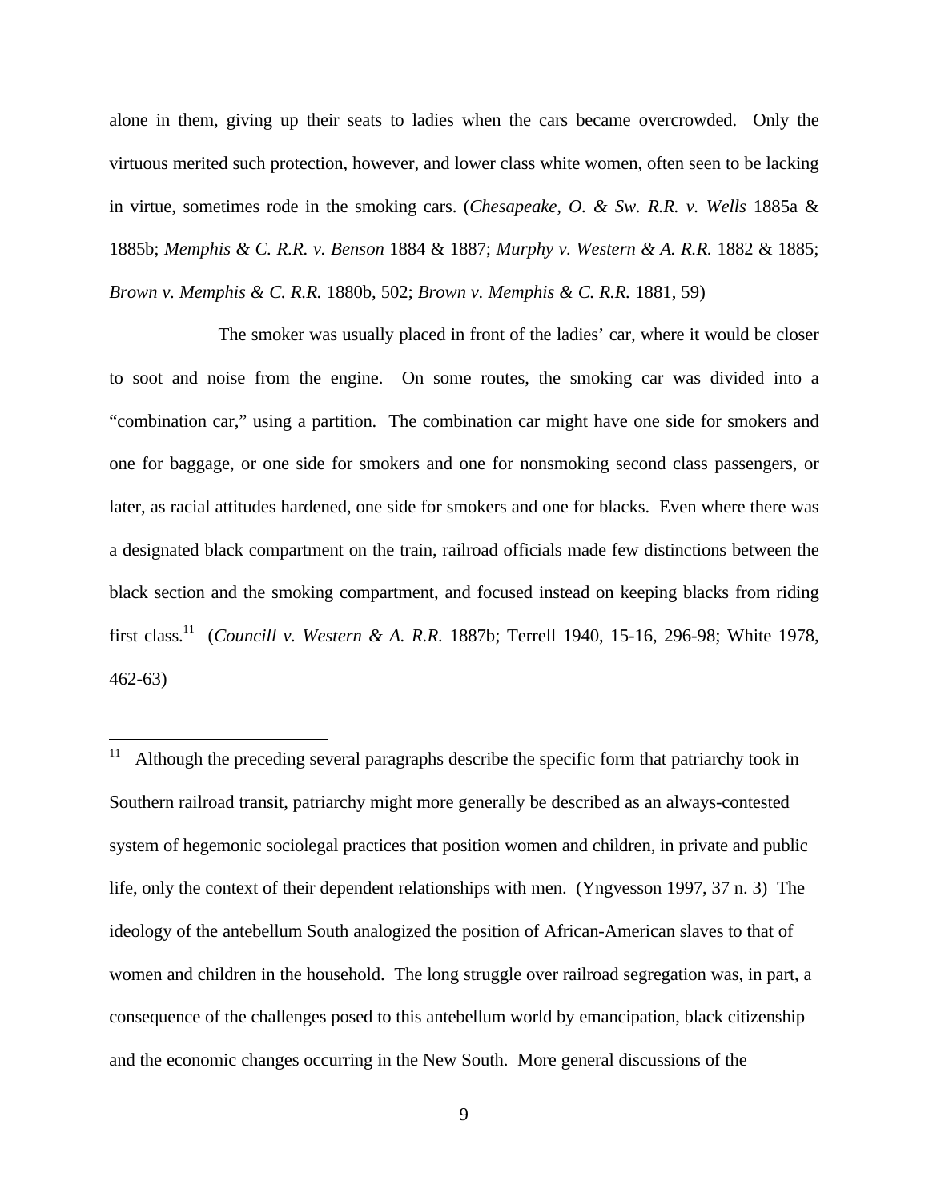alone in them, giving up their seats to ladies when the cars became overcrowded. Only the virtuous merited such protection, however, and lower class white women, often seen to be lacking in virtue, sometimes rode in the smoking cars. (*Chesapeake, O. & Sw. R.R. v. Wells* 1885a & 1885b; *Memphis & C. R.R. v. Benson* 1884 & 1887; *Murphy v. Western & A. R.R.* 1882 & 1885; *Brown v. Memphis & C. R.R.* 1880b, 502; *Brown v. Memphis & C. R.R.* 1881, 59)

The smoker was usually placed in front of the ladies' car, where it would be closer to soot and noise from the engine. On some routes, the smoking car was divided into a "combination car," using a partition. The combination car might have one side for smokers and one for baggage, or one side for smokers and one for nonsmoking second class passengers, or later, as racial attitudes hardened, one side for smokers and one for blacks. Even where there was a designated black compartment on the train, railroad officials made few distinctions between the black section and the smoking compartment, and focused instead on keeping blacks from riding first class.[11] (*Councill v. Western & A. R.R.* 1887b; Terrell 1940, 15-16, 296-98; White 1978, 462-63)

---

[11] Although the preceding several paragraphs describe the specific form that patriarchy took in Southern railroad transit, patriarchy might more generally be described as an always-contested system of hegemonic sociolegal practices that position women and children, in private and public life, only the context of their dependent relationships with men. (Yngvesson 1997, 37 n. 3) The ideology of the antebellum South analogized the position of African-American slaves to that of women and children in the household. The long struggle over railroad segregation was, in part, a consequence of the challenges posed to this antebellum world by emancipation, black citizenship and the economic changes occurring in the New South. More general discussions of the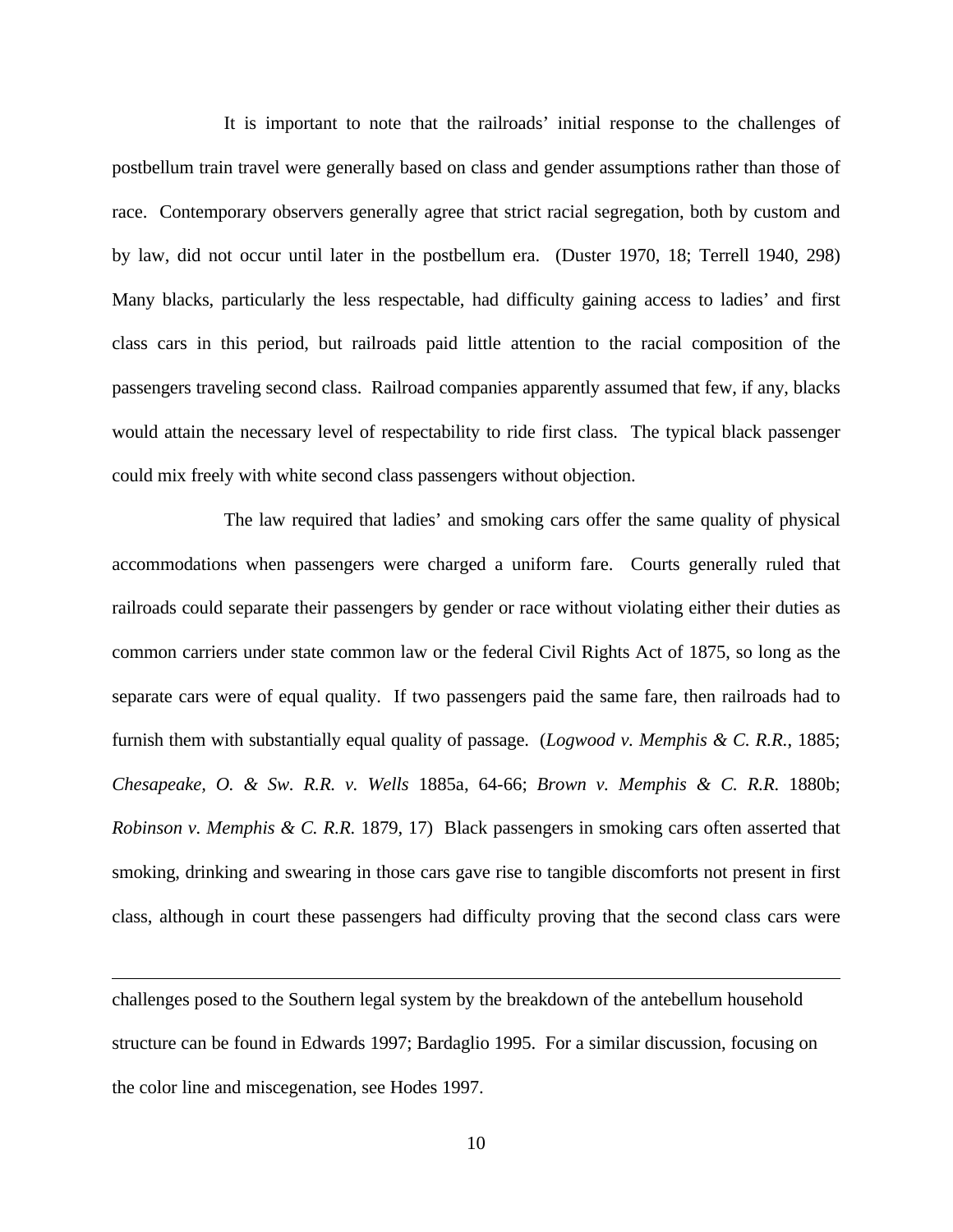It is important to note that the railroads' initial response to the challenges of postbellum train travel were generally based on class and gender assumptions rather than those of race. Contemporary observers generally agree that strict racial segregation, both by custom and by law, did not occur until later in the postbellum era. (Duster 1970, 18; Terrell 1940, 298) Many blacks, particularly the less respectable, had difficulty gaining access to ladies' and first class cars in this period, but railroads paid little attention to the racial composition of the passengers traveling second class. Railroad companies apparently assumed that few, if any, blacks would attain the necessary level of respectability to ride first class. The typical black passenger could mix freely with white second class passengers without objection.

The law required that ladies' and smoking cars offer the same quality of physical accommodations when passengers were charged a uniform fare. Courts generally ruled that railroads could separate their passengers by gender or race without violating either their duties as common carriers under state common law or the federal Civil Rights Act of 1875, so long as the separate cars were of equal quality. If two passengers paid the same fare, then railroads had to furnish them with substantially equal quality of passage. (*Logwood v. Memphis & C. R.R.*, 1885; *Chesapeake, O. & Sw. R.R. v. Wells* 1885a, 64-66; *Brown v. Memphis & C. R.R.* 1880b; *Robinson v. Memphis & C. R.R.* 1879, 17) Black passengers in smoking cars often asserted that smoking, drinking and swearing in those cars gave rise to tangible discomforts not present in first class, although in court these passengers had difficulty proving that the second class cars were

---

challenges posed to the Southern legal system by the breakdown of the antebellum household structure can be found in Edwards 1997; Bardaglio 1995. For a similar discussion, focusing on the color line and miscegenation, see Hodes 1997.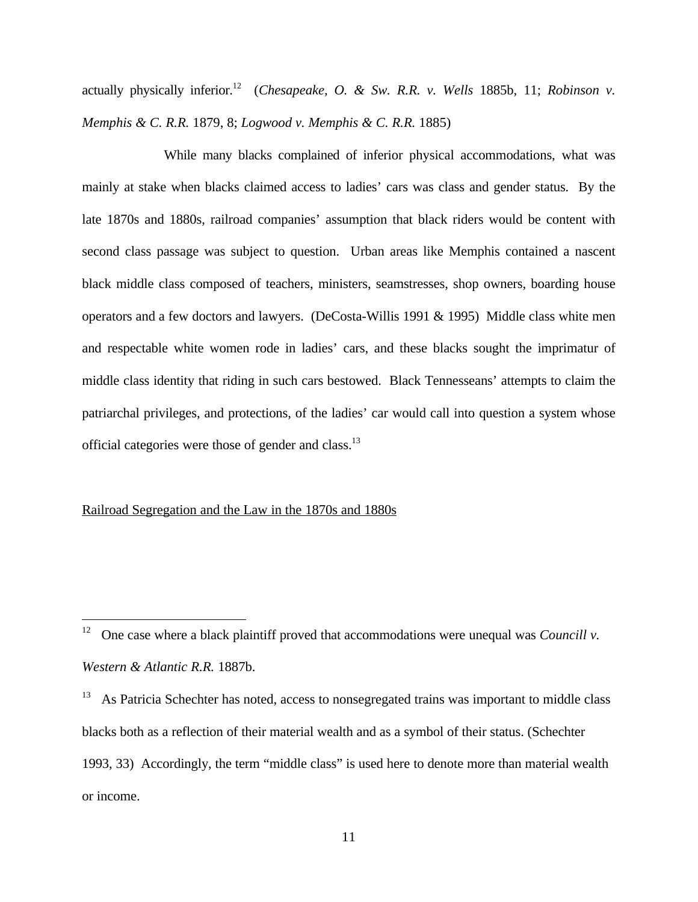actually physically inferior.[12] (*Chesapeake, O. & Sw. R.R. v. Wells* 1885b, 11; *Robinson v. Memphis & C. R.R.* 1879, 8; *Logwood v. Memphis & C. R.R.* 1885)

While many blacks complained of inferior physical accommodations, what was mainly at stake when blacks claimed access to ladies' cars was class and gender status. By the late 1870s and 1880s, railroad companies' assumption that black riders would be content with second class passage was subject to question. Urban areas like Memphis contained a nascent black middle class composed of teachers, ministers, seamstresses, shop owners, boarding house operators and a few doctors and lawyers. (DeCosta-Willis 1991 & 1995) Middle class white men and respectable white women rode in ladies' cars, and these blacks sought the imprimatur of middle class identity that riding in such cars bestowed. Black Tennesseans' attempts to claim the patriarchal privileges, and protections, of the ladies' car would call into question a system whose official categories were those of gender and class.[13]

## Railroad Segregation and the Law in the 1870s and 1880s

---

[12] One case where a black plaintiff proved that accommodations were unequal was *Councill v. Western & Atlantic R.R.* 1887b.

[13] As Patricia Schechter has noted, access to nonsegregated trains was important to middle class blacks both as a reflection of their material wealth and as a symbol of their status. (Schechter 1993, 33) Accordingly, the term "middle class" is used here to denote more than material wealth or income.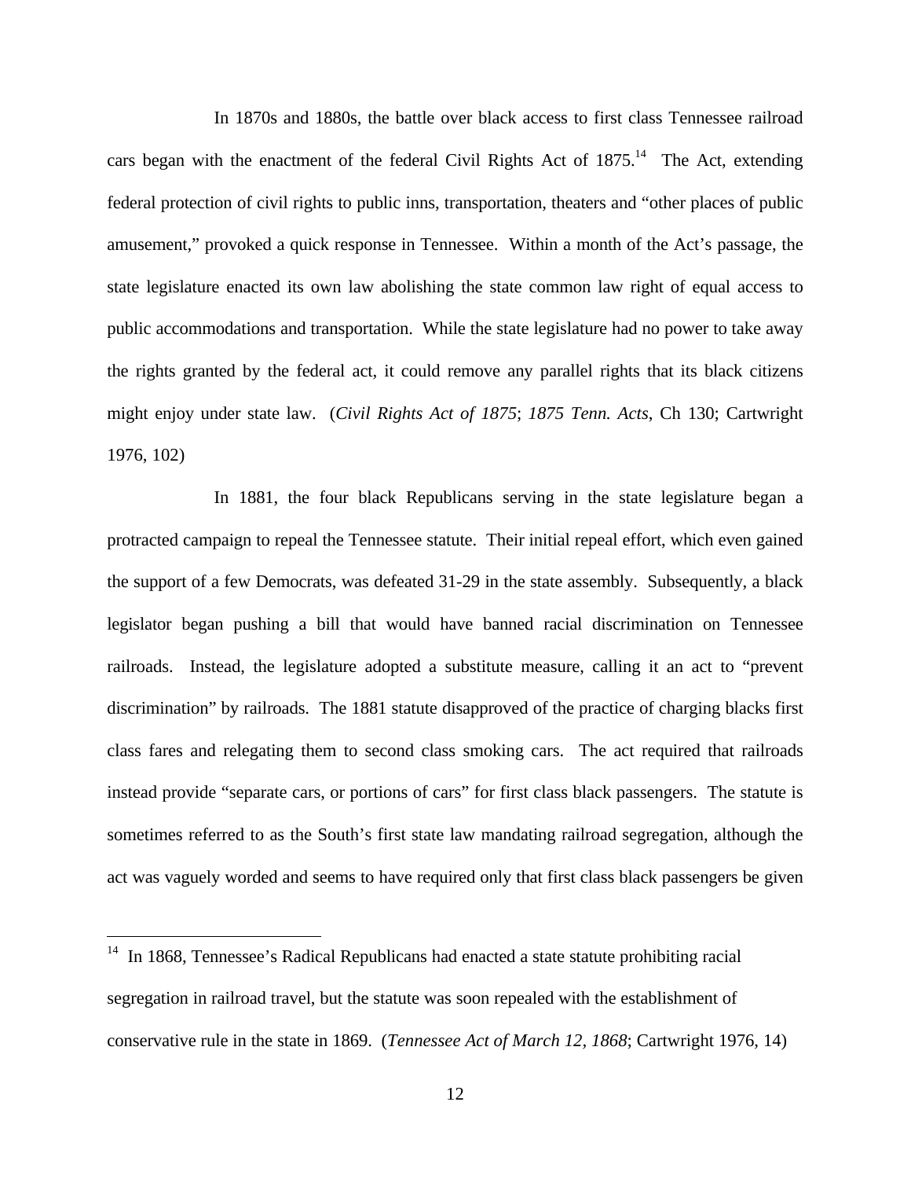In 1870s and 1880s, the battle over black access to first class Tennessee railroad cars began with the enactment of the federal Civil Rights Act of 1875.[14] The Act, extending federal protection of civil rights to public inns, transportation, theaters and "other places of public amusement," provoked a quick response in Tennessee. Within a month of the Act's passage, the state legislature enacted its own law abolishing the state common law right of equal access to public accommodations and transportation. While the state legislature had no power to take away the rights granted by the federal act, it could remove any parallel rights that its black citizens might enjoy under state law. (*Civil Rights Act of 1875*; *1875 Tenn. Acts*, Ch 130; Cartwright 1976, 102)

In 1881, the four black Republicans serving in the state legislature began a protracted campaign to repeal the Tennessee statute. Their initial repeal effort, which even gained the support of a few Democrats, was defeated 31-29 in the state assembly. Subsequently, a black legislator began pushing a bill that would have banned racial discrimination on Tennessee railroads. Instead, the legislature adopted a substitute measure, calling it an act to "prevent discrimination" by railroads. The 1881 statute disapproved of the practice of charging blacks first class fares and relegating them to second class smoking cars. The act required that railroads instead provide "separate cars, or portions of cars" for first class black passengers. The statute is sometimes referred to as the South's first state law mandating railroad segregation, although the act was vaguely worded and seems to have required only that first class black passengers be given

---

[14] In 1868, Tennessee's Radical Republicans had enacted a state statute prohibiting racial segregation in railroad travel, but the statute was soon repealed with the establishment of conservative rule in the state in 1869. (*Tennessee Act of March 12, 1868*; Cartwright 1976, 14)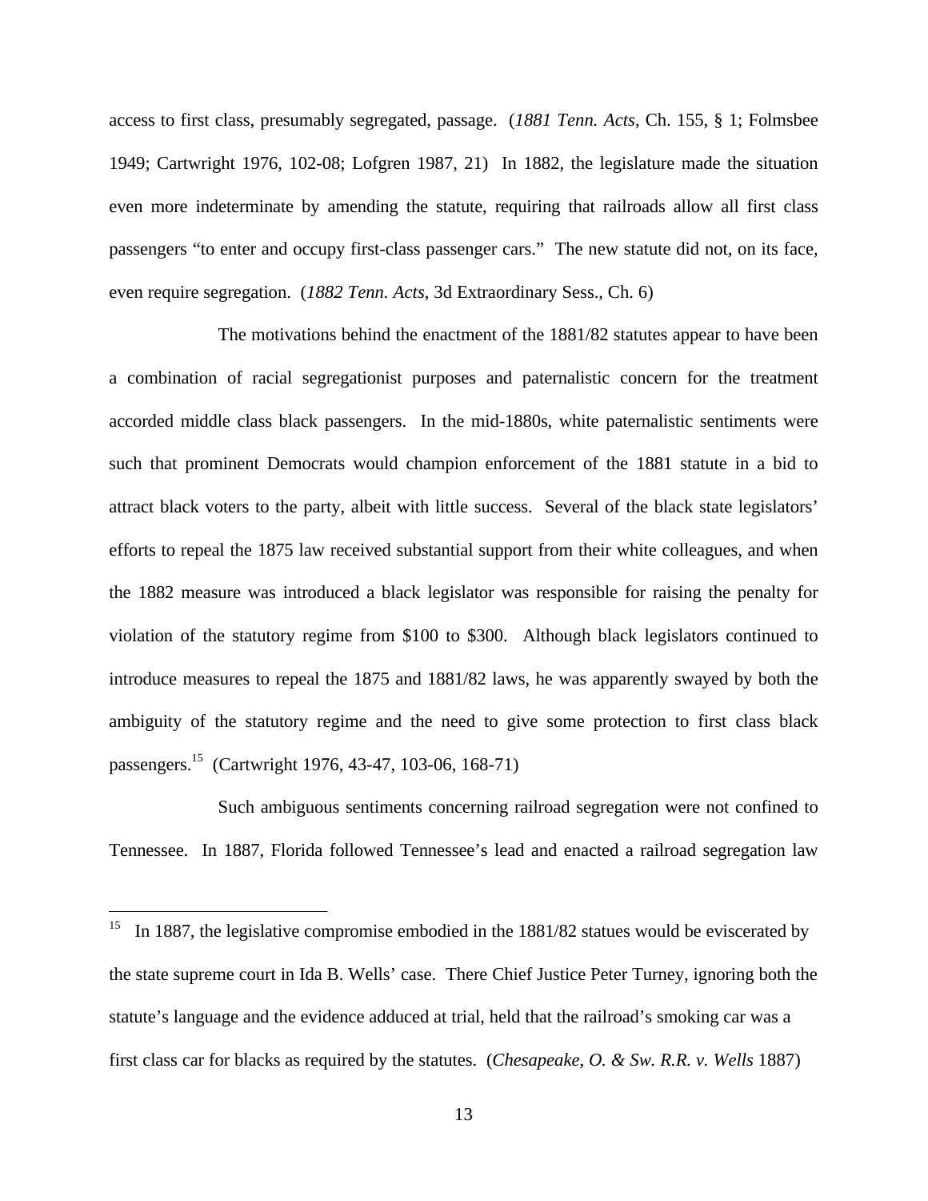access to first class, presumably segregated, passage. (*1881 Tenn. Acts*, Ch. 155, § 1; Folmsbee 1949; Cartwright 1976, 102-08; Lofgren 1987, 21) In 1882, the legislature made the situation even more indeterminate by amending the statute, requiring that railroads allow all first class passengers "to enter and occupy first-class passenger cars." The new statute did not, on its face, even require segregation. (*1882 Tenn. Acts*, 3d Extraordinary Sess., Ch. 6)

The motivations behind the enactment of the 1881/82 statutes appear to have been a combination of racial segregationist purposes and paternalistic concern for the treatment accorded middle class black passengers. In the mid-1880s, white paternalistic sentiments were such that prominent Democrats would champion enforcement of the 1881 statute in a bid to attract black voters to the party, albeit with little success. Several of the black state legislators' efforts to repeal the 1875 law received substantial support from their white colleagues, and when the 1882 measure was introduced a black legislator was responsible for raising the penalty for violation of the statutory regime from $100 to $300. Although black legislators continued to introduce measures to repeal the 1875 and 1881/82 laws, he was apparently swayed by both the ambiguity of the statutory regime and the need to give some protection to first class black passengers.[15] (Cartwright 1976, 43-47, 103-06, 168-71)

Such ambiguous sentiments concerning railroad segregation were not confined to Tennessee. In 1887, Florida followed Tennessee's lead and enacted a railroad segregation law

---

[15] In 1887, the legislative compromise embodied in the 1881/82 statues would be eviscerated by the state supreme court in Ida B. Wells' case. There Chief Justice Peter Turney, ignoring both the statute's language and the evidence adduced at trial, held that the railroad's smoking car was a first class car for blacks as required by the statutes. (*Chesapeake, O. & Sw. R.R. v. Wells* 1887)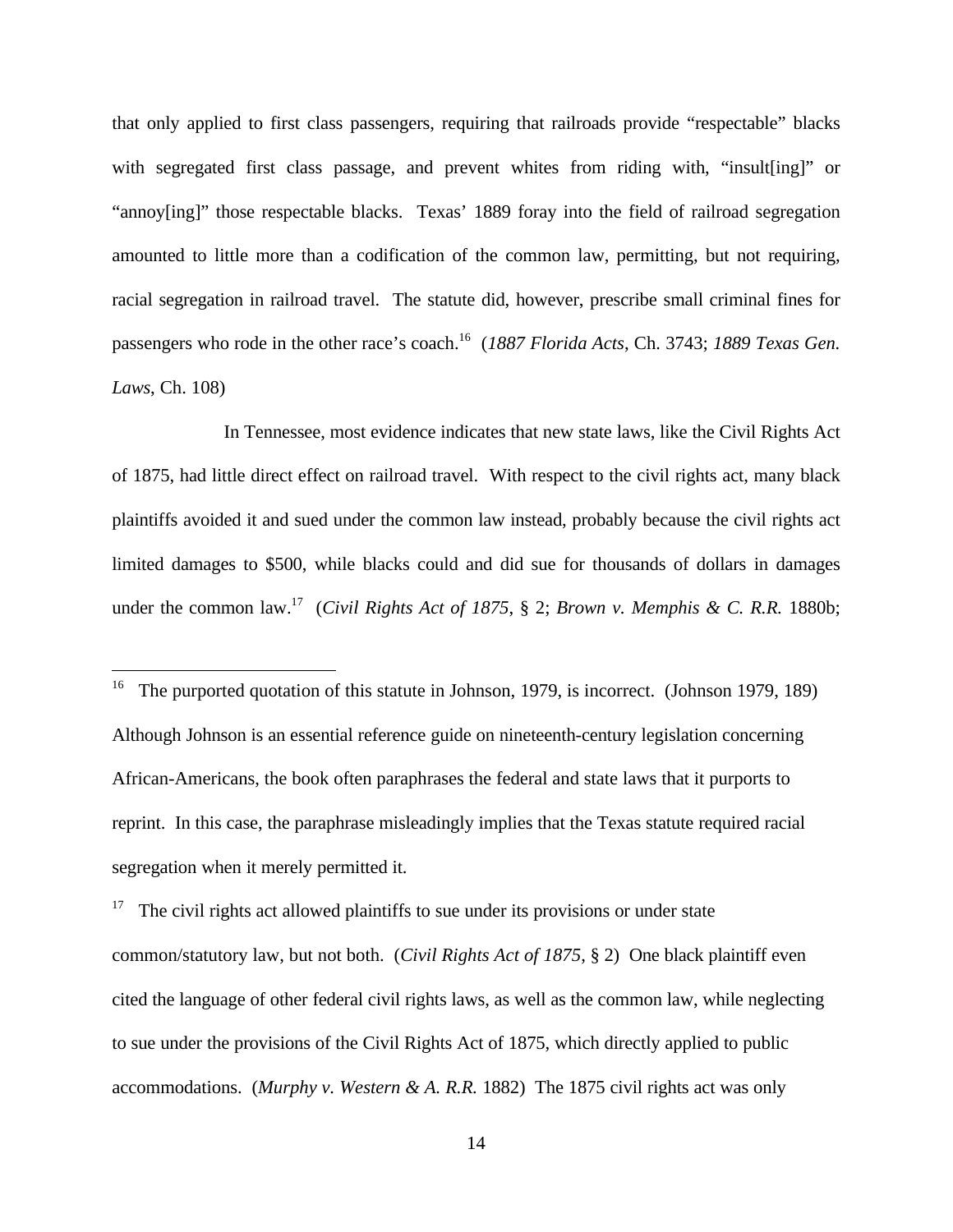that only applied to first class passengers, requiring that railroads provide "respectable" blacks with segregated first class passage, and prevent whites from riding with, "insult[ing]" or "annoy[ing]" those respectable blacks. Texas' 1889 foray into the field of railroad segregation amounted to little more than a codification of the common law, permitting, but not requiring, racial segregation in railroad travel. The statute did, however, prescribe small criminal fines for passengers who rode in the other race's coach.[16] (*1887 Florida Acts*, Ch. 3743; *1889 Texas Gen. Laws*, Ch. 108)

In Tennessee, most evidence indicates that new state laws, like the Civil Rights Act of 1875, had little direct effect on railroad travel. With respect to the civil rights act, many black plaintiffs avoided it and sued under the common law instead, probably because the civil rights act limited damages to $500, while blacks could and did sue for thousands of dollars in damages under the common law.[17] (*Civil Rights Act of 1875*, § 2; *Brown v. Memphis & C. R.R.* 1880b;

---

[16] The purported quotation of this statute in Johnson, 1979, is incorrect. (Johnson 1979, 189) Although Johnson is an essential reference guide on nineteenth-century legislation concerning African-Americans, the book often paraphrases the federal and state laws that it purports to reprint. In this case, the paraphrase misleadingly implies that the Texas statute required racial segregation when it merely permitted it.

[17] The civil rights act allowed plaintiffs to sue under its provisions or under state common/statutory law, but not both. (*Civil Rights Act of 1875*, § 2) One black plaintiff even cited the language of other federal civil rights laws, as well as the common law, while neglecting to sue under the provisions of the Civil Rights Act of 1875, which directly applied to public accommodations. (*Murphy v. Western & A. R.R.* 1882) The 1875 civil rights act was only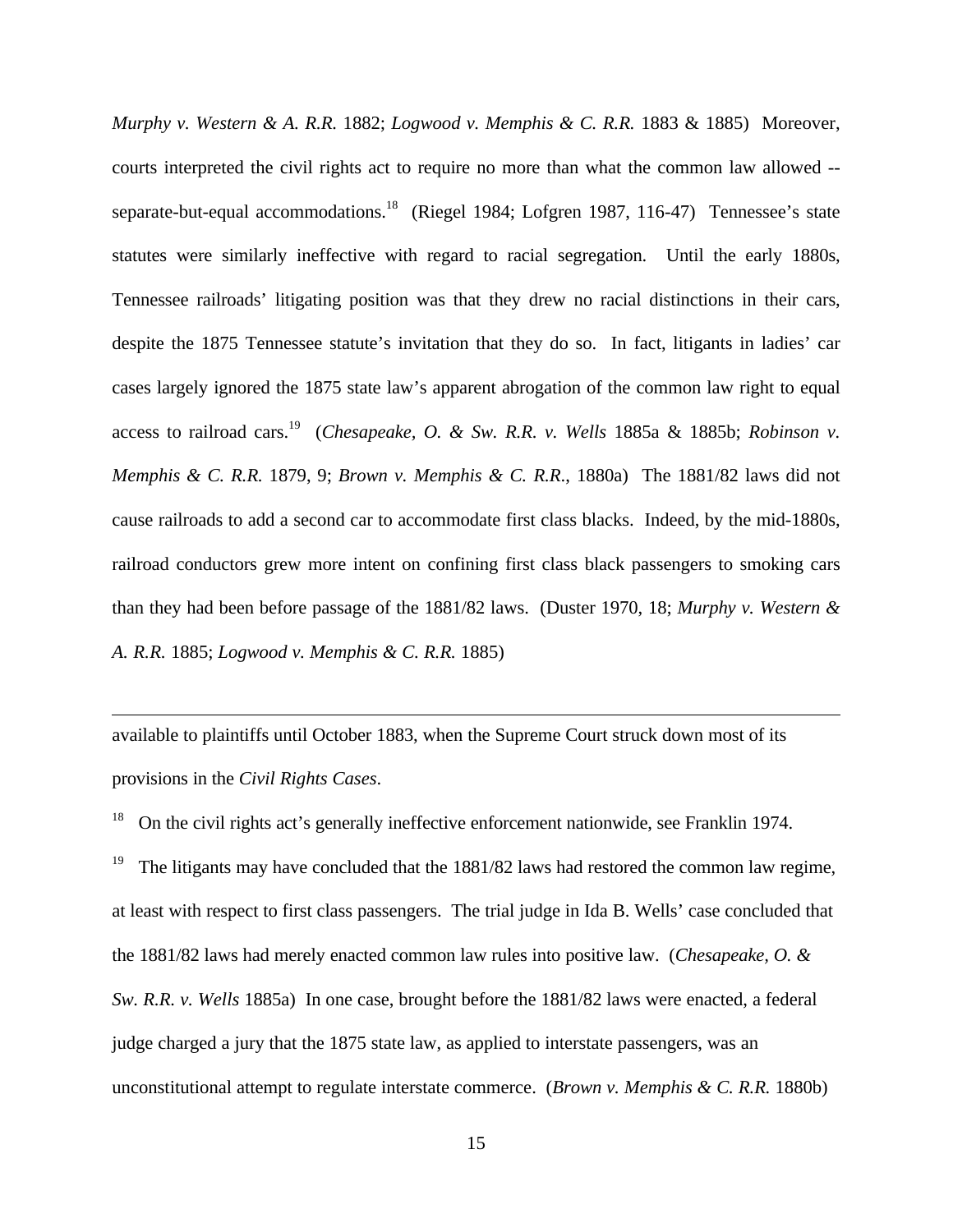*Murphy v. Western & A. R.R.* 1882; *Logwood v. Memphis & C. R.R.* 1883 & 1885) Moreover, courts interpreted the civil rights act to require no more than what the common law allowed -- separate-but-equal accommodations.[18] (Riegel 1984; Lofgren 1987, 116-47) Tennessee's state statutes were similarly ineffective with regard to racial segregation. Until the early 1880s, Tennessee railroads' litigating position was that they drew no racial distinctions in their cars, despite the 1875 Tennessee statute's invitation that they do so. In fact, litigants in ladies' car cases largely ignored the 1875 state law's apparent abrogation of the common law right to equal access to railroad cars.[19] (*Chesapeake, O. & Sw. R.R. v. Wells* 1885a & 1885b; *Robinson v. Memphis & C. R.R.* 1879, 9; *Brown v. Memphis & C. R.R.*, 1880a) The 1881/82 laws did not cause railroads to add a second car to accommodate first class blacks. Indeed, by the mid-1880s, railroad conductors grew more intent on confining first class black passengers to smoking cars than they had been before passage of the 1881/82 laws. (Duster 1970, 18; *Murphy v. Western & A. R.R.* 1885; *Logwood v. Memphis & C. R.R.* 1885)

---

available to plaintiffs until October 1883, when the Supreme Court struck down most of its provisions in the *Civil Rights Cases*.

[18] On the civil rights act's generally ineffective enforcement nationwide, see Franklin 1974.

[19] The litigants may have concluded that the 1881/82 laws had restored the common law regime, at least with respect to first class passengers. The trial judge in Ida B. Wells' case concluded that the 1881/82 laws had merely enacted common law rules into positive law. (*Chesapeake, O. & Sw. R.R. v. Wells* 1885a) In one case, brought before the 1881/82 laws were enacted, a federal judge charged a jury that the 1875 state law, as applied to interstate passengers, was an unconstitutional attempt to regulate interstate commerce. (*Brown v. Memphis & C. R.R.* 1880b)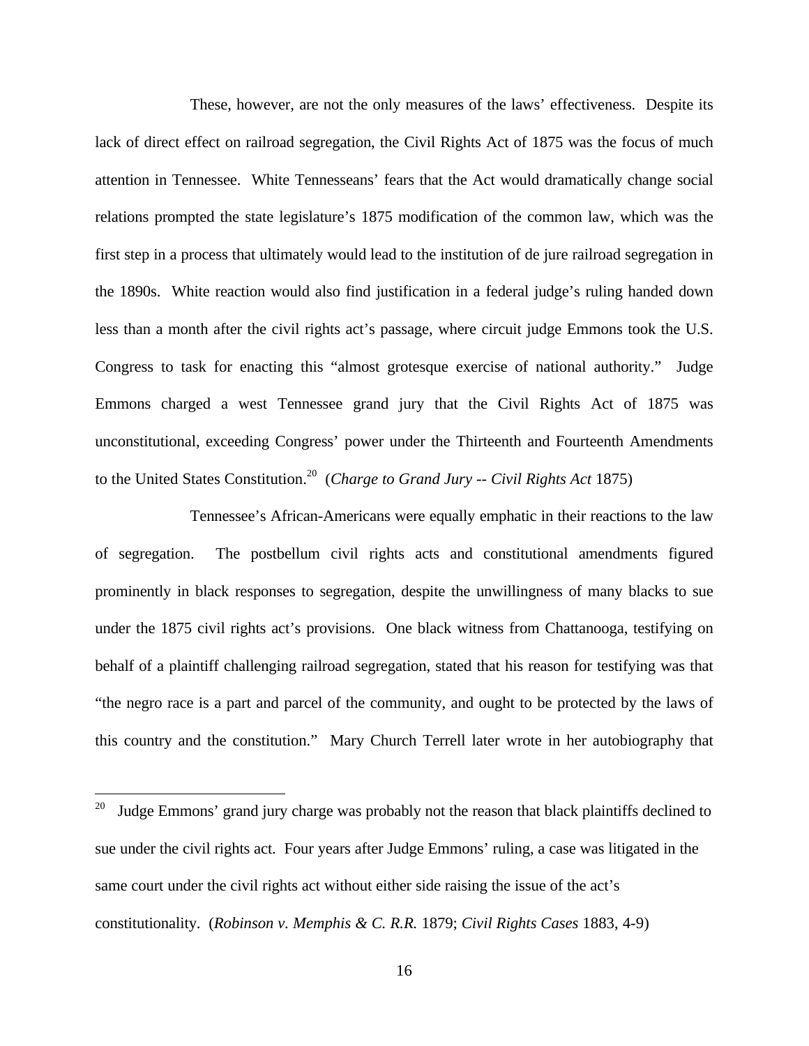These, however, are not the only measures of the laws' effectiveness. Despite its lack of direct effect on railroad segregation, the Civil Rights Act of 1875 was the focus of much attention in Tennessee. White Tennesseans' fears that the Act would dramatically change social relations prompted the state legislature's 1875 modification of the common law, which was the first step in a process that ultimately would lead to the institution of de jure railroad segregation in the 1890s. White reaction would also find justification in a federal judge's ruling handed down less than a month after the civil rights act's passage, where circuit judge Emmons took the U.S. Congress to task for enacting this "almost grotesque exercise of national authority." Judge Emmons charged a west Tennessee grand jury that the Civil Rights Act of 1875 was unconstitutional, exceeding Congress' power under the Thirteenth and Fourteenth Amendments to the United States Constitution.[20] (*Charge to Grand Jury -- Civil Rights Act* 1875)

Tennessee's African-Americans were equally emphatic in their reactions to the law of segregation. The postbellum civil rights acts and constitutional amendments figured prominently in black responses to segregation, despite the unwillingness of many blacks to sue under the 1875 civil rights act's provisions. One black witness from Chattanooga, testifying on behalf of a plaintiff challenging railroad segregation, stated that his reason for testifying was that "the negro race is a part and parcel of the community, and ought to be protected by the laws of this country and the constitution." Mary Church Terrell later wrote in her autobiography that

[20] Judge Emmons' grand jury charge was probably not the reason that black plaintiffs declined to sue under the civil rights act. Four years after Judge Emmons' ruling, a case was litigated in the same court under the civil rights act without either side raising the issue of the act's constitutionality. (*Robinson v. Memphis & C. R.R.* 1879; *Civil Rights Cases* 1883, 4-9)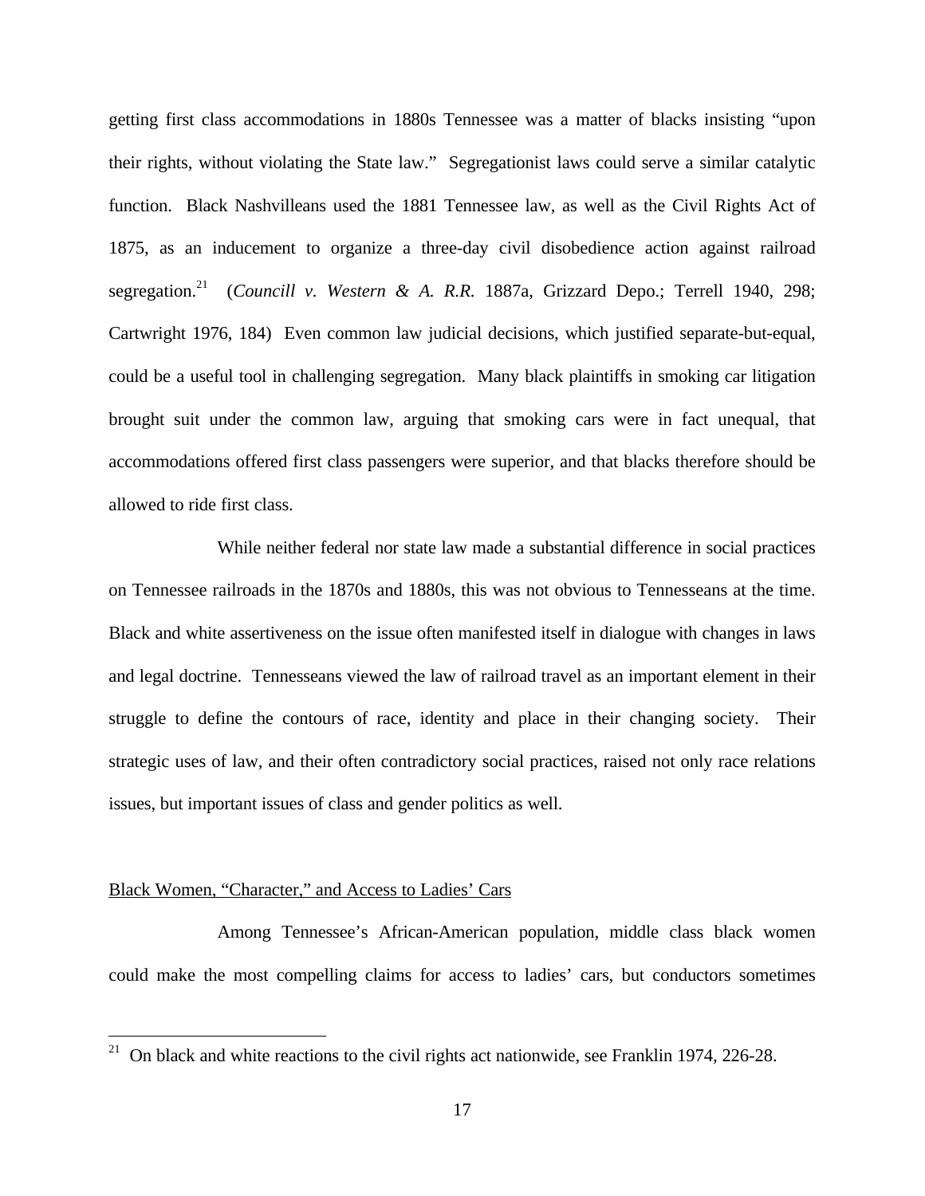getting first class accommodations in 1880s Tennessee was a matter of blacks insisting "upon their rights, without violating the State law." Segregationist laws could serve a similar catalytic function. Black Nashvilleans used the 1881 Tennessee law, as well as the Civil Rights Act of 1875, as an inducement to organize a three-day civil disobedience action against railroad segregation.[21] (*Councill v. Western & A. R.R.* 1887a, Grizzard Depo.; Terrell 1940, 298; Cartwright 1976, 184) Even common law judicial decisions, which justified separate-but-equal, could be a useful tool in challenging segregation. Many black plaintiffs in smoking car litigation brought suit under the common law, arguing that smoking cars were in fact unequal, that accommodations offered first class passengers were superior, and that blacks therefore should be allowed to ride first class.

While neither federal nor state law made a substantial difference in social practices on Tennessee railroads in the 1870s and 1880s, this was not obvious to Tennesseans at the time. Black and white assertiveness on the issue often manifested itself in dialogue with changes in laws and legal doctrine. Tennesseans viewed the law of railroad travel as an important element in their struggle to define the contours of race, identity and place in their changing society. Their strategic uses of law, and their often contradictory social practices, raised not only race relations issues, but important issues of class and gender politics as well.

## Black Women, "Character," and Access to Ladies' Cars

Among Tennessee's African-American population, middle class black women could make the most compelling claims for access to ladies' cars, but conductors sometimes

[21] On black and white reactions to the civil rights act nationwide, see Franklin 1974, 226-28.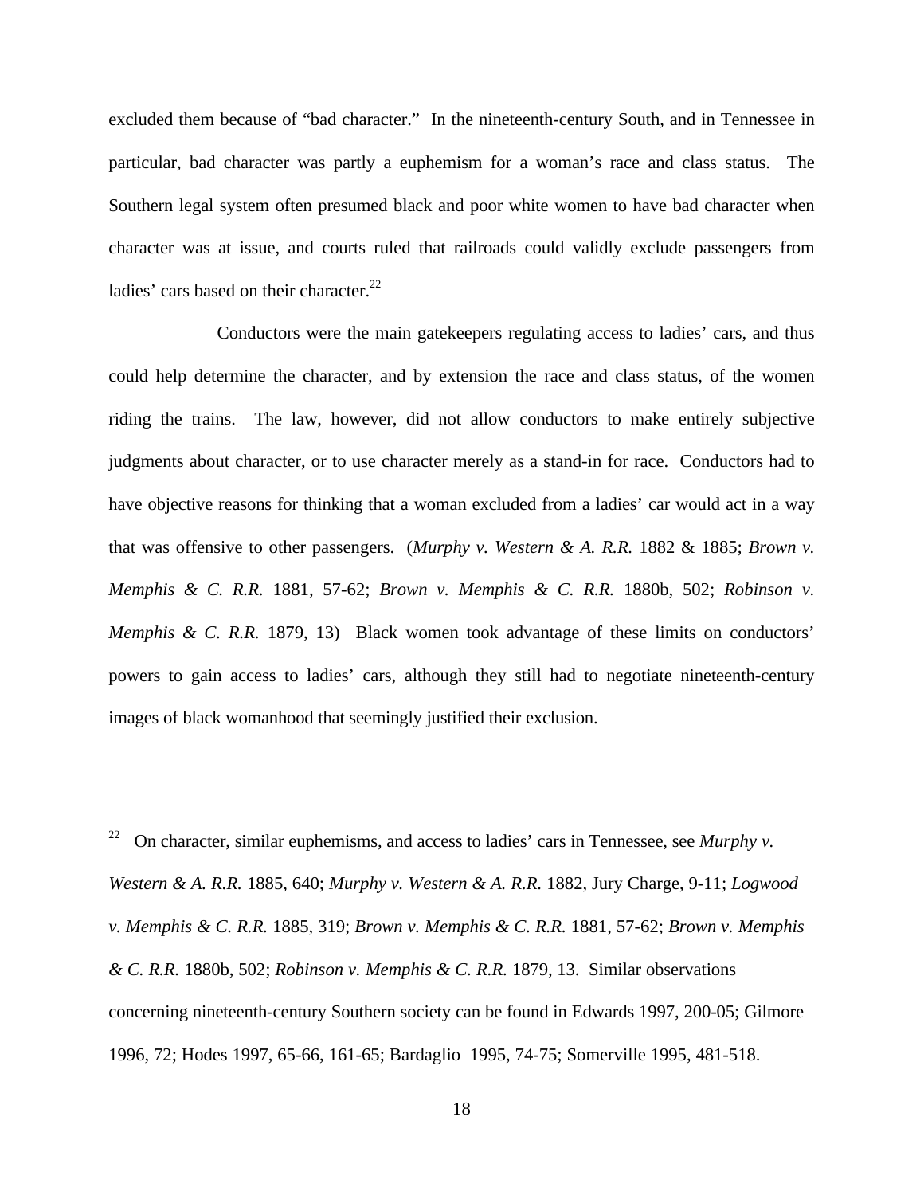excluded them because of "bad character." In the nineteenth-century South, and in Tennessee in particular, bad character was partly a euphemism for a woman's race and class status. The Southern legal system often presumed black and poor white women to have bad character when character was at issue, and courts ruled that railroads could validly exclude passengers from ladies' cars based on their character.[22]

Conductors were the main gatekeepers regulating access to ladies' cars, and thus could help determine the character, and by extension the race and class status, of the women riding the trains. The law, however, did not allow conductors to make entirely subjective judgments about character, or to use character merely as a stand-in for race. Conductors had to have objective reasons for thinking that a woman excluded from a ladies' car would act in a way that was offensive to other passengers. (*Murphy v. Western & A. R.R.* 1882 & 1885; *Brown v. Memphis & C. R.R.* 1881, 57-62; *Brown v. Memphis & C. R.R.* 1880b, 502; *Robinson v. Memphis & C. R.R.* 1879, 13) Black women took advantage of these limits on conductors' powers to gain access to ladies' cars, although they still had to negotiate nineteenth-century images of black womanhood that seemingly justified their exclusion.

---

[22] On character, similar euphemisms, and access to ladies' cars in Tennessee, see *Murphy v. Western & A. R.R.* 1885, 640; *Murphy v. Western & A. R.R.* 1882, Jury Charge, 9-11; *Logwood v. Memphis & C. R.R.* 1885, 319; *Brown v. Memphis & C. R.R.* 1881, 57-62; *Brown v. Memphis & C. R.R.* 1880b, 502; *Robinson v. Memphis & C. R.R.* 1879, 13. Similar observations concerning nineteenth-century Southern society can be found in Edwards 1997, 200-05; Gilmore 1996, 72; Hodes 1997, 65-66, 161-65; Bardaglio 1995, 74-75; Somerville 1995, 481-518.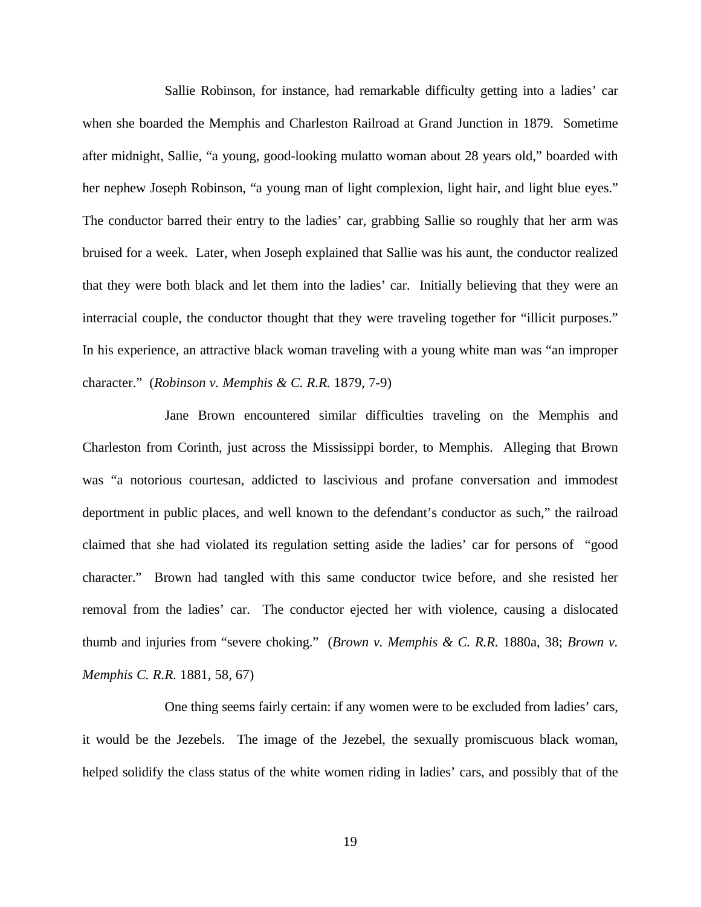Sallie Robinson, for instance, had remarkable difficulty getting into a ladies' car when she boarded the Memphis and Charleston Railroad at Grand Junction in 1879. Sometime after midnight, Sallie, "a young, good-looking mulatto woman about 28 years old," boarded with her nephew Joseph Robinson, "a young man of light complexion, light hair, and light blue eyes." The conductor barred their entry to the ladies' car, grabbing Sallie so roughly that her arm was bruised for a week. Later, when Joseph explained that Sallie was his aunt, the conductor realized that they were both black and let them into the ladies' car. Initially believing that they were an interracial couple, the conductor thought that they were traveling together for "illicit purposes." In his experience, an attractive black woman traveling with a young white man was "an improper character." (*Robinson v. Memphis & C. R.R.* 1879, 7-9)

Jane Brown encountered similar difficulties traveling on the Memphis and Charleston from Corinth, just across the Mississippi border, to Memphis. Alleging that Brown was "a notorious courtesan, addicted to lascivious and profane conversation and immodest deportment in public places, and well known to the defendant's conductor as such," the railroad claimed that she had violated its regulation setting aside the ladies' car for persons of "good character." Brown had tangled with this same conductor twice before, and she resisted her removal from the ladies' car. The conductor ejected her with violence, causing a dislocated thumb and injuries from "severe choking." (*Brown v. Memphis & C. R.R.* 1880a, 38; *Brown v. Memphis C. R.R.* 1881, 58, 67)

One thing seems fairly certain: if any women were to be excluded from ladies' cars, it would be the Jezebels. The image of the Jezebel, the sexually promiscuous black woman, helped solidify the class status of the white women riding in ladies' cars, and possibly that of the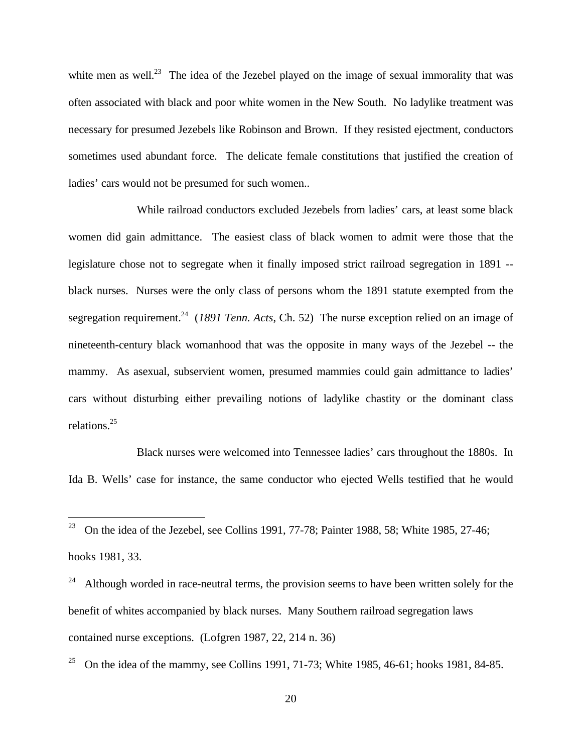white men as well.[23] The idea of the Jezebel played on the image of sexual immorality that was often associated with black and poor white women in the New South. No ladylike treatment was necessary for presumed Jezebels like Robinson and Brown. If they resisted ejectment, conductors sometimes used abundant force. The delicate female constitutions that justified the creation of ladies' cars would not be presumed for such women..

While railroad conductors excluded Jezebels from ladies' cars, at least some black women did gain admittance. The easiest class of black women to admit were those that the legislature chose not to segregate when it finally imposed strict railroad segregation in 1891 -- black nurses. Nurses were the only class of persons whom the 1891 statute exempted from the segregation requirement.[24] (*1891 Tenn. Acts*, Ch. 52) The nurse exception relied on an image of nineteenth-century black womanhood that was the opposite in many ways of the Jezebel -- the mammy. As asexual, subservient women, presumed mammies could gain admittance to ladies' cars without disturbing either prevailing notions of ladylike chastity or the dominant class relations.[25]

Black nurses were welcomed into Tennessee ladies' cars throughout the 1880s. In Ida B. Wells' case for instance, the same conductor who ejected Wells testified that he would

---

[23] On the idea of the Jezebel, see Collins 1991, 77-78; Painter 1988, 58; White 1985, 27-46; hooks 1981, 33.

[24] Although worded in race-neutral terms, the provision seems to have been written solely for the benefit of whites accompanied by black nurses. Many Southern railroad segregation laws contained nurse exceptions. (Lofgren 1987, 22, 214 n. 36)

[25] On the idea of the mammy, see Collins 1991, 71-73; White 1985, 46-61; hooks 1981, 84-85.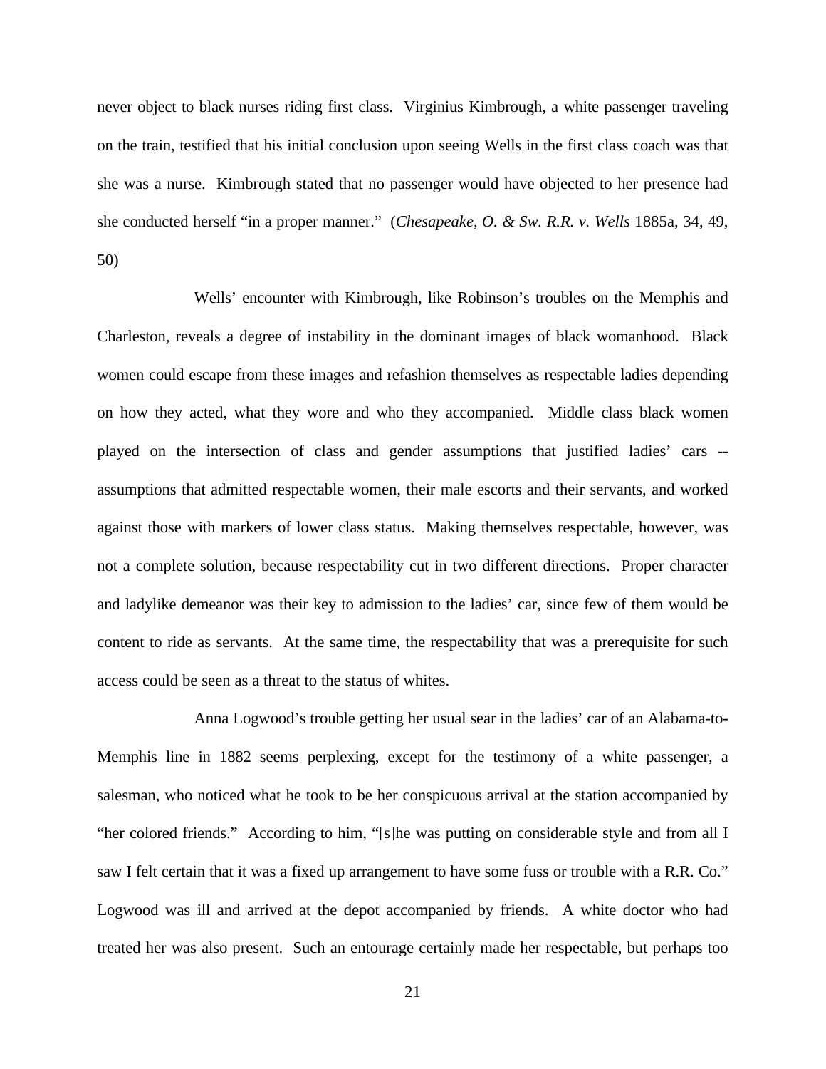never object to black nurses riding first class. Virginius Kimbrough, a white passenger traveling on the train, testified that his initial conclusion upon seeing Wells in the first class coach was that she was a nurse. Kimbrough stated that no passenger would have objected to her presence had she conducted herself "in a proper manner." (*Chesapeake, O. & Sw. R.R. v. Wells* 1885a, 34, 49, 50)

Wells' encounter with Kimbrough, like Robinson's troubles on the Memphis and Charleston, reveals a degree of instability in the dominant images of black womanhood. Black women could escape from these images and refashion themselves as respectable ladies depending on how they acted, what they wore and who they accompanied. Middle class black women played on the intersection of class and gender assumptions that justified ladies' cars -- assumptions that admitted respectable women, their male escorts and their servants, and worked against those with markers of lower class status. Making themselves respectable, however, was not a complete solution, because respectability cut in two different directions. Proper character and ladylike demeanor was their key to admission to the ladies' car, since few of them would be content to ride as servants. At the same time, the respectability that was a prerequisite for such access could be seen as a threat to the status of whites.

Anna Logwood's trouble getting her usual sear in the ladies' car of an Alabama-to-Memphis line in 1882 seems perplexing, except for the testimony of a white passenger, a salesman, who noticed what he took to be her conspicuous arrival at the station accompanied by "her colored friends." According to him, "[s]he was putting on considerable style and from all I saw I felt certain that it was a fixed up arrangement to have some fuss or trouble with a R.R. Co." Logwood was ill and arrived at the depot accompanied by friends. A white doctor who had treated her was also present. Such an entourage certainly made her respectable, but perhaps too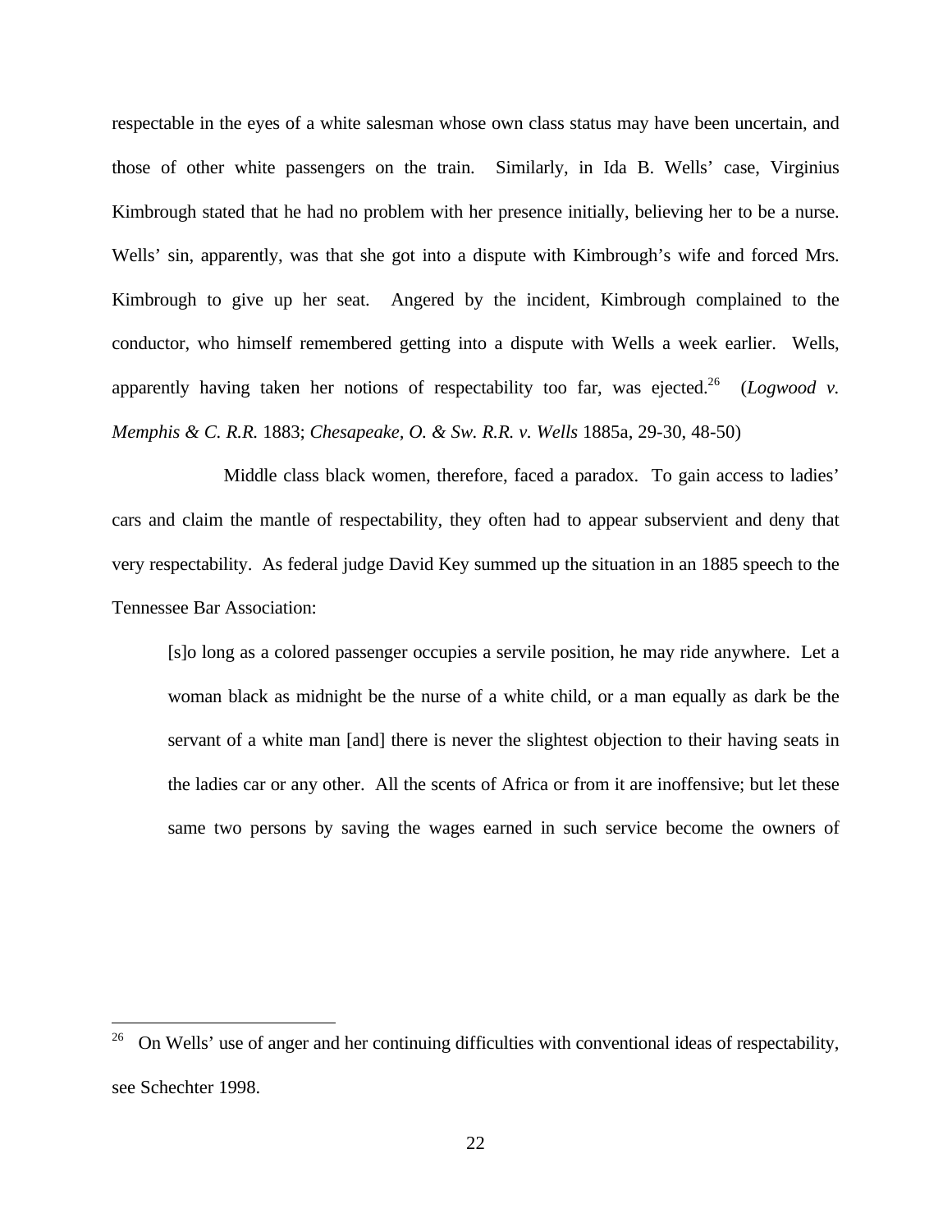respectable in the eyes of a white salesman whose own class status may have been uncertain, and those of other white passengers on the train. Similarly, in Ida B. Wells' case, Virginius Kimbrough stated that he had no problem with her presence initially, believing her to be a nurse. Wells' sin, apparently, was that she got into a dispute with Kimbrough's wife and forced Mrs. Kimbrough to give up her seat. Angered by the incident, Kimbrough complained to the conductor, who himself remembered getting into a dispute with Wells a week earlier. Wells, apparently having taken her notions of respectability too far, was ejected.[26] (*Logwood v. Memphis & C. R.R.* 1883; *Chesapeake, O. & Sw. R.R. v. Wells* 1885a, 29-30, 48-50)

Middle class black women, therefore, faced a paradox. To gain access to ladies' cars and claim the mantle of respectability, they often had to appear subservient and deny that very respectability. As federal judge David Key summed up the situation in an 1885 speech to the Tennessee Bar Association:

> [s]o long as a colored passenger occupies a servile position, he may ride anywhere. Let a woman black as midnight be the nurse of a white child, or a man equally as dark be the servant of a white man [and] there is never the slightest objection to their having seats in the ladies car or any other. All the scents of Africa or from it are inoffensive; but let these same two persons by saving the wages earned in such service become the owners of

---

[26] On Wells' use of anger and her continuing difficulties with conventional ideas of respectability, see Schechter 1998.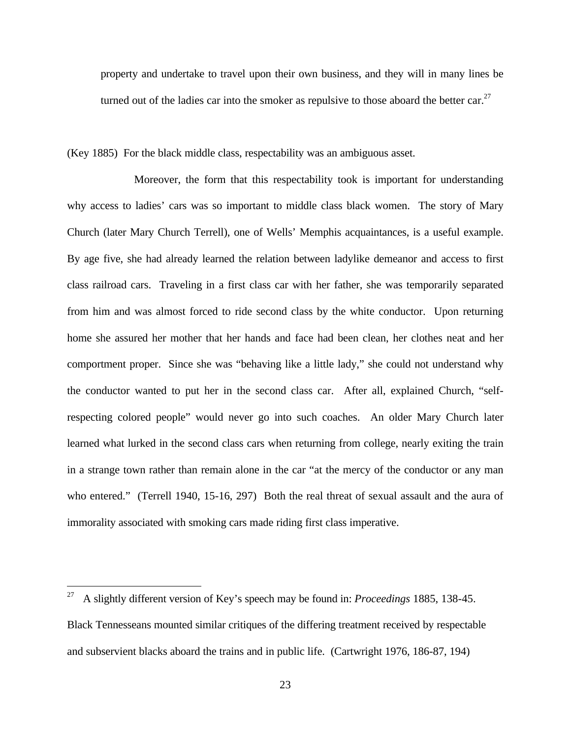> property and undertake to travel upon their own business, and they will in many lines be turned out of the ladies car into the smoker as repulsive to those aboard the better car.[27]

(Key 1885) For the black middle class, respectability was an ambiguous asset.

Moreover, the form that this respectability took is important for understanding why access to ladies' cars was so important to middle class black women. The story of Mary Church (later Mary Church Terrell), one of Wells' Memphis acquaintances, is a useful example. By age five, she had already learned the relation between ladylike demeanor and access to first class railroad cars. Traveling in a first class car with her father, she was temporarily separated from him and was almost forced to ride second class by the white conductor. Upon returning home she assured her mother that her hands and face had been clean, her clothes neat and her comportment proper. Since she was "behaving like a little lady," she could not understand why the conductor wanted to put her in the second class car. After all, explained Church, "self-respecting colored people" would never go into such coaches. An older Mary Church later learned what lurked in the second class cars when returning from college, nearly exiting the train in a strange town rather than remain alone in the car "at the mercy of the conductor or any man who entered." (Terrell 1940, 15-16, 297) Both the real threat of sexual assault and the aura of immorality associated with smoking cars made riding first class imperative.

---

[27] A slightly different version of Key's speech may be found in: *Proceedings* 1885, 138-45. Black Tennesseans mounted similar critiques of the differing treatment received by respectable and subservient blacks aboard the trains and in public life. (Cartwright 1976, 186-87, 194)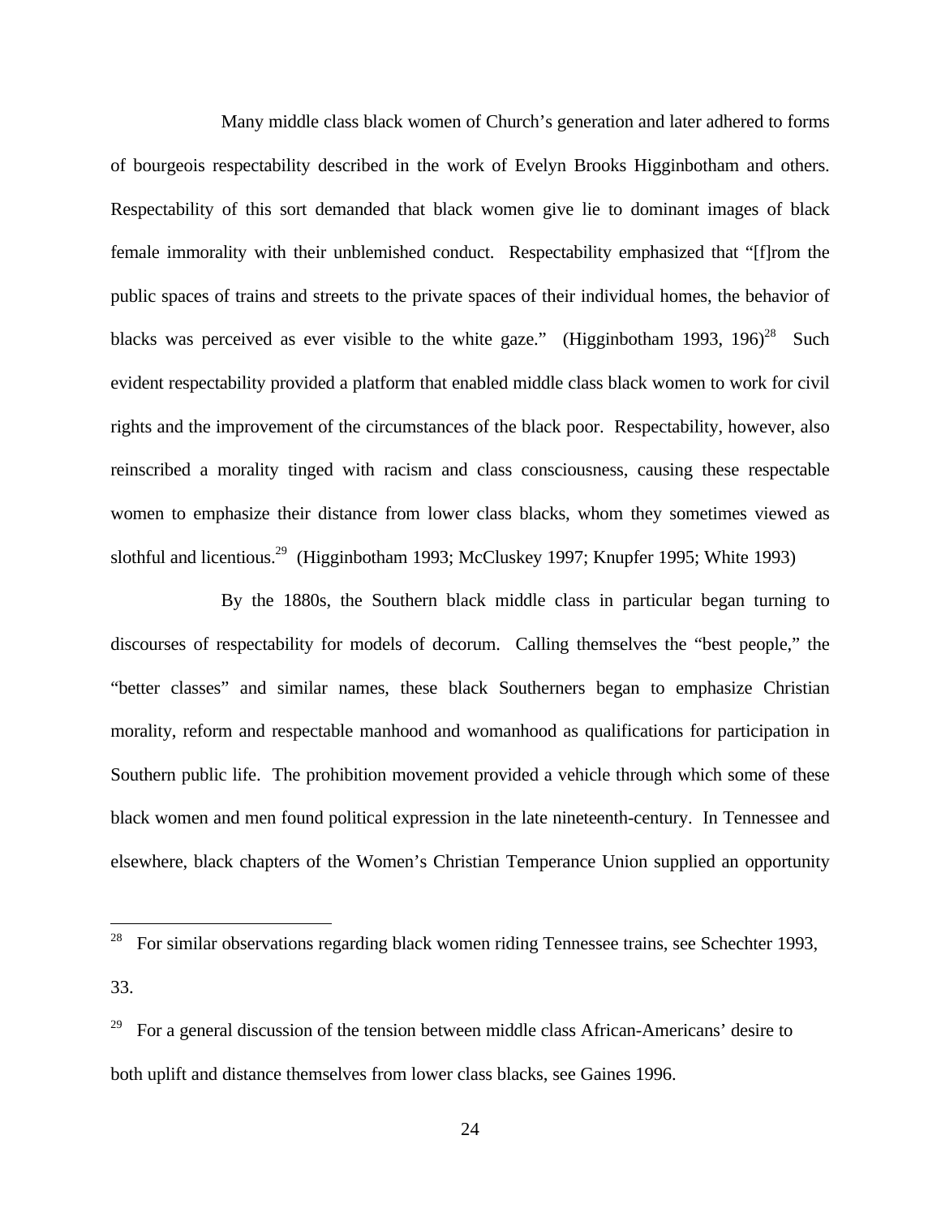Many middle class black women of Church's generation and later adhered to forms of bourgeois respectability described in the work of Evelyn Brooks Higginbotham and others. Respectability of this sort demanded that black women give lie to dominant images of black female immorality with their unblemished conduct. Respectability emphasized that "[f]rom the public spaces of trains and streets to the private spaces of their individual homes, the behavior of blacks was perceived as ever visible to the white gaze." (Higginbotham 1993, 196)[28] Such evident respectability provided a platform that enabled middle class black women to work for civil rights and the improvement of the circumstances of the black poor. Respectability, however, also reinscribed a morality tinged with racism and class consciousness, causing these respectable women to emphasize their distance from lower class blacks, whom they sometimes viewed as slothful and licentious.[29] (Higginbotham 1993; McCluskey 1997; Knupfer 1995; White 1993)

By the 1880s, the Southern black middle class in particular began turning to discourses of respectability for models of decorum. Calling themselves the "best people," the "better classes" and similar names, these black Southerners began to emphasize Christian morality, reform and respectable manhood and womanhood as qualifications for participation in Southern public life. The prohibition movement provided a vehicle through which some of these black women and men found political expression in the late nineteenth-century. In Tennessee and elsewhere, black chapters of the Women's Christian Temperance Union supplied an opportunity

---

[28] For similar observations regarding black women riding Tennessee trains, see Schechter 1993, 33.

[29] For a general discussion of the tension between middle class African-Americans' desire to both uplift and distance themselves from lower class blacks, see Gaines 1996.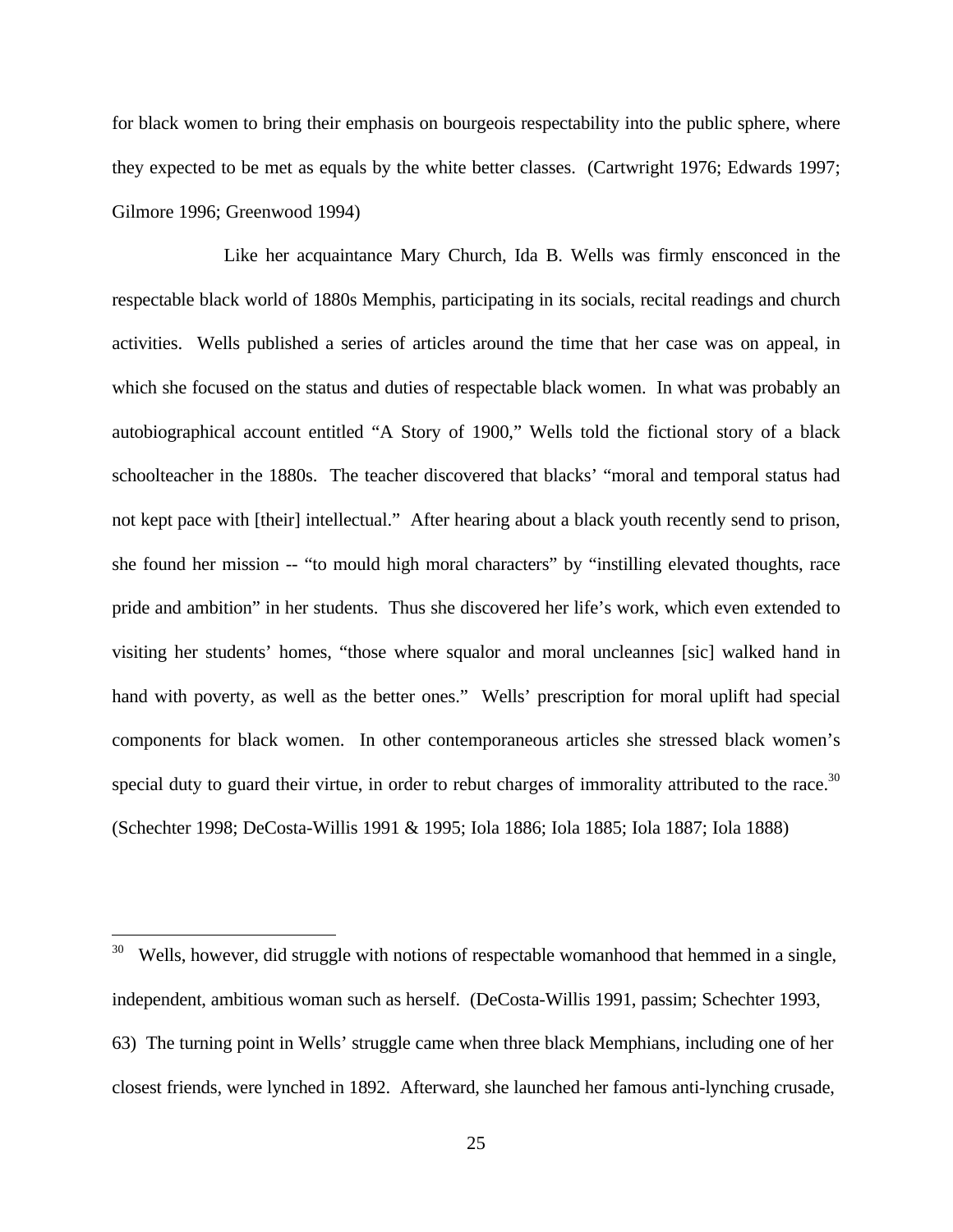for black women to bring their emphasis on bourgeois respectability into the public sphere, where they expected to be met as equals by the white better classes. (Cartwright 1976; Edwards 1997; Gilmore 1996; Greenwood 1994)

Like her acquaintance Mary Church, Ida B. Wells was firmly ensconced in the respectable black world of 1880s Memphis, participating in its socials, recital readings and church activities. Wells published a series of articles around the time that her case was on appeal, in which she focused on the status and duties of respectable black women. In what was probably an autobiographical account entitled "A Story of 1900," Wells told the fictional story of a black schoolteacher in the 1880s. The teacher discovered that blacks' "moral and temporal status had not kept pace with [their] intellectual." After hearing about a black youth recently send to prison, she found her mission -- "to mould high moral characters" by "instilling elevated thoughts, race pride and ambition" in her students. Thus she discovered her life's work, which even extended to visiting her students' homes, "those where squalor and moral uncleannes [sic] walked hand in hand with poverty, as well as the better ones." Wells' prescription for moral uplift had special components for black women. In other contemporaneous articles she stressed black women's special duty to guard their virtue, in order to rebut charges of immorality attributed to the race.[30] (Schechter 1998; DeCosta-Willis 1991 & 1995; Iola 1886; Iola 1885; Iola 1887; Iola 1888)

---

[30] Wells, however, did struggle with notions of respectable womanhood that hemmed in a single, independent, ambitious woman such as herself. (DeCosta-Willis 1991, passim; Schechter 1993, 63) The turning point in Wells' struggle came when three black Memphians, including one of her closest friends, were lynched in 1892. Afterward, she launched her famous anti-lynching crusade,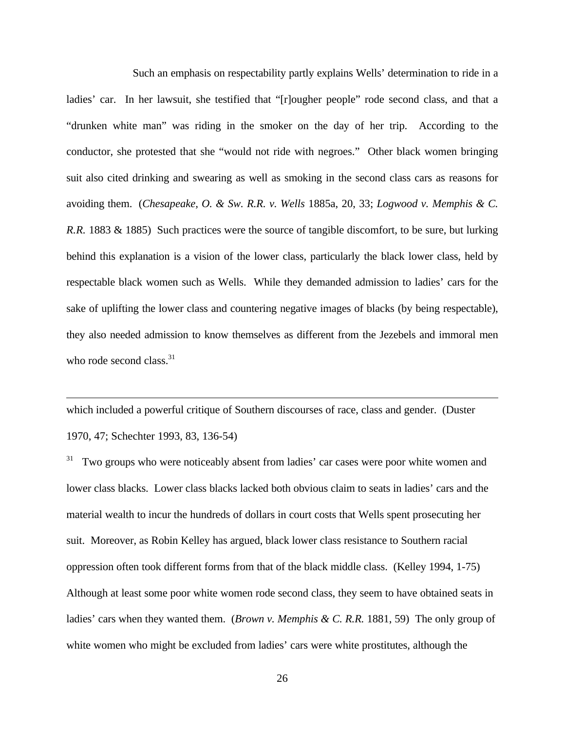Such an emphasis on respectability partly explains Wells' determination to ride in a ladies' car. In her lawsuit, she testified that "[r]ougher people" rode second class, and that a "drunken white man" was riding in the smoker on the day of her trip. According to the conductor, she protested that she "would not ride with negroes." Other black women bringing suit also cited drinking and swearing as well as smoking in the second class cars as reasons for avoiding them. (*Chesapeake, O. & Sw. R.R. v. Wells* 1885a, 20, 33; *Logwood v. Memphis & C. R.R.* 1883 & 1885) Such practices were the source of tangible discomfort, to be sure, but lurking behind this explanation is a vision of the lower class, particularly the black lower class, held by respectable black women such as Wells. While they demanded admission to ladies' cars for the sake of uplifting the lower class and countering negative images of blacks (by being respectable), they also needed admission to know themselves as different from the Jezebels and immoral men who rode second class.[31]

---

which included a powerful critique of Southern discourses of race, class and gender. (Duster 1970, 47; Schechter 1993, 83, 136-54)

[31] Two groups who were noticeably absent from ladies' car cases were poor white women and lower class blacks. Lower class blacks lacked both obvious claim to seats in ladies' cars and the material wealth to incur the hundreds of dollars in court costs that Wells spent prosecuting her suit. Moreover, as Robin Kelley has argued, black lower class resistance to Southern racial oppression often took different forms from that of the black middle class. (Kelley 1994, 1-75) Although at least some poor white women rode second class, they seem to have obtained seats in ladies' cars when they wanted them. (*Brown v. Memphis & C. R.R.* 1881, 59) The only group of white women who might be excluded from ladies' cars were white prostitutes, although the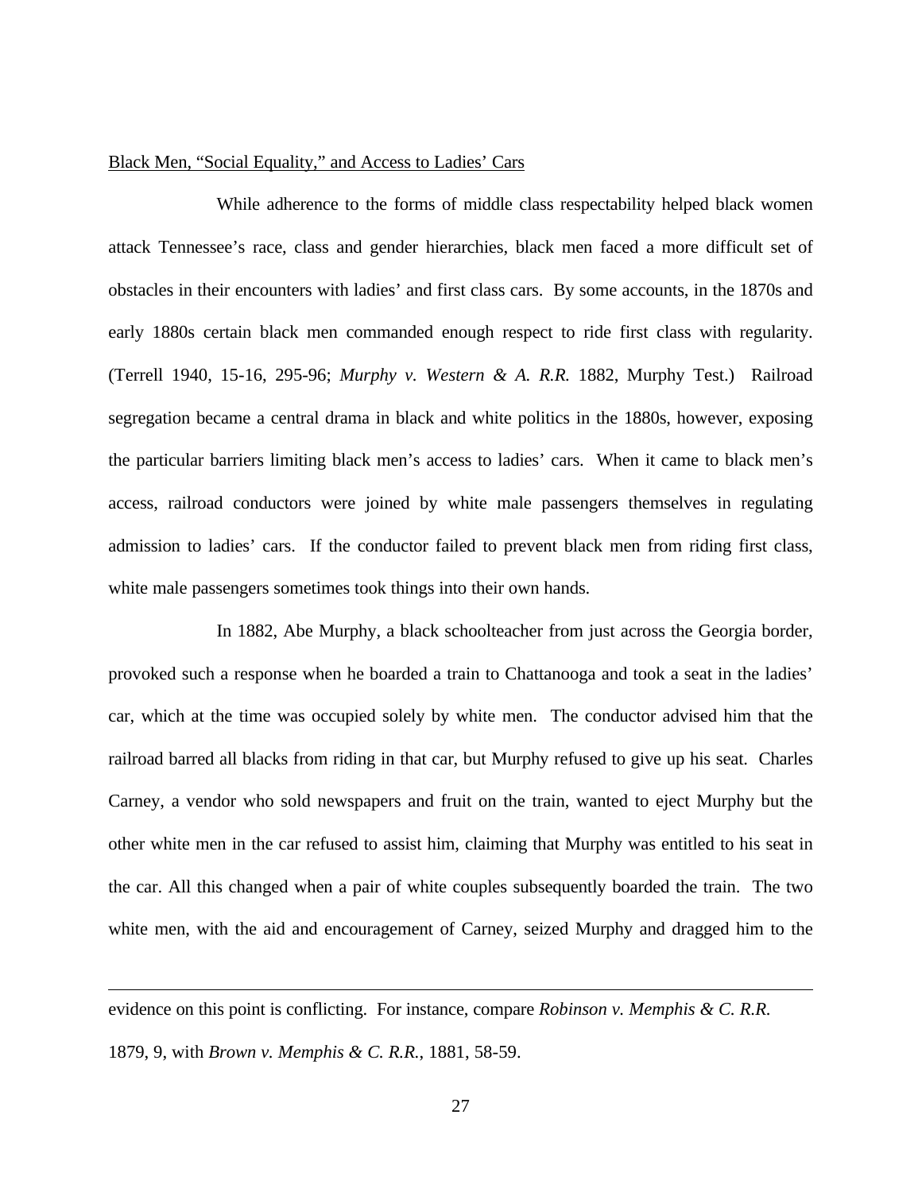<u>Black Men, "Social Equality," and Access to Ladies' Cars</u>

While adherence to the forms of middle class respectability helped black women attack Tennessee's race, class and gender hierarchies, black men faced a more difficult set of obstacles in their encounters with ladies' and first class cars. By some accounts, in the 1870s and early 1880s certain black men commanded enough respect to ride first class with regularity. (Terrell 1940, 15-16, 295-96; *Murphy v. Western & A. R.R.* 1882, Murphy Test.) Railroad segregation became a central drama in black and white politics in the 1880s, however, exposing the particular barriers limiting black men's access to ladies' cars. When it came to black men's access, railroad conductors were joined by white male passengers themselves in regulating admission to ladies' cars. If the conductor failed to prevent black men from riding first class, white male passengers sometimes took things into their own hands.

In 1882, Abe Murphy, a black schoolteacher from just across the Georgia border, provoked such a response when he boarded a train to Chattanooga and took a seat in the ladies' car, which at the time was occupied solely by white men. The conductor advised him that the railroad barred all blacks from riding in that car, but Murphy refused to give up his seat. Charles Carney, a vendor who sold newspapers and fruit on the train, wanted to eject Murphy but the other white men in the car refused to assist him, claiming that Murphy was entitled to his seat in the car. All this changed when a pair of white couples subsequently boarded the train. The two white men, with the aid and encouragement of Carney, seized Murphy and dragged him to the

---

evidence on this point is conflicting. For instance, compare *Robinson v. Memphis & C. R.R.* 1879, 9, with *Brown v. Memphis & C. R.R.*, 1881, 58-59.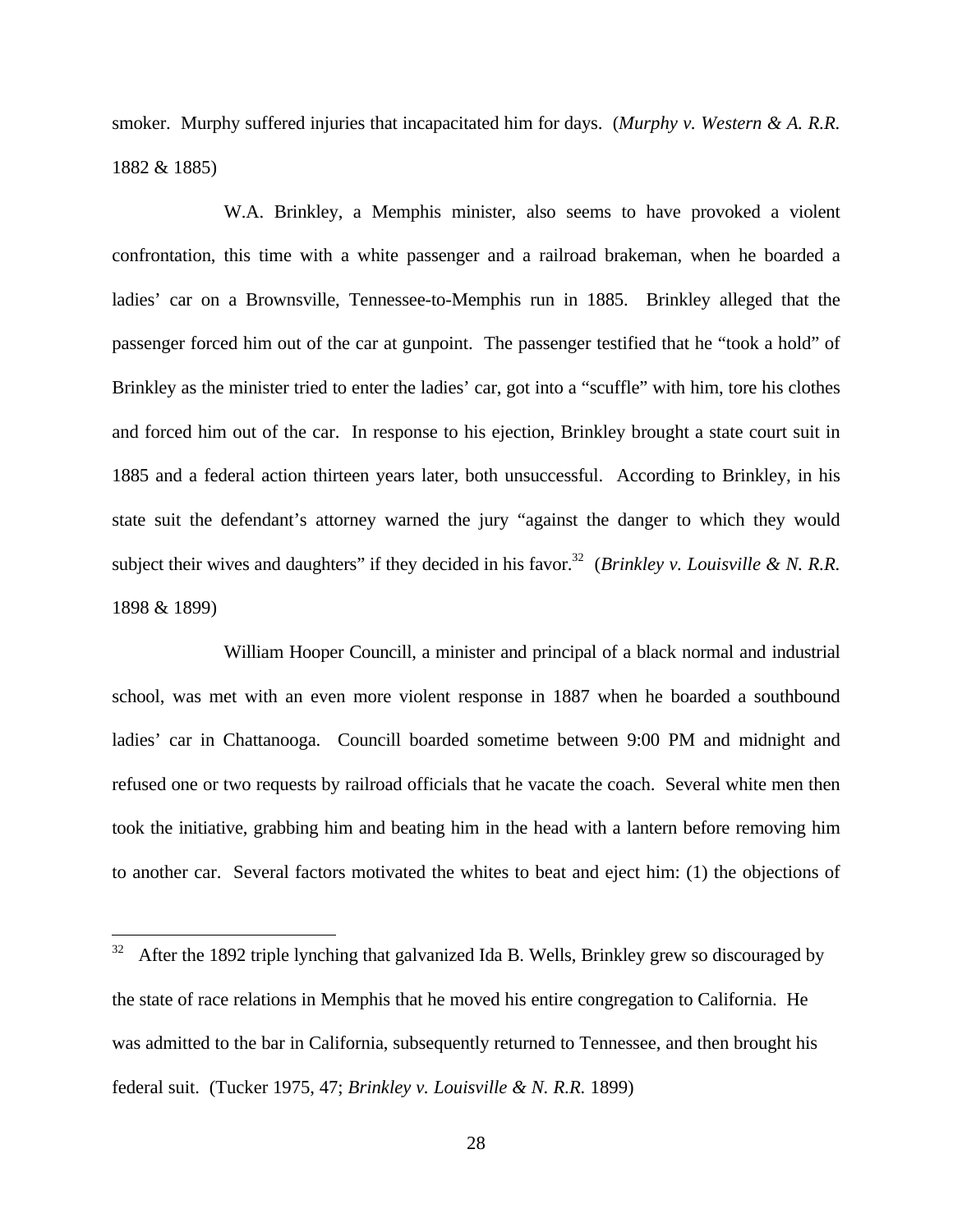smoker. Murphy suffered injuries that incapacitated him for days. (*Murphy v. Western & A. R.R.* 1882 & 1885)

W.A. Brinkley, a Memphis minister, also seems to have provoked a violent confrontation, this time with a white passenger and a railroad brakeman, when he boarded a ladies' car on a Brownsville, Tennessee-to-Memphis run in 1885. Brinkley alleged that the passenger forced him out of the car at gunpoint. The passenger testified that he "took a hold" of Brinkley as the minister tried to enter the ladies' car, got into a "scuffle" with him, tore his clothes and forced him out of the car. In response to his ejection, Brinkley brought a state court suit in 1885 and a federal action thirteen years later, both unsuccessful. According to Brinkley, in his state suit the defendant's attorney warned the jury "against the danger to which they would subject their wives and daughters" if they decided in his favor.[32] (*Brinkley v. Louisville & N. R.R.* 1898 & 1899)

William Hooper Councill, a minister and principal of a black normal and industrial school, was met with an even more violent response in 1887 when he boarded a southbound ladies' car in Chattanooga. Councill boarded sometime between 9:00 PM and midnight and refused one or two requests by railroad officials that he vacate the coach. Several white men then took the initiative, grabbing him and beating him in the head with a lantern before removing him to another car. Several factors motivated the whites to beat and eject him: (1) the objections of

---

[32] After the 1892 triple lynching that galvanized Ida B. Wells, Brinkley grew so discouraged by the state of race relations in Memphis that he moved his entire congregation to California. He was admitted to the bar in California, subsequently returned to Tennessee, and then brought his federal suit. (Tucker 1975, 47; *Brinkley v. Louisville & N. R.R.* 1899)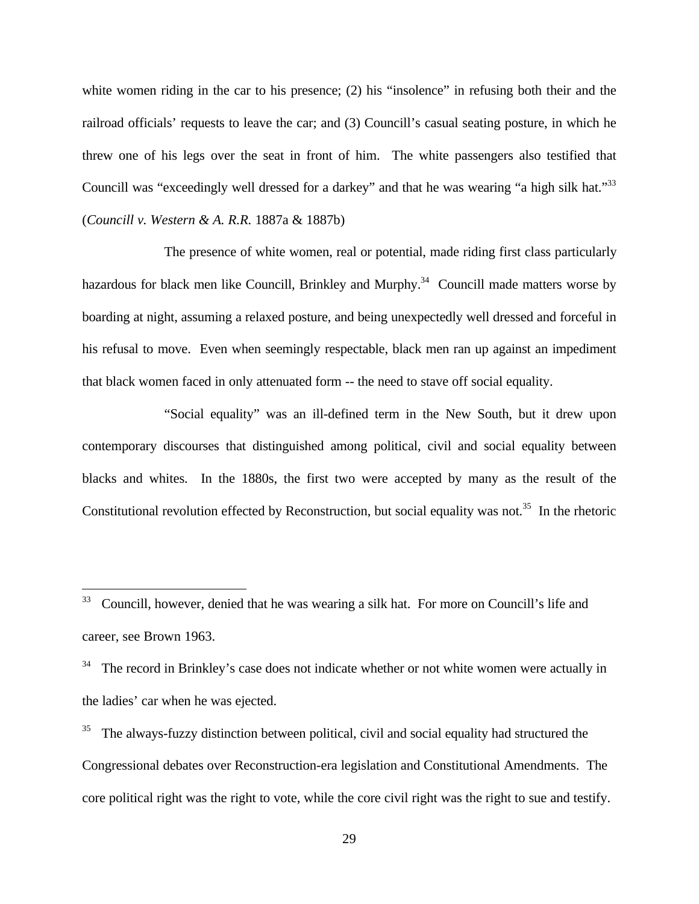white women riding in the car to his presence; (2) his "insolence" in refusing both their and the railroad officials' requests to leave the car; and (3) Councill's casual seating posture, in which he threw one of his legs over the seat in front of him. The white passengers also testified that Councill was "exceedingly well dressed for a darkey" and that he was wearing "a high silk hat."[33] (*Councill v. Western & A. R.R.* 1887a & 1887b)

The presence of white women, real or potential, made riding first class particularly hazardous for black men like Councill, Brinkley and Murphy.[34] Councill made matters worse by boarding at night, assuming a relaxed posture, and being unexpectedly well dressed and forceful in his refusal to move. Even when seemingly respectable, black men ran up against an impediment that black women faced in only attenuated form -- the need to stave off social equality.

"Social equality" was an ill-defined term in the New South, but it drew upon contemporary discourses that distinguished among political, civil and social equality between blacks and whites. In the 1880s, the first two were accepted by many as the result of the Constitutional revolution effected by Reconstruction, but social equality was not.[35] In the rhetoric

---

[33] Councill, however, denied that he was wearing a silk hat. For more on Councill's life and career, see Brown 1963.

[34] The record in Brinkley's case does not indicate whether or not white women were actually in the ladies' car when he was ejected.

[35] The always-fuzzy distinction between political, civil and social equality had structured the Congressional debates over Reconstruction-era legislation and Constitutional Amendments. The core political right was the right to vote, while the core civil right was the right to sue and testify.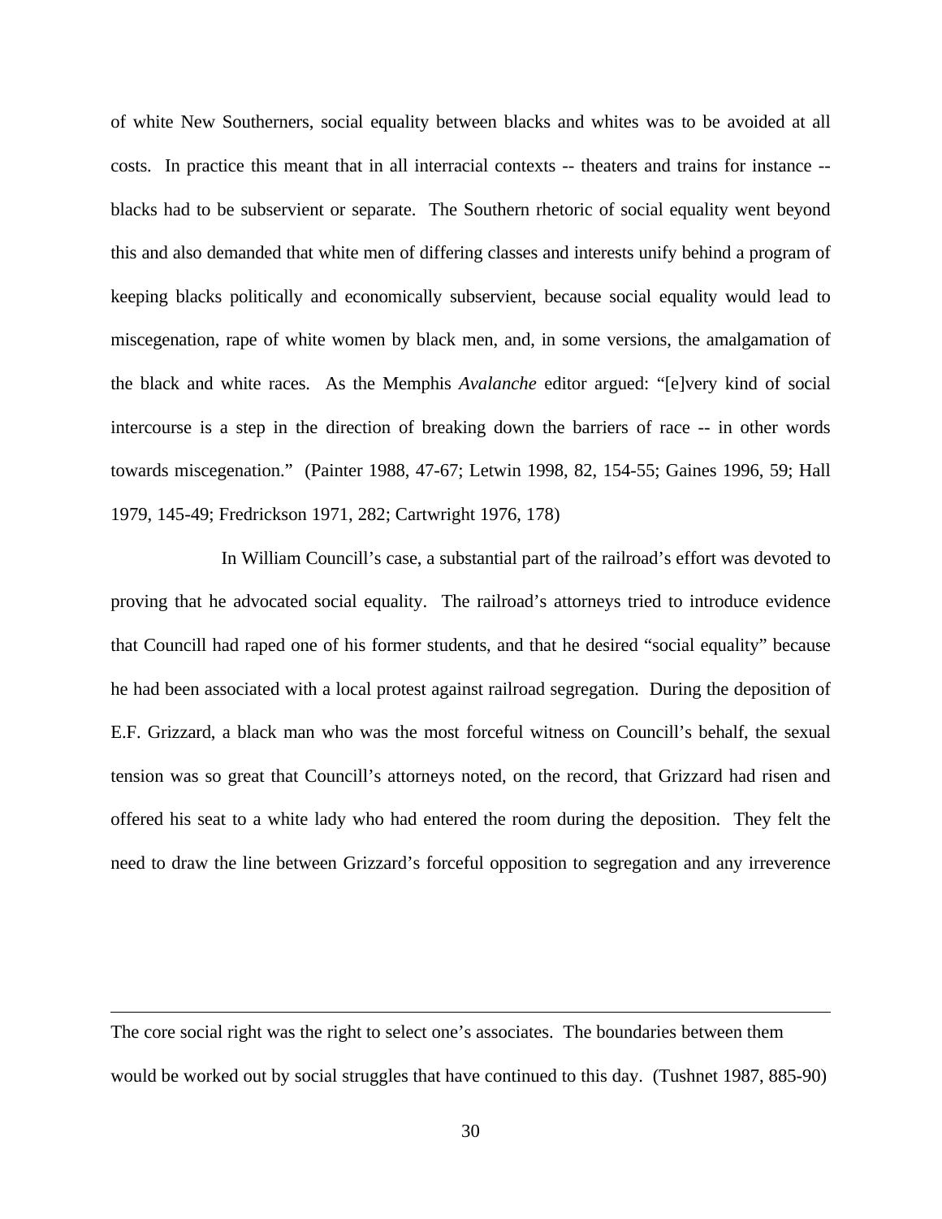of white New Southerners, social equality between blacks and whites was to be avoided at all costs. In practice this meant that in all interracial contexts -- theaters and trains for instance -- blacks had to be subservient or separate. The Southern rhetoric of social equality went beyond this and also demanded that white men of differing classes and interests unify behind a program of keeping blacks politically and economically subservient, because social equality would lead to miscegenation, rape of white women by black men, and, in some versions, the amalgamation of the black and white races. As the Memphis *Avalanche* editor argued: "[e]very kind of social intercourse is a step in the direction of breaking down the barriers of race -- in other words towards miscegenation." (Painter 1988, 47-67; Letwin 1998, 82, 154-55; Gaines 1996, 59; Hall 1979, 145-49; Fredrickson 1971, 282; Cartwright 1976, 178)

In William Councill's case, a substantial part of the railroad's effort was devoted to proving that he advocated social equality. The railroad's attorneys tried to introduce evidence that Councill had raped one of his former students, and that he desired "social equality" because he had been associated with a local protest against railroad segregation. During the deposition of E.F. Grizzard, a black man who was the most forceful witness on Councill's behalf, the sexual tension was so great that Councill's attorneys noted, on the record, that Grizzard had risen and offered his seat to a white lady who had entered the room during the deposition. They felt the need to draw the line between Grizzard's forceful opposition to segregation and any irreverence

---

The core social right was the right to select one's associates. The boundaries between them would be worked out by social struggles that have continued to this day. (Tushnet 1987, 885-90)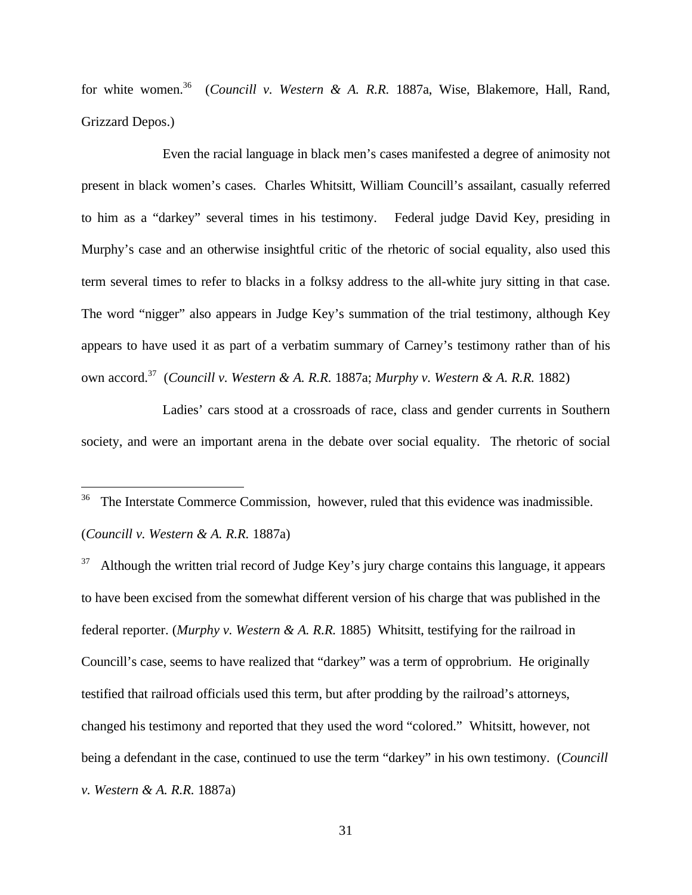for white women.[36] (*Councill v. Western & A. R.R.* 1887a, Wise, Blakemore, Hall, Rand, Grizzard Depos.)

Even the racial language in black men's cases manifested a degree of animosity not present in black women's cases. Charles Whitsitt, William Councill's assailant, casually referred to him as a "darkey" several times in his testimony. Federal judge David Key, presiding in Murphy's case and an otherwise insightful critic of the rhetoric of social equality, also used this term several times to refer to blacks in a folksy address to the all-white jury sitting in that case. The word "nigger" also appears in Judge Key's summation of the trial testimony, although Key appears to have used it as part of a verbatim summary of Carney's testimony rather than of his own accord.[37] (*Councill v. Western & A. R.R.* 1887a; *Murphy v. Western & A. R.R.* 1882)

Ladies' cars stood at a crossroads of race, class and gender currents in Southern society, and were an important arena in the debate over social equality. The rhetoric of social

---

[36] The Interstate Commerce Commission, however, ruled that this evidence was inadmissible. (*Councill v. Western & A. R.R.* 1887a)

[37] Although the written trial record of Judge Key's jury charge contains this language, it appears to have been excised from the somewhat different version of his charge that was published in the federal reporter. (*Murphy v. Western & A. R.R.* 1885) Whitsitt, testifying for the railroad in Councill's case, seems to have realized that "darkey" was a term of opprobrium. He originally testified that railroad officials used this term, but after prodding by the railroad's attorneys, changed his testimony and reported that they used the word "colored." Whitsitt, however, not being a defendant in the case, continued to use the term "darkey" in his own testimony. (*Councill v. Western & A. R.R.* 1887a)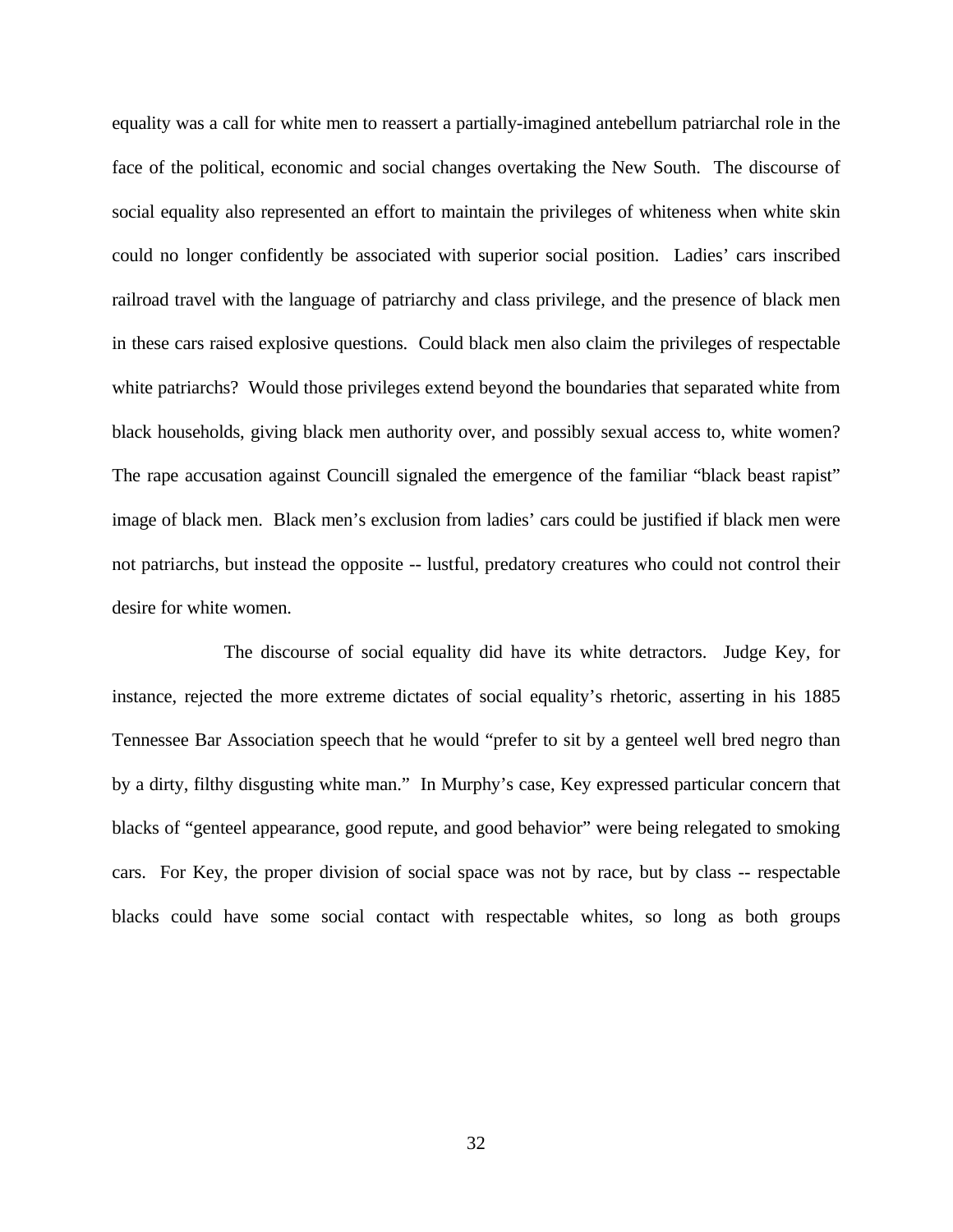equality was a call for white men to reassert a partially-imagined antebellum patriarchal role in the face of the political, economic and social changes overtaking the New South. The discourse of social equality also represented an effort to maintain the privileges of whiteness when white skin could no longer confidently be associated with superior social position. Ladies' cars inscribed railroad travel with the language of patriarchy and class privilege, and the presence of black men in these cars raised explosive questions. Could black men also claim the privileges of respectable white patriarchs? Would those privileges extend beyond the boundaries that separated white from black households, giving black men authority over, and possibly sexual access to, white women? The rape accusation against Councill signaled the emergence of the familiar "black beast rapist" image of black men. Black men's exclusion from ladies' cars could be justified if black men were not patriarchs, but instead the opposite -- lustful, predatory creatures who could not control their desire for white women.

The discourse of social equality did have its white detractors. Judge Key, for instance, rejected the more extreme dictates of social equality's rhetoric, asserting in his 1885 Tennessee Bar Association speech that he would "prefer to sit by a genteel well bred negro than by a dirty, filthy disgusting white man." In Murphy's case, Key expressed particular concern that blacks of "genteel appearance, good repute, and good behavior" were being relegated to smoking cars. For Key, the proper division of social space was not by race, but by class -- respectable blacks could have some social contact with respectable whites, so long as both groups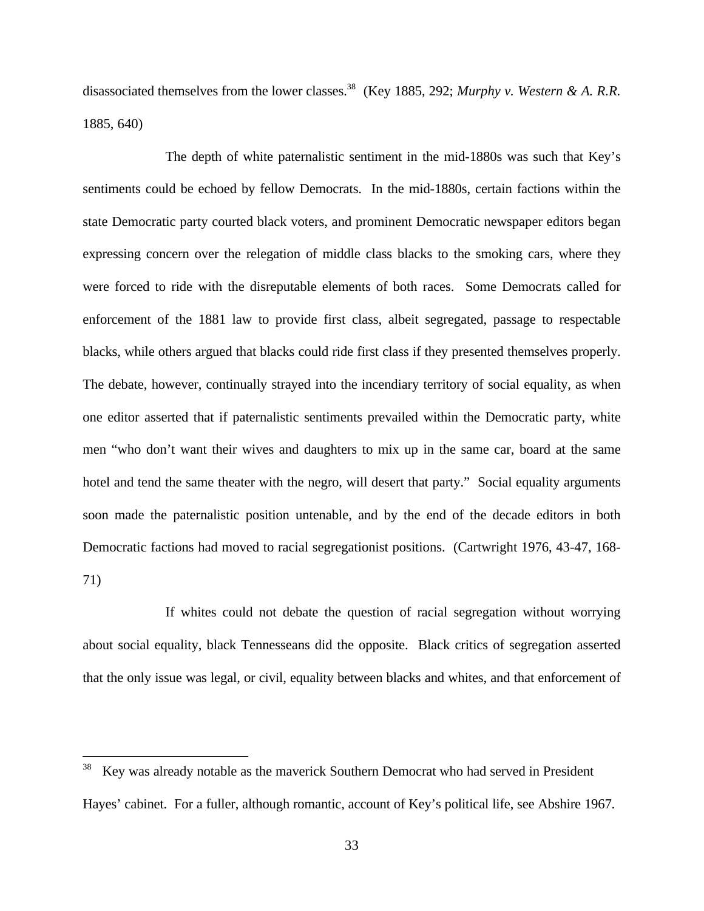disassociated themselves from the lower classes.[38] (Key 1885, 292; *Murphy v. Western & A. R.R.* 1885, 640)

The depth of white paternalistic sentiment in the mid-1880s was such that Key's sentiments could be echoed by fellow Democrats. In the mid-1880s, certain factions within the state Democratic party courted black voters, and prominent Democratic newspaper editors began expressing concern over the relegation of middle class blacks to the smoking cars, where they were forced to ride with the disreputable elements of both races. Some Democrats called for enforcement of the 1881 law to provide first class, albeit segregated, passage to respectable blacks, while others argued that blacks could ride first class if they presented themselves properly. The debate, however, continually strayed into the incendiary territory of social equality, as when one editor asserted that if paternalistic sentiments prevailed within the Democratic party, white men "who don't want their wives and daughters to mix up in the same car, board at the same hotel and tend the same theater with the negro, will desert that party." Social equality arguments soon made the paternalistic position untenable, and by the end of the decade editors in both Democratic factions had moved to racial segregationist positions. (Cartwright 1976, 43-47, 168-71)

If whites could not debate the question of racial segregation without worrying about social equality, black Tennesseans did the opposite. Black critics of segregation asserted that the only issue was legal, or civil, equality between blacks and whites, and that enforcement of

---

[38] Key was already notable as the maverick Southern Democrat who had served in President Hayes' cabinet. For a fuller, although romantic, account of Key's political life, see Abshire 1967.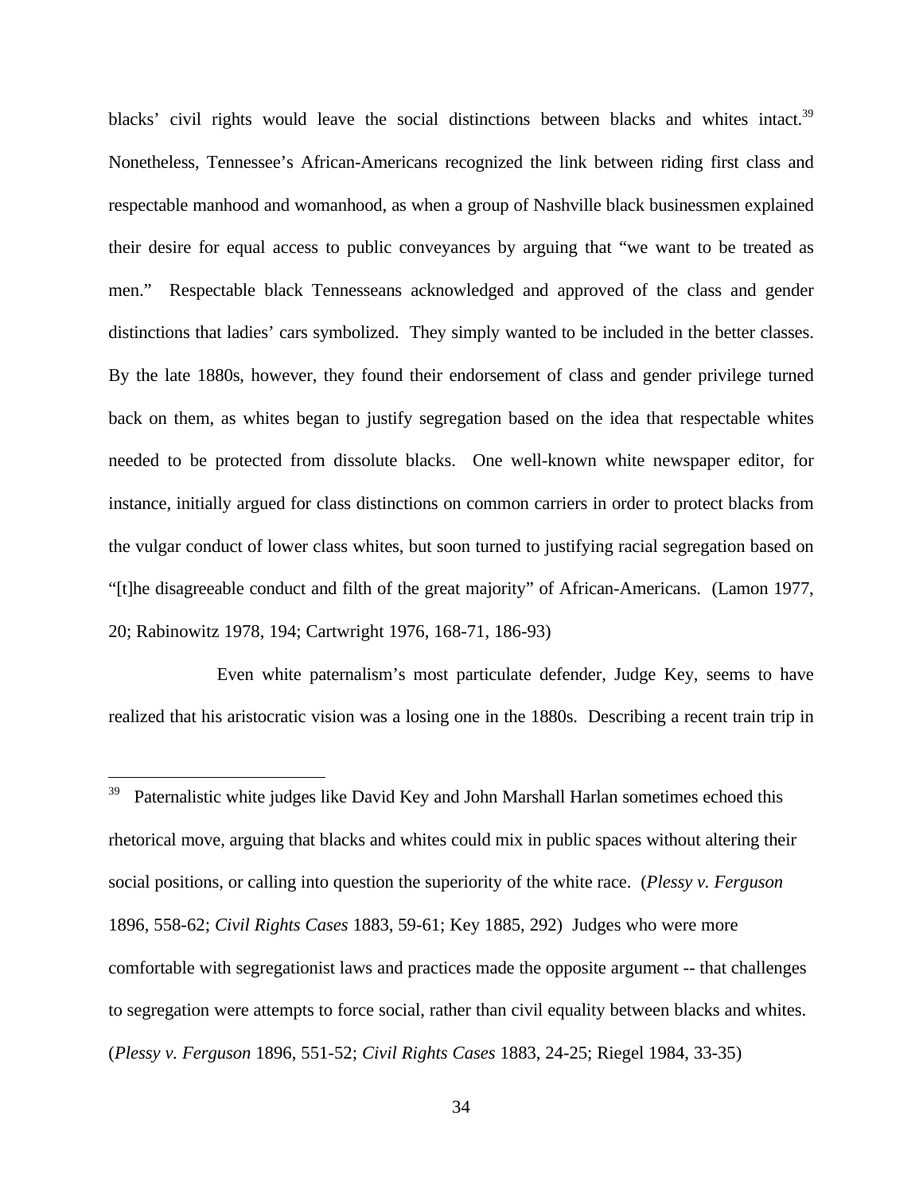blacks' civil rights would leave the social distinctions between blacks and whites intact.[39] Nonetheless, Tennessee's African-Americans recognized the link between riding first class and respectable manhood and womanhood, as when a group of Nashville black businessmen explained their desire for equal access to public conveyances by arguing that "we want to be treated as men." Respectable black Tennesseans acknowledged and approved of the class and gender distinctions that ladies' cars symbolized. They simply wanted to be included in the better classes. By the late 1880s, however, they found their endorsement of class and gender privilege turned back on them, as whites began to justify segregation based on the idea that respectable whites needed to be protected from dissolute blacks. One well-known white newspaper editor, for instance, initially argued for class distinctions on common carriers in order to protect blacks from the vulgar conduct of lower class whites, but soon turned to justifying racial segregation based on "[t]he disagreeable conduct and filth of the great majority" of African-Americans. (Lamon 1977, 20; Rabinowitz 1978, 194; Cartwright 1976, 168-71, 186-93)

Even white paternalism's most particulate defender, Judge Key, seems to have realized that his aristocratic vision was a losing one in the 1880s. Describing a recent train trip in

---

[39] Paternalistic white judges like David Key and John Marshall Harlan sometimes echoed this rhetorical move, arguing that blacks and whites could mix in public spaces without altering their social positions, or calling into question the superiority of the white race. (*Plessy v. Ferguson* 1896, 558-62; *Civil Rights Cases* 1883, 59-61; Key 1885, 292) Judges who were more comfortable with segregationist laws and practices made the opposite argument -- that challenges to segregation were attempts to force social, rather than civil equality between blacks and whites. (*Plessy v. Ferguson* 1896, 551-52; *Civil Rights Cases* 1883, 24-25; Riegel 1984, 33-35)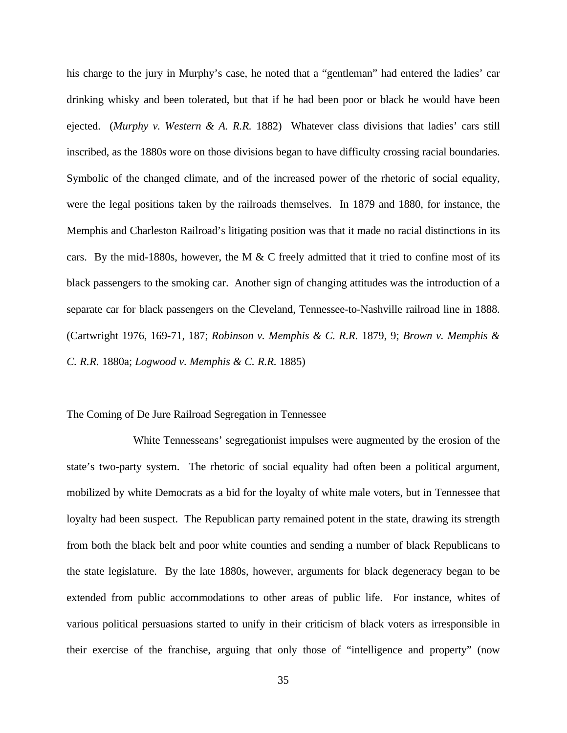his charge to the jury in Murphy's case, he noted that a "gentleman" had entered the ladies' car drinking whisky and been tolerated, but that if he had been poor or black he would have been ejected. (*Murphy v. Western & A. R.R.* 1882) Whatever class divisions that ladies' cars still inscribed, as the 1880s wore on those divisions began to have difficulty crossing racial boundaries. Symbolic of the changed climate, and of the increased power of the rhetoric of social equality, were the legal positions taken by the railroads themselves. In 1879 and 1880, for instance, the Memphis and Charleston Railroad's litigating position was that it made no racial distinctions in its cars. By the mid-1880s, however, the M & C freely admitted that it tried to confine most of its black passengers to the smoking car. Another sign of changing attitudes was the introduction of a separate car for black passengers on the Cleveland, Tennessee-to-Nashville railroad line in 1888. (Cartwright 1976, 169-71, 187; *Robinson v. Memphis & C. R.R.* 1879, 9; *Brown v. Memphis & C. R.R.* 1880a; *Logwood v. Memphis & C. R.R.* 1885)

## The Coming of De Jure Railroad Segregation in Tennessee

White Tennesseans' segregationist impulses were augmented by the erosion of the state's two-party system. The rhetoric of social equality had often been a political argument, mobilized by white Democrats as a bid for the loyalty of white male voters, but in Tennessee that loyalty had been suspect. The Republican party remained potent in the state, drawing its strength from both the black belt and poor white counties and sending a number of black Republicans to the state legislature. By the late 1880s, however, arguments for black degeneracy began to be extended from public accommodations to other areas of public life. For instance, whites of various political persuasions started to unify in their criticism of black voters as irresponsible in their exercise of the franchise, arguing that only those of "intelligence and property" (now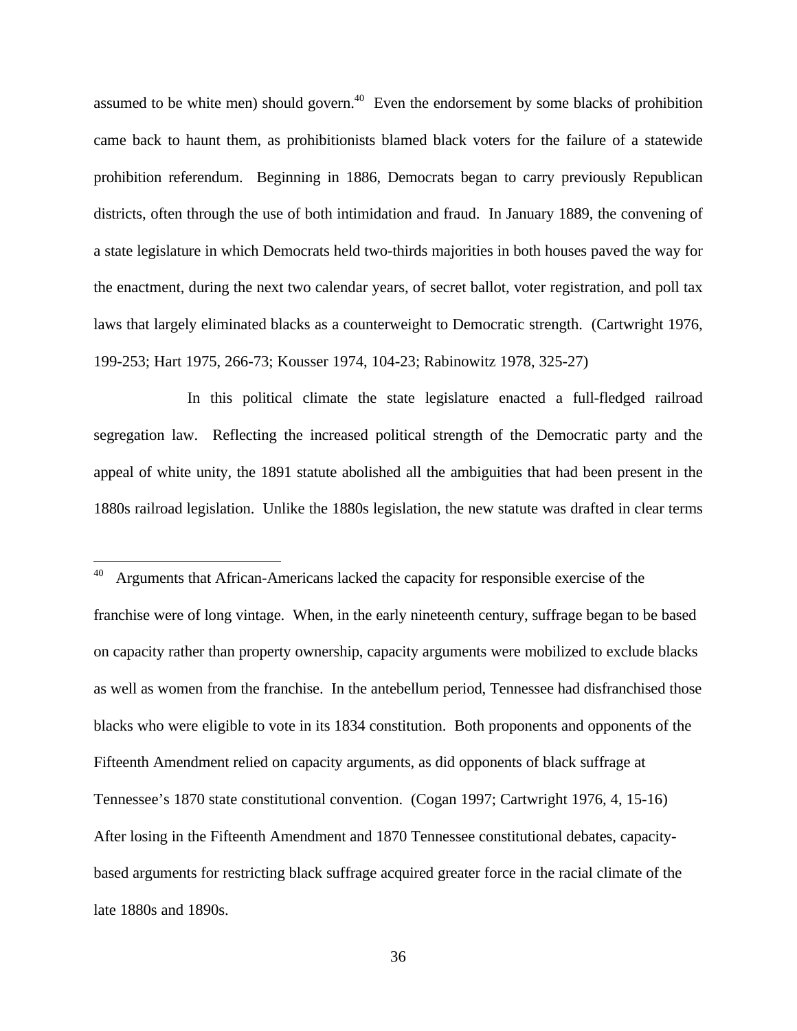assumed to be white men) should govern.[40] Even the endorsement by some blacks of prohibition came back to haunt them, as prohibitionists blamed black voters for the failure of a statewide prohibition referendum. Beginning in 1886, Democrats began to carry previously Republican districts, often through the use of both intimidation and fraud. In January 1889, the convening of a state legislature in which Democrats held two-thirds majorities in both houses paved the way for the enactment, during the next two calendar years, of secret ballot, voter registration, and poll tax laws that largely eliminated blacks as a counterweight to Democratic strength. (Cartwright 1976, 199-253; Hart 1975, 266-73; Kousser 1974, 104-23; Rabinowitz 1978, 325-27)

In this political climate the state legislature enacted a full-fledged railroad segregation law. Reflecting the increased political strength of the Democratic party and the appeal of white unity, the 1891 statute abolished all the ambiguities that had been present in the 1880s railroad legislation. Unlike the 1880s legislation, the new statute was drafted in clear terms

---

[40] Arguments that African-Americans lacked the capacity for responsible exercise of the franchise were of long vintage. When, in the early nineteenth century, suffrage began to be based on capacity rather than property ownership, capacity arguments were mobilized to exclude blacks as well as women from the franchise. In the antebellum period, Tennessee had disfranchised those blacks who were eligible to vote in its 1834 constitution. Both proponents and opponents of the Fifteenth Amendment relied on capacity arguments, as did opponents of black suffrage at Tennessee's 1870 state constitutional convention. (Cogan 1997; Cartwright 1976, 4, 15-16) After losing in the Fifteenth Amendment and 1870 Tennessee constitutional debates, capacity-based arguments for restricting black suffrage acquired greater force in the racial climate of the late 1880s and 1890s.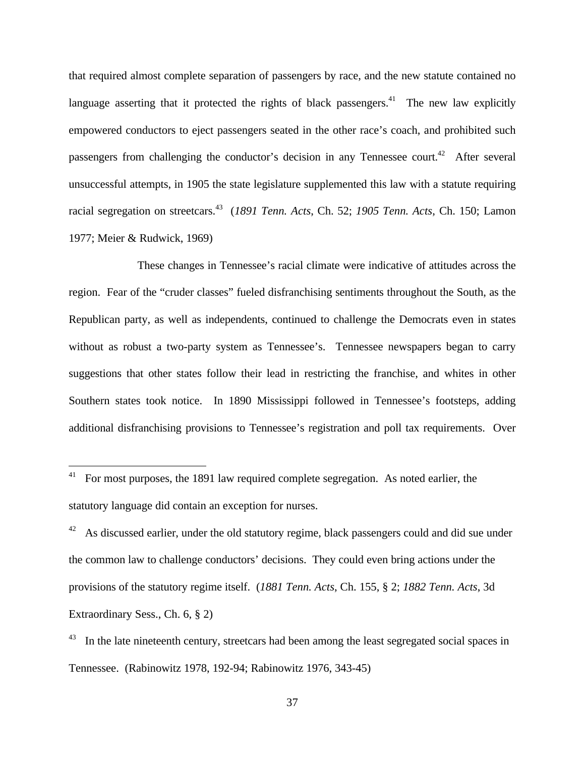that required almost complete separation of passengers by race, and the new statute contained no language asserting that it protected the rights of black passengers.[41] The new law explicitly empowered conductors to eject passengers seated in the other race's coach, and prohibited such passengers from challenging the conductor's decision in any Tennessee court.[42] After several unsuccessful attempts, in 1905 the state legislature supplemented this law with a statute requiring racial segregation on streetcars.[43] (*1891 Tenn. Acts*, Ch. 52; *1905 Tenn. Acts*, Ch. 150; Lamon 1977; Meier & Rudwick, 1969)

These changes in Tennessee's racial climate were indicative of attitudes across the region. Fear of the "cruder classes" fueled disfranchising sentiments throughout the South, as the Republican party, as well as independents, continued to challenge the Democrats even in states without as robust a two-party system as Tennessee's. Tennessee newspapers began to carry suggestions that other states follow their lead in restricting the franchise, and whites in other Southern states took notice. In 1890 Mississippi followed in Tennessee's footsteps, adding additional disfranchising provisions to Tennessee's registration and poll tax requirements. Over

---

[41] For most purposes, the 1891 law required complete segregation. As noted earlier, the statutory language did contain an exception for nurses.

[42] As discussed earlier, under the old statutory regime, black passengers could and did sue under the common law to challenge conductors' decisions. They could even bring actions under the provisions of the statutory regime itself. (*1881 Tenn. Acts*, Ch. 155, § 2; *1882 Tenn. Acts*, 3d Extraordinary Sess., Ch. 6, § 2)

[43] In the late nineteenth century, streetcars had been among the least segregated social spaces in Tennessee. (Rabinowitz 1978, 192-94; Rabinowitz 1976, 343-45)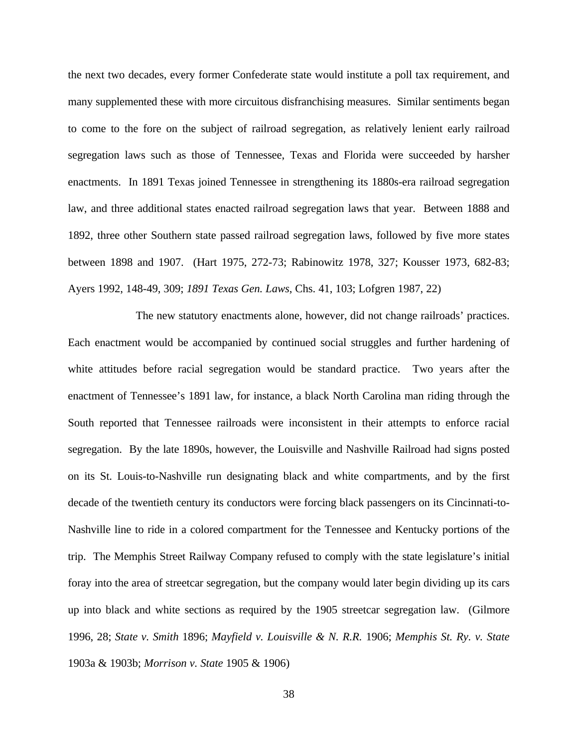the next two decades, every former Confederate state would institute a poll tax requirement, and many supplemented these with more circuitous disfranchising measures. Similar sentiments began to come to the fore on the subject of railroad segregation, as relatively lenient early railroad segregation laws such as those of Tennessee, Texas and Florida were succeeded by harsher enactments. In 1891 Texas joined Tennessee in strengthening its 1880s-era railroad segregation law, and three additional states enacted railroad segregation laws that year. Between 1888 and 1892, three other Southern state passed railroad segregation laws, followed by five more states between 1898 and 1907. (Hart 1975, 272-73; Rabinowitz 1978, 327; Kousser 1973, 682-83; Ayers 1992, 148-49, 309; *1891 Texas Gen. Laws*, Chs. 41, 103; Lofgren 1987, 22)

The new statutory enactments alone, however, did not change railroads' practices. Each enactment would be accompanied by continued social struggles and further hardening of white attitudes before racial segregation would be standard practice. Two years after the enactment of Tennessee's 1891 law, for instance, a black North Carolina man riding through the South reported that Tennessee railroads were inconsistent in their attempts to enforce racial segregation. By the late 1890s, however, the Louisville and Nashville Railroad had signs posted on its St. Louis-to-Nashville run designating black and white compartments, and by the first decade of the twentieth century its conductors were forcing black passengers on its Cincinnati-to-Nashville line to ride in a colored compartment for the Tennessee and Kentucky portions of the trip. The Memphis Street Railway Company refused to comply with the state legislature's initial foray into the area of streetcar segregation, but the company would later begin dividing up its cars up into black and white sections as required by the 1905 streetcar segregation law. (Gilmore 1996, 28; *State v. Smith* 1896; *Mayfield v. Louisville & N. R.R.* 1906; *Memphis St. Ry. v. State* 1903a & 1903b; *Morrison v. State* 1905 & 1906)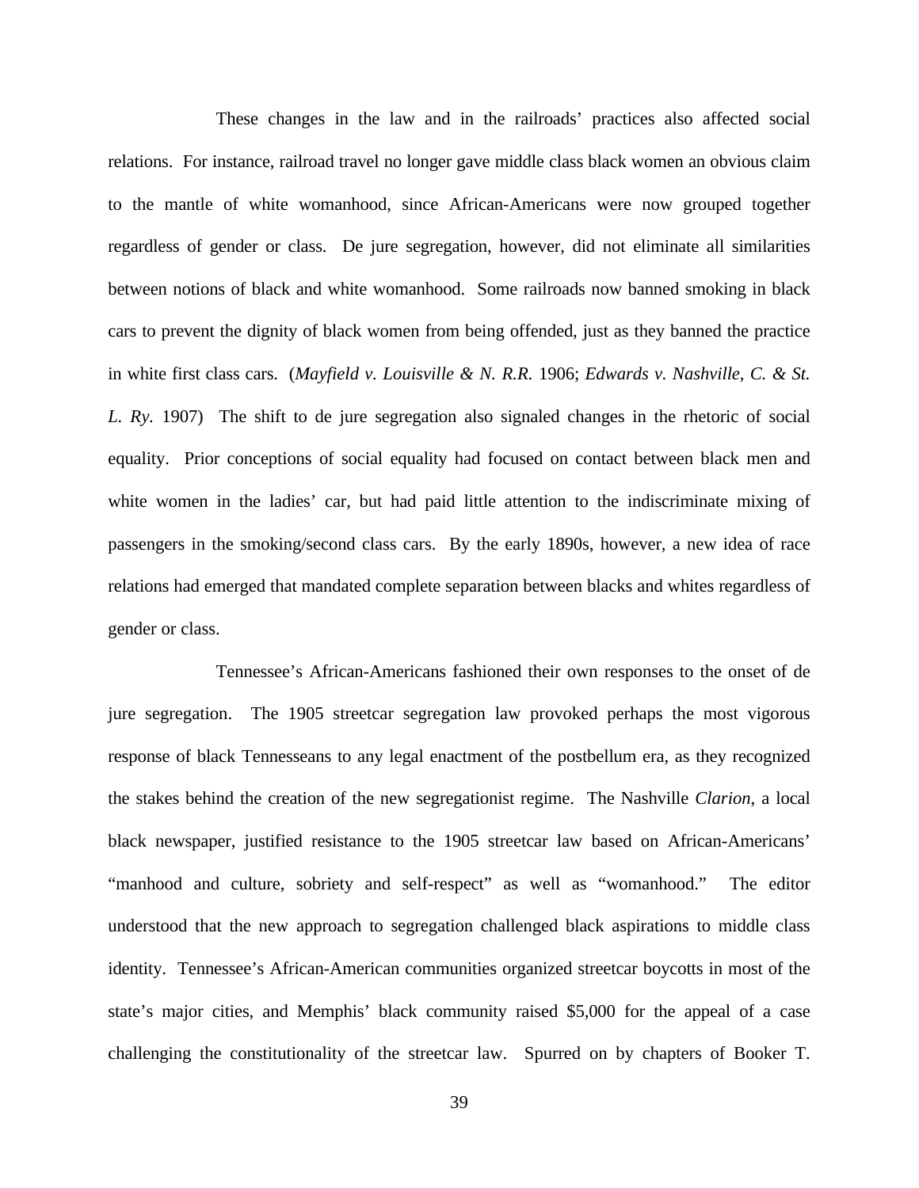These changes in the law and in the railroads' practices also affected social relations. For instance, railroad travel no longer gave middle class black women an obvious claim to the mantle of white womanhood, since African-Americans were now grouped together regardless of gender or class. De jure segregation, however, did not eliminate all similarities between notions of black and white womanhood. Some railroads now banned smoking in black cars to prevent the dignity of black women from being offended, just as they banned the practice in white first class cars. (*Mayfield v. Louisville & N. R.R.* 1906; *Edwards v. Nashville, C. & St. L. Ry.* 1907) The shift to de jure segregation also signaled changes in the rhetoric of social equality. Prior conceptions of social equality had focused on contact between black men and white women in the ladies' car, but had paid little attention to the indiscriminate mixing of passengers in the smoking/second class cars. By the early 1890s, however, a new idea of race relations had emerged that mandated complete separation between blacks and whites regardless of gender or class.

Tennessee's African-Americans fashioned their own responses to the onset of de jure segregation. The 1905 streetcar segregation law provoked perhaps the most vigorous response of black Tennesseans to any legal enactment of the postbellum era, as they recognized the stakes behind the creation of the new segregationist regime. The Nashville *Clarion*, a local black newspaper, justified resistance to the 1905 streetcar law based on African-Americans' "manhood and culture, sobriety and self-respect" as well as "womanhood." The editor understood that the new approach to segregation challenged black aspirations to middle class identity. Tennessee's African-American communities organized streetcar boycotts in most of the state's major cities, and Memphis' black community raised $5,000 for the appeal of a case challenging the constitutionality of the streetcar law. Spurred on by chapters of Booker T.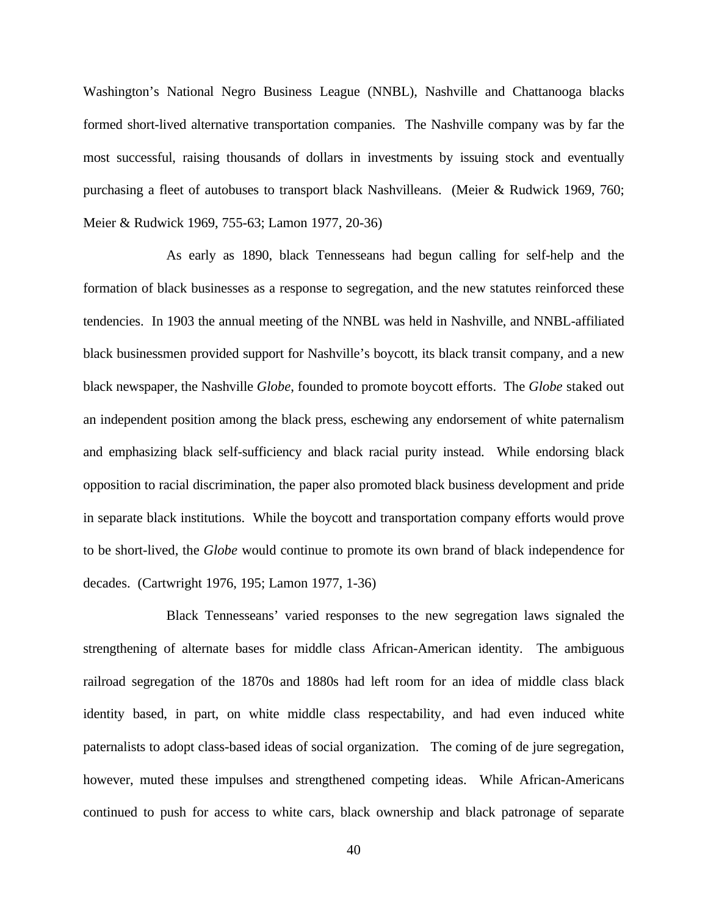Washington's National Negro Business League (NNBL), Nashville and Chattanooga blacks formed short-lived alternative transportation companies. The Nashville company was by far the most successful, raising thousands of dollars in investments by issuing stock and eventually purchasing a fleet of autobuses to transport black Nashvilleans. (Meier & Rudwick 1969, 760; Meier & Rudwick 1969, 755-63; Lamon 1977, 20-36)

As early as 1890, black Tennesseans had begun calling for self-help and the formation of black businesses as a response to segregation, and the new statutes reinforced these tendencies. In 1903 the annual meeting of the NNBL was held in Nashville, and NNBL-affiliated black businessmen provided support for Nashville's boycott, its black transit company, and a new black newspaper, the Nashville *Globe*, founded to promote boycott efforts. The *Globe* staked out an independent position among the black press, eschewing any endorsement of white paternalism and emphasizing black self-sufficiency and black racial purity instead. While endorsing black opposition to racial discrimination, the paper also promoted black business development and pride in separate black institutions. While the boycott and transportation company efforts would prove to be short-lived, the *Globe* would continue to promote its own brand of black independence for decades. (Cartwright 1976, 195; Lamon 1977, 1-36)

Black Tennesseans' varied responses to the new segregation laws signaled the strengthening of alternate bases for middle class African-American identity. The ambiguous railroad segregation of the 1870s and 1880s had left room for an idea of middle class black identity based, in part, on white middle class respectability, and had even induced white paternalists to adopt class-based ideas of social organization. The coming of de jure segregation, however, muted these impulses and strengthened competing ideas. While African-Americans continued to push for access to white cars, black ownership and black patronage of separate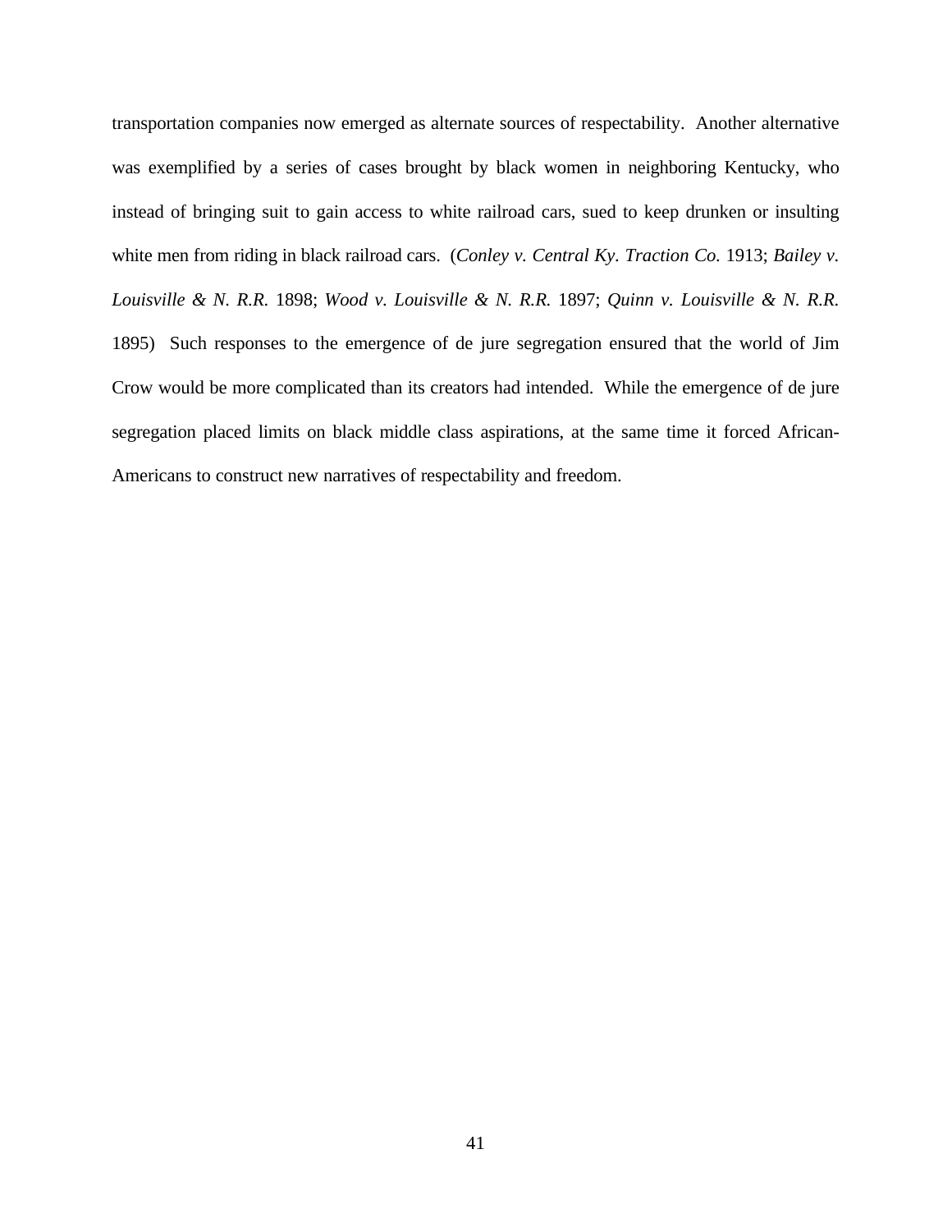transportation companies now emerged as alternate sources of respectability. Another alternative was exemplified by a series of cases brought by black women in neighboring Kentucky, who instead of bringing suit to gain access to white railroad cars, sued to keep drunken or insulting white men from riding in black railroad cars. (*Conley v. Central Ky. Traction Co.* 1913; *Bailey v. Louisville & N. R.R.* 1898; *Wood v. Louisville & N. R.R.* 1897; *Quinn v. Louisville & N. R.R.* 1895) Such responses to the emergence of de jure segregation ensured that the world of Jim Crow would be more complicated than its creators had intended. While the emergence of de jure segregation placed limits on black middle class aspirations, at the same time it forced African-Americans to construct new narratives of respectability and freedom.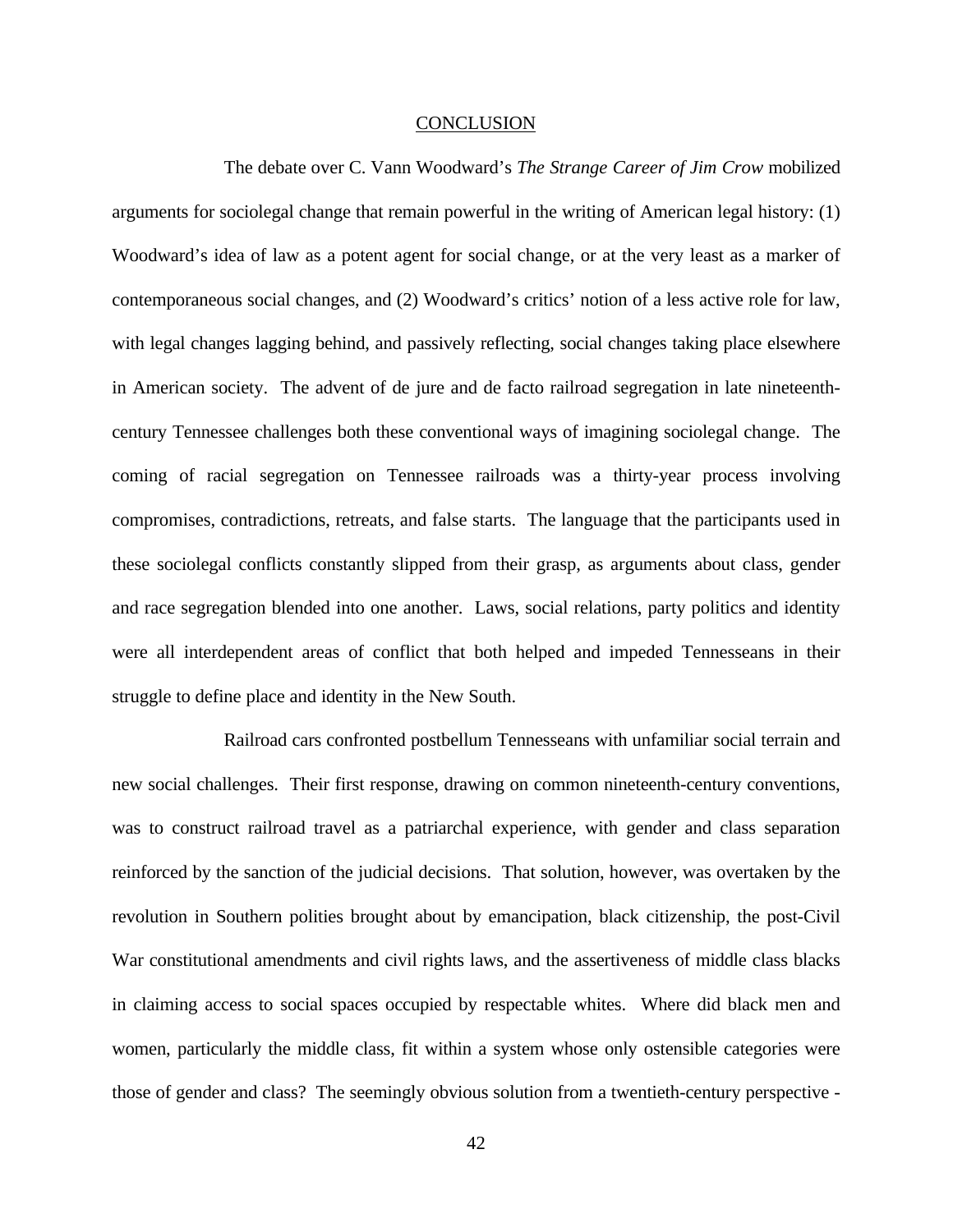# CONCLUSION

The debate over C. Vann Woodward's *The Strange Career of Jim Crow* mobilized arguments for sociolegal change that remain powerful in the writing of American legal history: (1) Woodward's idea of law as a potent agent for social change, or at the very least as a marker of contemporaneous social changes, and (2) Woodward's critics' notion of a less active role for law, with legal changes lagging behind, and passively reflecting, social changes taking place elsewhere in American society. The advent of de jure and de facto railroad segregation in late nineteenth-century Tennessee challenges both these conventional ways of imagining sociolegal change. The coming of racial segregation on Tennessee railroads was a thirty-year process involving compromises, contradictions, retreats, and false starts. The language that the participants used in these sociolegal conflicts constantly slipped from their grasp, as arguments about class, gender and race segregation blended into one another. Laws, social relations, party politics and identity were all interdependent areas of conflict that both helped and impeded Tennesseans in their struggle to define place and identity in the New South.

Railroad cars confronted postbellum Tennesseans with unfamiliar social terrain and new social challenges. Their first response, drawing on common nineteenth-century conventions, was to construct railroad travel as a patriarchal experience, with gender and class separation reinforced by the sanction of the judicial decisions. That solution, however, was overtaken by the revolution in Southern polities brought about by emancipation, black citizenship, the post-Civil War constitutional amendments and civil rights laws, and the assertiveness of middle class blacks in claiming access to social spaces occupied by respectable whites. Where did black men and women, particularly the middle class, fit within a system whose only ostensible categories were those of gender and class? The seemingly obvious solution from a twentieth-century perspective -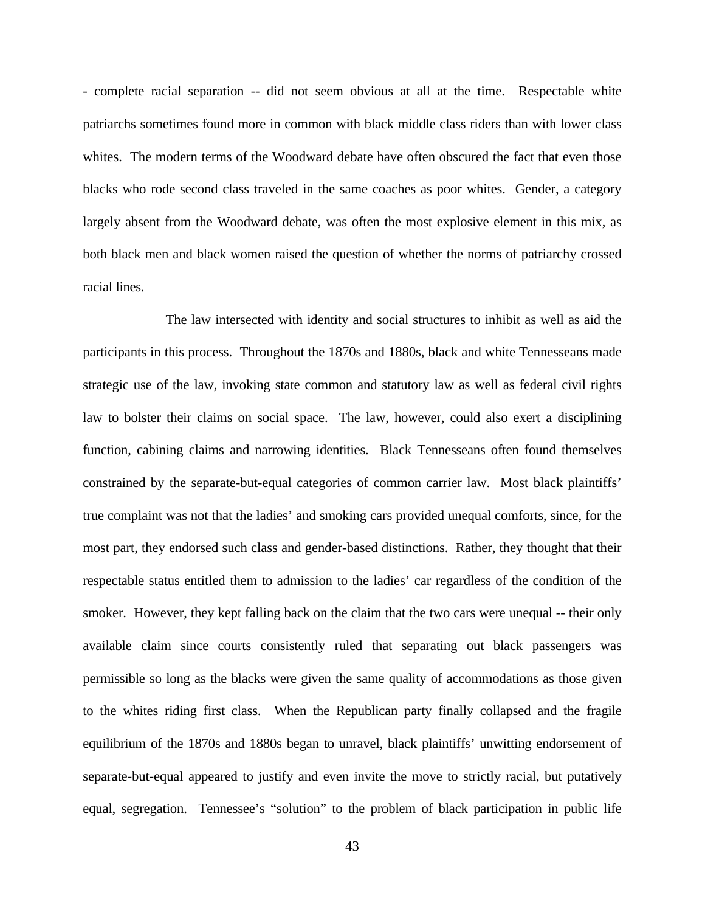- complete racial separation -- did not seem obvious at all at the time. Respectable white patriarchs sometimes found more in common with black middle class riders than with lower class whites. The modern terms of the Woodward debate have often obscured the fact that even those blacks who rode second class traveled in the same coaches as poor whites. Gender, a category largely absent from the Woodward debate, was often the most explosive element in this mix, as both black men and black women raised the question of whether the norms of patriarchy crossed racial lines.

The law intersected with identity and social structures to inhibit as well as aid the participants in this process. Throughout the 1870s and 1880s, black and white Tennesseans made strategic use of the law, invoking state common and statutory law as well as federal civil rights law to bolster their claims on social space. The law, however, could also exert a disciplining function, cabining claims and narrowing identities. Black Tennesseans often found themselves constrained by the separate-but-equal categories of common carrier law. Most black plaintiffs' true complaint was not that the ladies' and smoking cars provided unequal comforts, since, for the most part, they endorsed such class and gender-based distinctions. Rather, they thought that their respectable status entitled them to admission to the ladies' car regardless of the condition of the smoker. However, they kept falling back on the claim that the two cars were unequal -- their only available claim since courts consistently ruled that separating out black passengers was permissible so long as the blacks were given the same quality of accommodations as those given to the whites riding first class. When the Republican party finally collapsed and the fragile equilibrium of the 1870s and 1880s began to unravel, black plaintiffs' unwitting endorsement of separate-but-equal appeared to justify and even invite the move to strictly racial, but putatively equal, segregation. Tennessee's "solution" to the problem of black participation in public life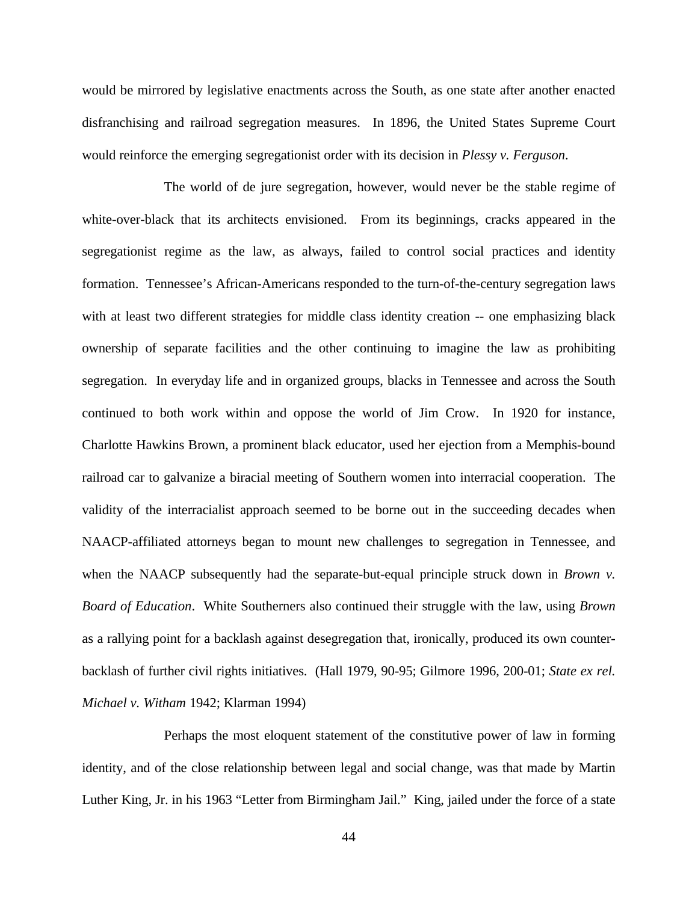would be mirrored by legislative enactments across the South, as one state after another enacted disfranchising and railroad segregation measures. In 1896, the United States Supreme Court would reinforce the emerging segregationist order with its decision in *Plessy v. Ferguson*.

The world of de jure segregation, however, would never be the stable regime of white-over-black that its architects envisioned. From its beginnings, cracks appeared in the segregationist regime as the law, as always, failed to control social practices and identity formation. Tennessee's African-Americans responded to the turn-of-the-century segregation laws with at least two different strategies for middle class identity creation -- one emphasizing black ownership of separate facilities and the other continuing to imagine the law as prohibiting segregation. In everyday life and in organized groups, blacks in Tennessee and across the South continued to both work within and oppose the world of Jim Crow. In 1920 for instance, Charlotte Hawkins Brown, a prominent black educator, used her ejection from a Memphis-bound railroad car to galvanize a biracial meeting of Southern women into interracial cooperation. The validity of the interracialist approach seemed to be borne out in the succeeding decades when NAACP-affiliated attorneys began to mount new challenges to segregation in Tennessee, and when the NAACP subsequently had the separate-but-equal principle struck down in *Brown v. Board of Education*. White Southerners also continued their struggle with the law, using *Brown* as a rallying point for a backlash against desegregation that, ironically, produced its own counter-backlash of further civil rights initiatives. (Hall 1979, 90-95; Gilmore 1996, 200-01; *State ex rel. Michael v. Witham* 1942; Klarman 1994)

Perhaps the most eloquent statement of the constitutive power of law in forming identity, and of the close relationship between legal and social change, was that made by Martin Luther King, Jr. in his 1963 "Letter from Birmingham Jail." King, jailed under the force of a state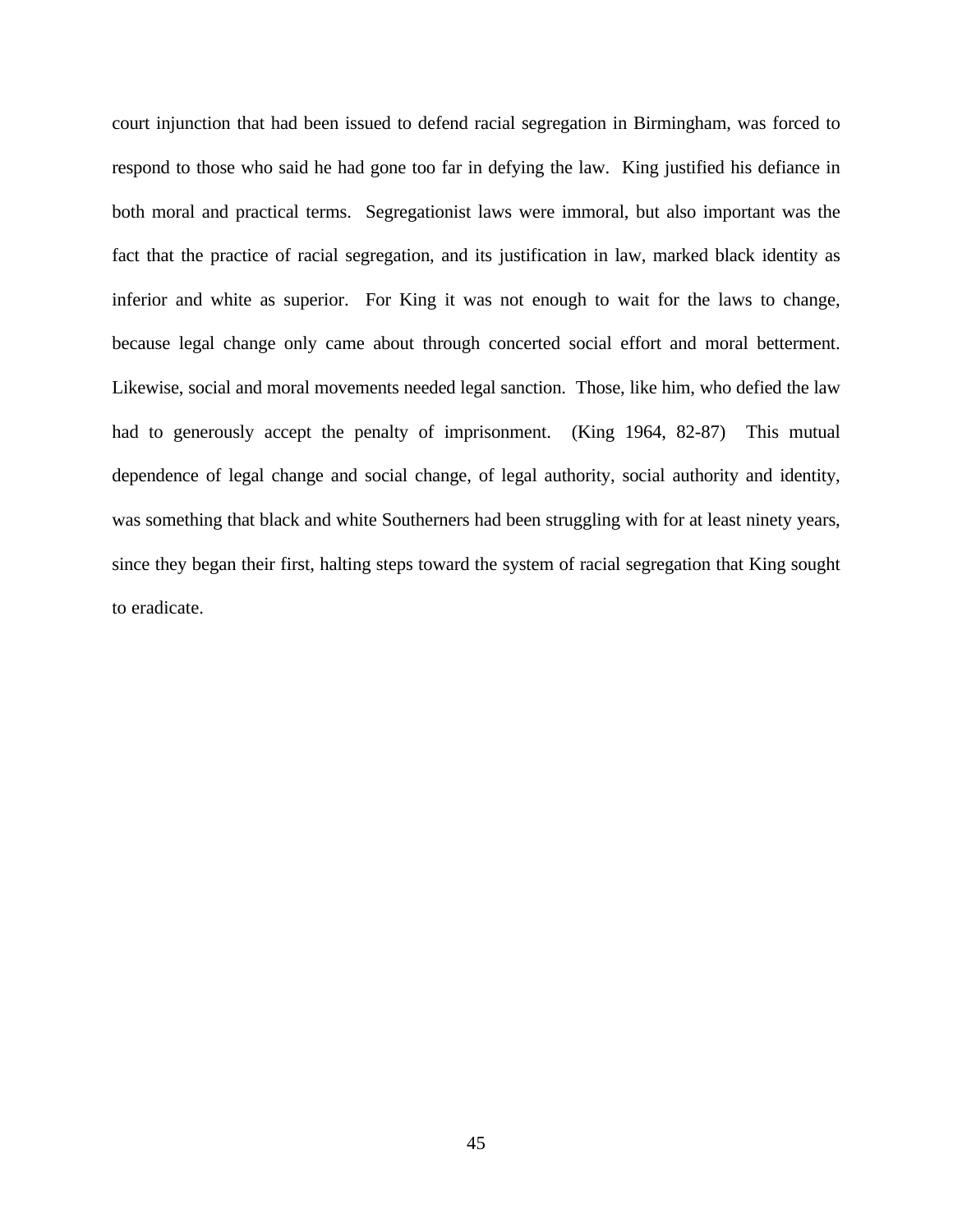court injunction that had been issued to defend racial segregation in Birmingham, was forced to respond to those who said he had gone too far in defying the law. King justified his defiance in both moral and practical terms. Segregationist laws were immoral, but also important was the fact that the practice of racial segregation, and its justification in law, marked black identity as inferior and white as superior. For King it was not enough to wait for the laws to change, because legal change only came about through concerted social effort and moral betterment. Likewise, social and moral movements needed legal sanction. Those, like him, who defied the law had to generously accept the penalty of imprisonment. (King 1964, 82-87) This mutual dependence of legal change and social change, of legal authority, social authority and identity, was something that black and white Southerners had been struggling with for at least ninety years, since they began their first, halting steps toward the system of racial segregation that King sought to eradicate.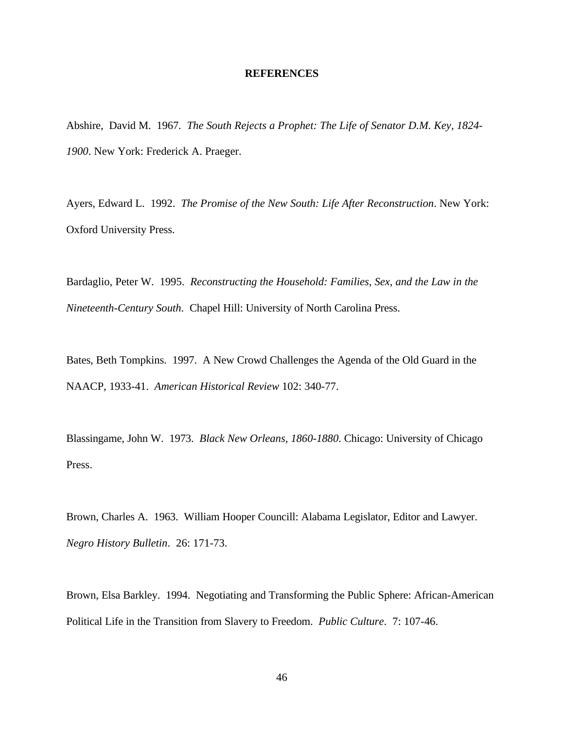# REFERENCES

Abshire, David M. 1967. *The South Rejects a Prophet: The Life of Senator D.M. Key, 1824-1900*. New York: Frederick A. Praeger.

Ayers, Edward L. 1992. *The Promise of the New South: Life After Reconstruction*. New York: Oxford University Press.

Bardaglio, Peter W. 1995. *Reconstructing the Household: Families, Sex, and the Law in the Nineteenth-Century South*. Chapel Hill: University of North Carolina Press.

Bates, Beth Tompkins. 1997. A New Crowd Challenges the Agenda of the Old Guard in the NAACP, 1933-41. *American Historical Review* 102: 340-77.

Blassingame, John W. 1973. *Black New Orleans, 1860-1880*. Chicago: University of Chicago Press.

Brown, Charles A. 1963. William Hooper Councill: Alabama Legislator, Editor and Lawyer. *Negro History Bulletin*. 26: 171-73.

Brown, Elsa Barkley. 1994. Negotiating and Transforming the Public Sphere: African-American Political Life in the Transition from Slavery to Freedom. *Public Culture*. 7: 107-46.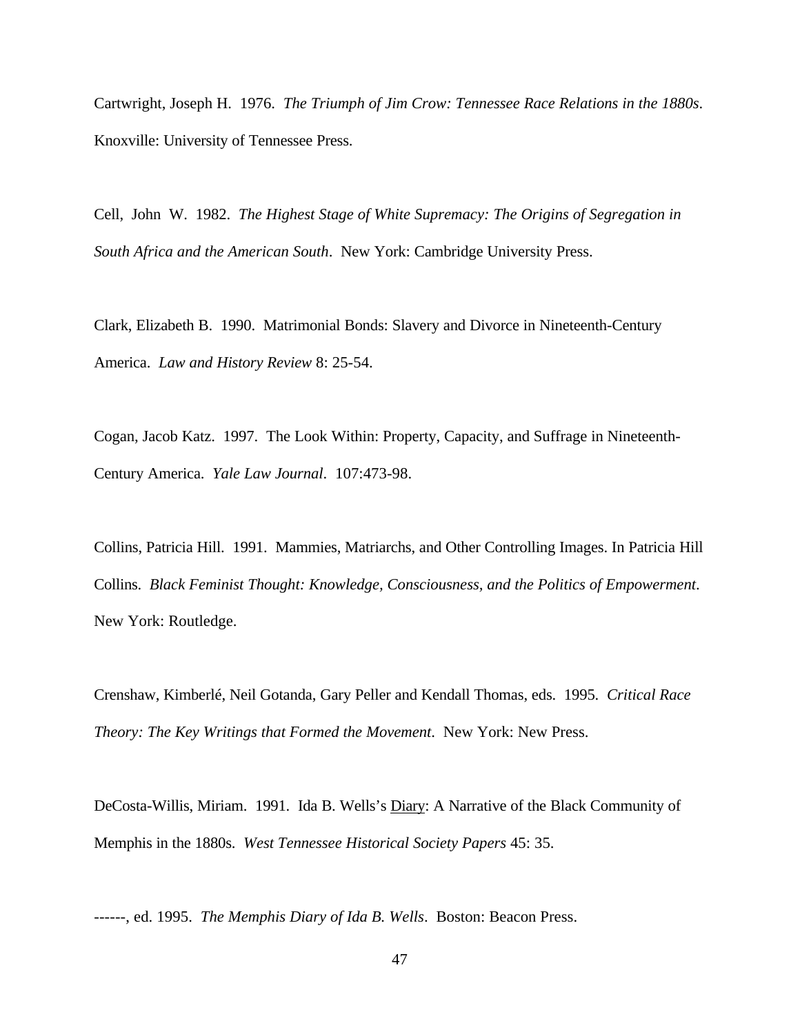Cartwright, Joseph H. 1976. *The Triumph of Jim Crow: Tennessee Race Relations in the 1880s*. Knoxville: University of Tennessee Press.

Cell, John W. 1982. *The Highest Stage of White Supremacy: The Origins of Segregation in South Africa and the American South*. New York: Cambridge University Press.

Clark, Elizabeth B. 1990. Matrimonial Bonds: Slavery and Divorce in Nineteenth-Century America. *Law and History Review* 8: 25-54.

Cogan, Jacob Katz. 1997. The Look Within: Property, Capacity, and Suffrage in Nineteenth-Century America. *Yale Law Journal*. 107:473-98.

Collins, Patricia Hill. 1991. Mammies, Matriarchs, and Other Controlling Images. In Patricia Hill Collins. *Black Feminist Thought: Knowledge, Consciousness, and the Politics of Empowerment*. New York: Routledge.

Crenshaw, Kimberlé, Neil Gotanda, Gary Peller and Kendall Thomas, eds. 1995. *Critical Race Theory: The Key Writings that Formed the Movement*. New York: New Press.

DeCosta-Willis, Miriam. 1991. Ida B. Wells's Diary: A Narrative of the Black Community of Memphis in the 1880s. *West Tennessee Historical Society Papers* 45: 35.

------, ed. 1995. *The Memphis Diary of Ida B. Wells*. Boston: Beacon Press.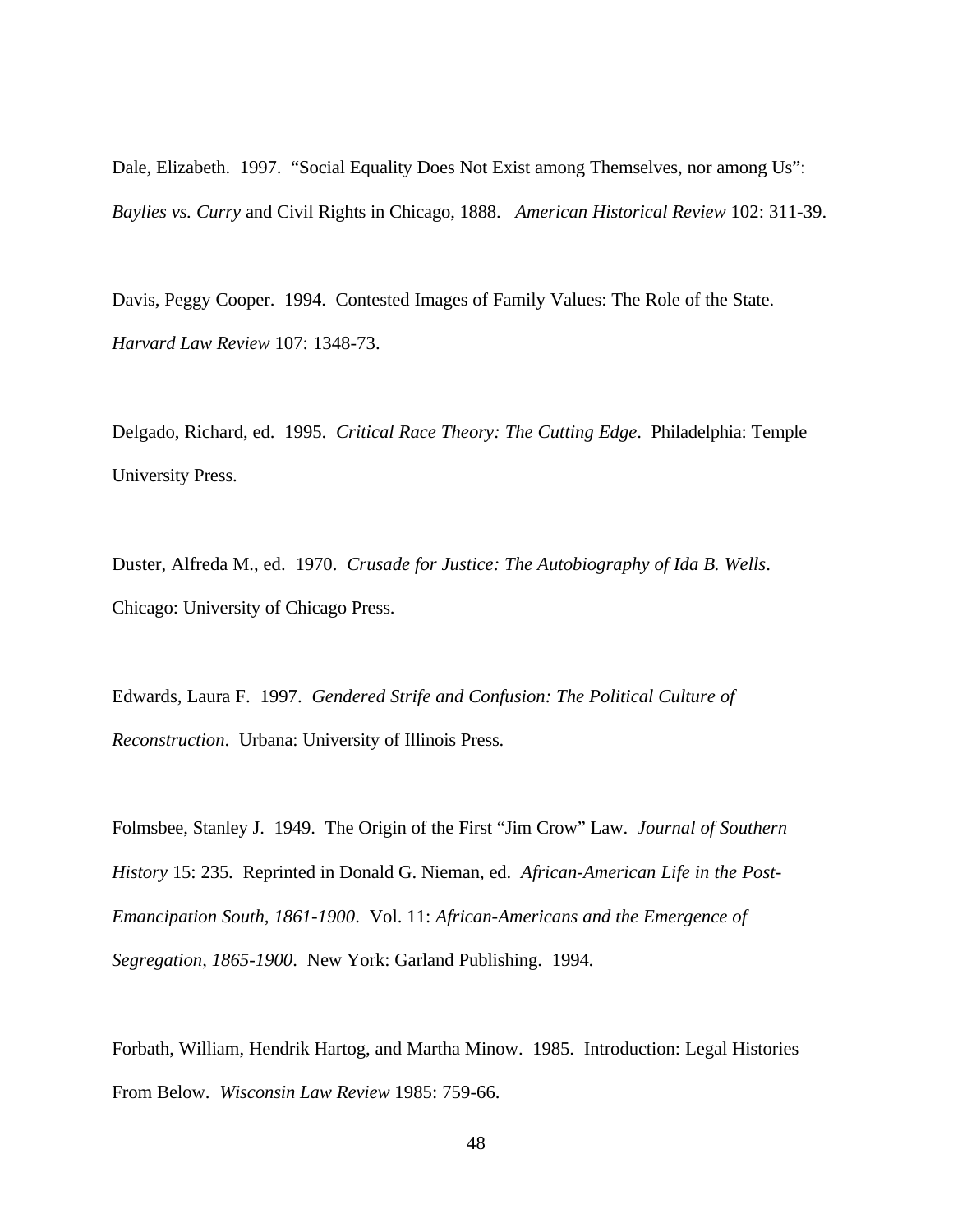Dale, Elizabeth. 1997. "Social Equality Does Not Exist among Themselves, nor among Us": *Baylies vs. Curry* and Civil Rights in Chicago, 1888. *American Historical Review* 102: 311-39.

Davis, Peggy Cooper. 1994. Contested Images of Family Values: The Role of the State. *Harvard Law Review* 107: 1348-73.

Delgado, Richard, ed. 1995. *Critical Race Theory: The Cutting Edge*. Philadelphia: Temple University Press.

Duster, Alfreda M., ed. 1970. *Crusade for Justice: The Autobiography of Ida B. Wells*. Chicago: University of Chicago Press.

Edwards, Laura F. 1997. *Gendered Strife and Confusion: The Political Culture of Reconstruction*. Urbana: University of Illinois Press.

Folmsbee, Stanley J. 1949. The Origin of the First "Jim Crow" Law. *Journal of Southern History* 15: 235. Reprinted in Donald G. Nieman, ed. *African-American Life in the Post-Emancipation South, 1861-1900*. Vol. 11: *African-Americans and the Emergence of Segregation, 1865-1900*. New York: Garland Publishing. 1994.

Forbath, William, Hendrik Hartog, and Martha Minow. 1985. Introduction: Legal Histories From Below. *Wisconsin Law Review* 1985: 759-66.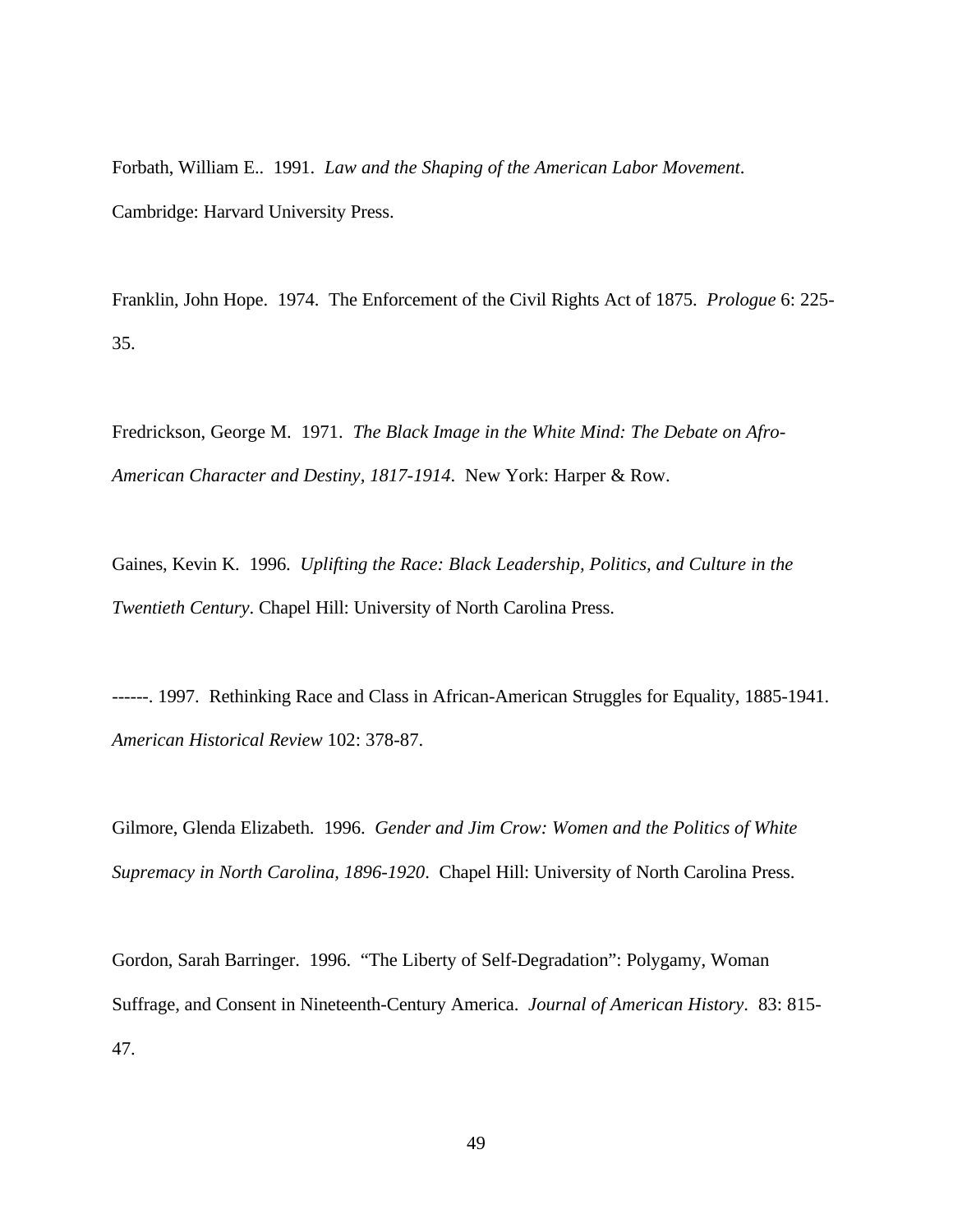Forbath, William E.. 1991. *Law and the Shaping of the American Labor Movement*. Cambridge: Harvard University Press.

Franklin, John Hope. 1974. The Enforcement of the Civil Rights Act of 1875. *Prologue* 6: 225-35.

Fredrickson, George M. 1971. *The Black Image in the White Mind: The Debate on Afro-American Character and Destiny, 1817-1914*. New York: Harper & Row.

Gaines, Kevin K. 1996. *Uplifting the Race: Black Leadership, Politics, and Culture in the Twentieth Century*. Chapel Hill: University of North Carolina Press.

------. 1997. Rethinking Race and Class in African-American Struggles for Equality, 1885-1941. *American Historical Review* 102: 378-87.

Gilmore, Glenda Elizabeth. 1996. *Gender and Jim Crow: Women and the Politics of White Supremacy in North Carolina, 1896-1920*. Chapel Hill: University of North Carolina Press.

Gordon, Sarah Barringer. 1996. "The Liberty of Self-Degradation": Polygamy, Woman Suffrage, and Consent in Nineteenth-Century America. *Journal of American History*. 83: 815-47.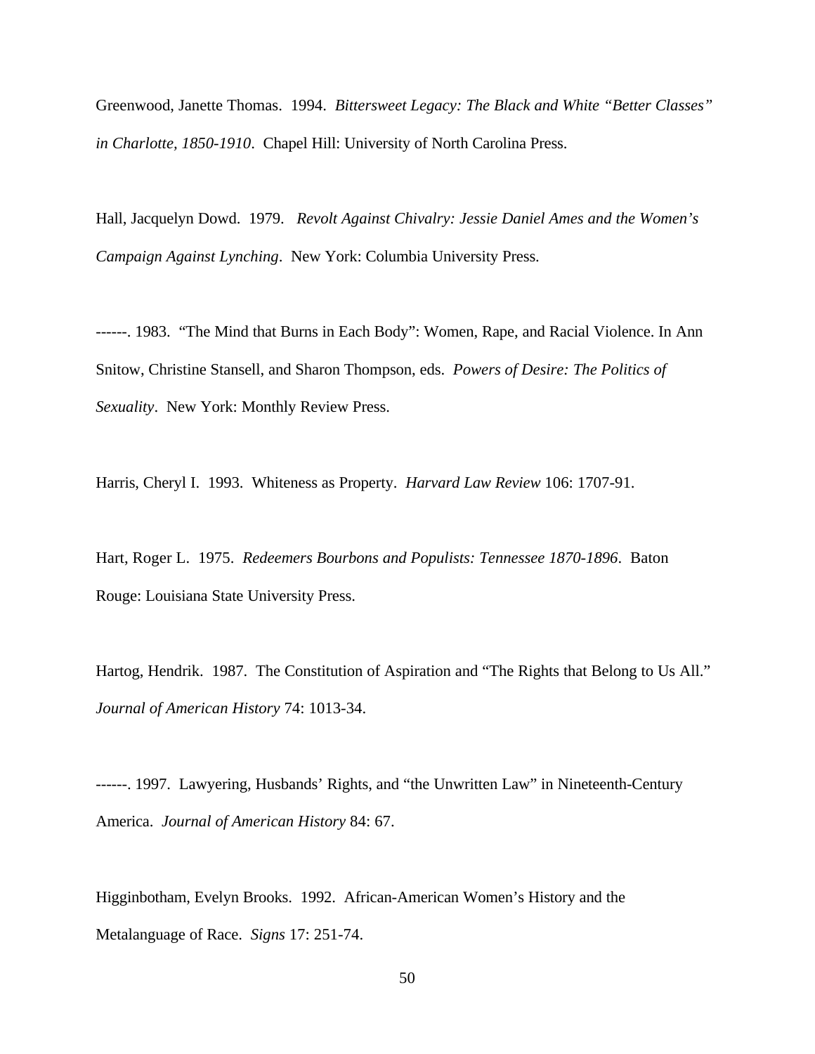Greenwood, Janette Thomas. 1994. *Bittersweet Legacy: The Black and White "Better Classes" in Charlotte, 1850-1910*. Chapel Hill: University of North Carolina Press.

Hall, Jacquelyn Dowd. 1979. *Revolt Against Chivalry: Jessie Daniel Ames and the Women's Campaign Against Lynching*. New York: Columbia University Press.

------. 1983. "The Mind that Burns in Each Body": Women, Rape, and Racial Violence. In Ann Snitow, Christine Stansell, and Sharon Thompson, eds. *Powers of Desire: The Politics of Sexuality*. New York: Monthly Review Press.

Harris, Cheryl I. 1993. Whiteness as Property. *Harvard Law Review* 106: 1707-91.

Hart, Roger L. 1975. *Redeemers Bourbons and Populists: Tennessee 1870-1896*. Baton Rouge: Louisiana State University Press.

Hartog, Hendrik. 1987. The Constitution of Aspiration and "The Rights that Belong to Us All." *Journal of American History* 74: 1013-34.

------. 1997. Lawyering, Husbands' Rights, and "the Unwritten Law" in Nineteenth-Century America. *Journal of American History* 84: 67.

Higginbotham, Evelyn Brooks. 1992. African-American Women's History and the Metalanguage of Race. *Signs* 17: 251-74.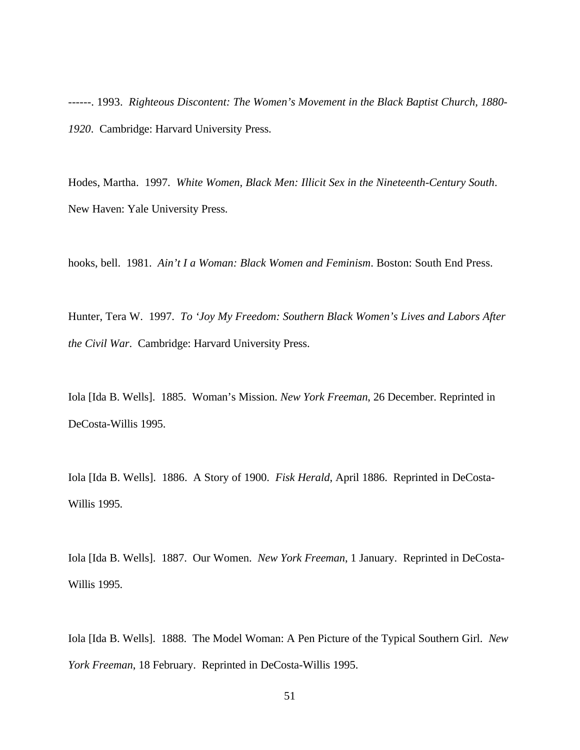------. 1993. *Righteous Discontent: The Women's Movement in the Black Baptist Church, 1880-1920*. Cambridge: Harvard University Press.

Hodes, Martha. 1997. *White Women, Black Men: Illicit Sex in the Nineteenth-Century South*. New Haven: Yale University Press.

hooks, bell. 1981. *Ain't I a Woman: Black Women and Feminism*. Boston: South End Press.

Hunter, Tera W. 1997. *To 'Joy My Freedom: Southern Black Women's Lives and Labors After the Civil War*. Cambridge: Harvard University Press.

Iola [Ida B. Wells]. 1885. Woman's Mission. *New York Freeman*, 26 December. Reprinted in DeCosta-Willis 1995.

Iola [Ida B. Wells]. 1886. A Story of 1900. *Fisk Herald*, April 1886. Reprinted in DeCosta-Willis 1995.

Iola [Ida B. Wells]. 1887. Our Women. *New York Freeman*, 1 January. Reprinted in DeCosta-Willis 1995.

Iola [Ida B. Wells]. 1888. The Model Woman: A Pen Picture of the Typical Southern Girl. *New York Freeman*, 18 February. Reprinted in DeCosta-Willis 1995.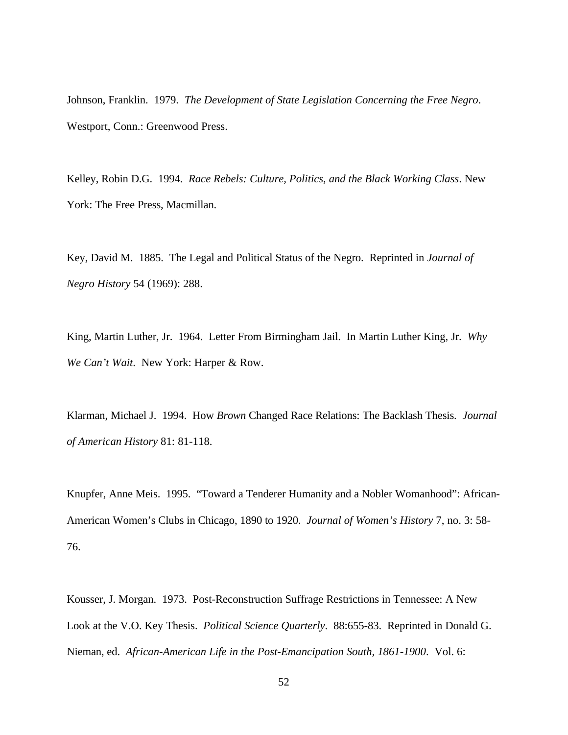Johnson, Franklin. 1979. *The Development of State Legislation Concerning the Free Negro*. Westport, Conn.: Greenwood Press.

Kelley, Robin D.G. 1994. *Race Rebels: Culture, Politics, and the Black Working Class*. New York: The Free Press, Macmillan.

Key, David M. 1885. The Legal and Political Status of the Negro. Reprinted in *Journal of Negro History* 54 (1969): 288.

King, Martin Luther, Jr. 1964. Letter From Birmingham Jail. In Martin Luther King, Jr. *Why We Can't Wait*. New York: Harper & Row.

Klarman, Michael J. 1994. How *Brown* Changed Race Relations: The Backlash Thesis. *Journal of American History* 81: 81-118.

Knupfer, Anne Meis. 1995. "Toward a Tenderer Humanity and a Nobler Womanhood": African-American Women's Clubs in Chicago, 1890 to 1920. *Journal of Women's History* 7, no. 3: 58-76.

Kousser, J. Morgan. 1973. Post-Reconstruction Suffrage Restrictions in Tennessee: A New Look at the V.O. Key Thesis. *Political Science Quarterly*. 88:655-83. Reprinted in Donald G. Nieman, ed. *African-American Life in the Post-Emancipation South, 1861-1900*. Vol. 6: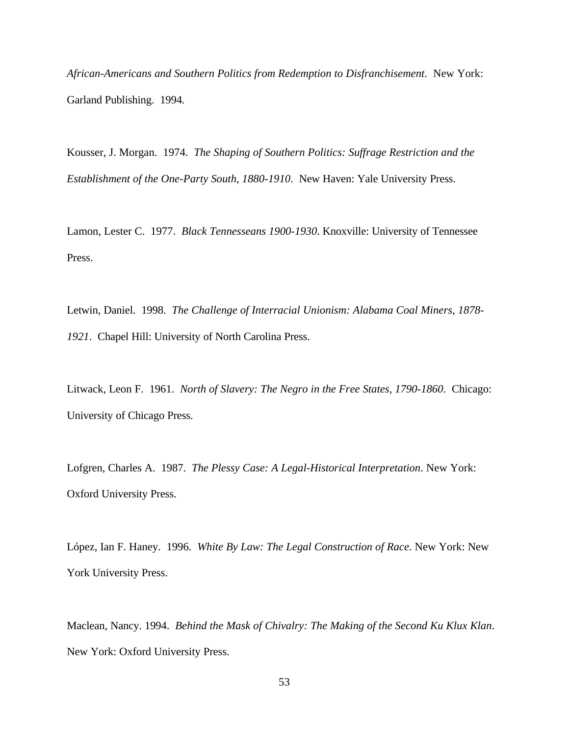*African-Americans and Southern Politics from Redemption to Disfranchisement*. New York: Garland Publishing. 1994.

Kousser, J. Morgan. 1974. *The Shaping of Southern Politics: Suffrage Restriction and the Establishment of the One-Party South, 1880-1910*. New Haven: Yale University Press.

Lamon, Lester C. 1977. *Black Tennesseans 1900-1930*. Knoxville: University of Tennessee Press.

Letwin, Daniel. 1998. *The Challenge of Interracial Unionism: Alabama Coal Miners, 1878-1921*. Chapel Hill: University of North Carolina Press.

Litwack, Leon F. 1961. *North of Slavery: The Negro in the Free States, 1790-1860*. Chicago: University of Chicago Press.

Lofgren, Charles A. 1987. *The Plessy Case: A Legal-Historical Interpretation*. New York: Oxford University Press.

López, Ian F. Haney. 1996. *White By Law: The Legal Construction of Race*. New York: New York University Press.

Maclean, Nancy. 1994. *Behind the Mask of Chivalry: The Making of the Second Ku Klux Klan*. New York: Oxford University Press.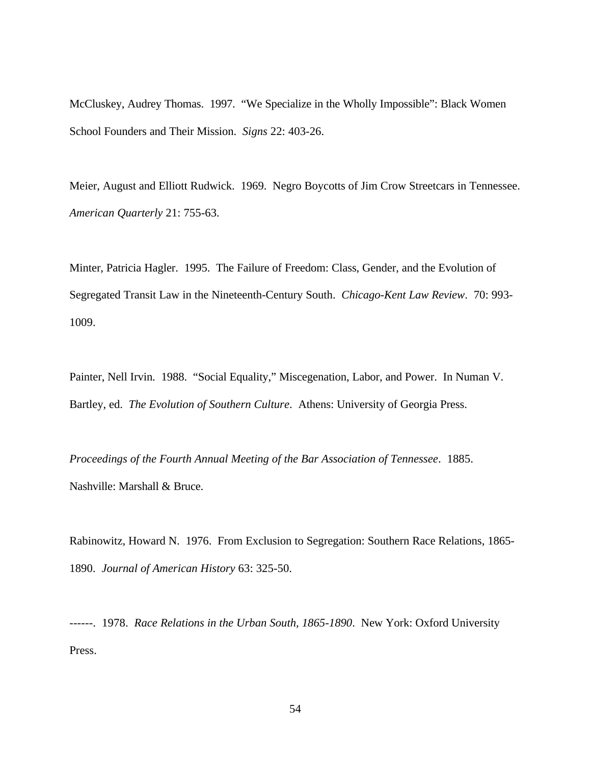McCluskey, Audrey Thomas. 1997. "We Specialize in the Wholly Impossible": Black Women School Founders and Their Mission. *Signs* 22: 403-26.

Meier, August and Elliott Rudwick. 1969. Negro Boycotts of Jim Crow Streetcars in Tennessee. *American Quarterly* 21: 755-63.

Minter, Patricia Hagler. 1995. The Failure of Freedom: Class, Gender, and the Evolution of Segregated Transit Law in the Nineteenth-Century South. *Chicago-Kent Law Review*. 70: 993-1009.

Painter, Nell Irvin. 1988. "Social Equality," Miscegenation, Labor, and Power. In Numan V. Bartley, ed. *The Evolution of Southern Culture*. Athens: University of Georgia Press.

*Proceedings of the Fourth Annual Meeting of the Bar Association of Tennessee*. 1885. Nashville: Marshall & Bruce.

Rabinowitz, Howard N. 1976. From Exclusion to Segregation: Southern Race Relations, 1865-1890. *Journal of American History* 63: 325-50.

------. 1978. *Race Relations in the Urban South, 1865-1890*. New York: Oxford University Press.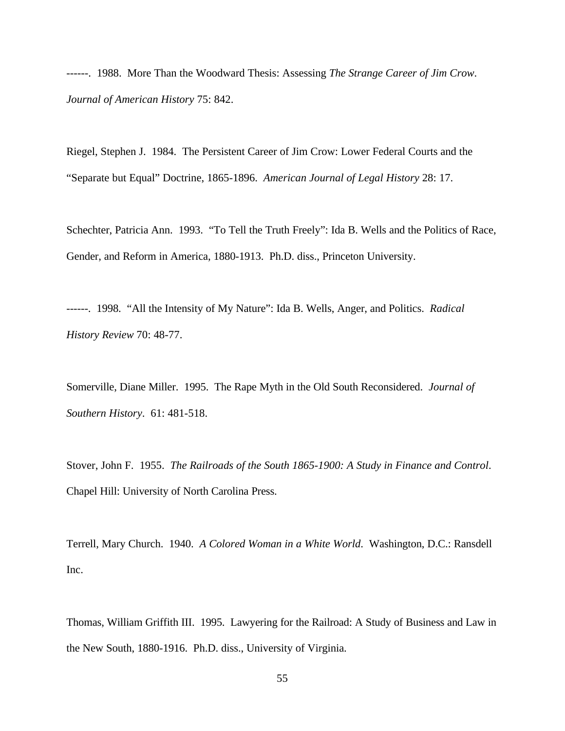------. 1988. More Than the Woodward Thesis: Assessing *The Strange Career of Jim Crow*. *Journal of American History* 75: 842.

Riegel, Stephen J. 1984. The Persistent Career of Jim Crow: Lower Federal Courts and the "Separate but Equal" Doctrine, 1865-1896. *American Journal of Legal History* 28: 17.

Schechter, Patricia Ann. 1993. "To Tell the Truth Freely": Ida B. Wells and the Politics of Race, Gender, and Reform in America, 1880-1913. Ph.D. diss., Princeton University.

------. 1998. "All the Intensity of My Nature": Ida B. Wells, Anger, and Politics. *Radical History Review* 70: 48-77.

Somerville, Diane Miller. 1995. The Rape Myth in the Old South Reconsidered. *Journal of Southern History*. 61: 481-518.

Stover, John F. 1955. *The Railroads of the South 1865-1900: A Study in Finance and Control*. Chapel Hill: University of North Carolina Press.

Terrell, Mary Church. 1940. *A Colored Woman in a White World*. Washington, D.C.: Ransdell Inc.

Thomas, William Griffith III. 1995. Lawyering for the Railroad: A Study of Business and Law in the New South, 1880-1916. Ph.D. diss., University of Virginia.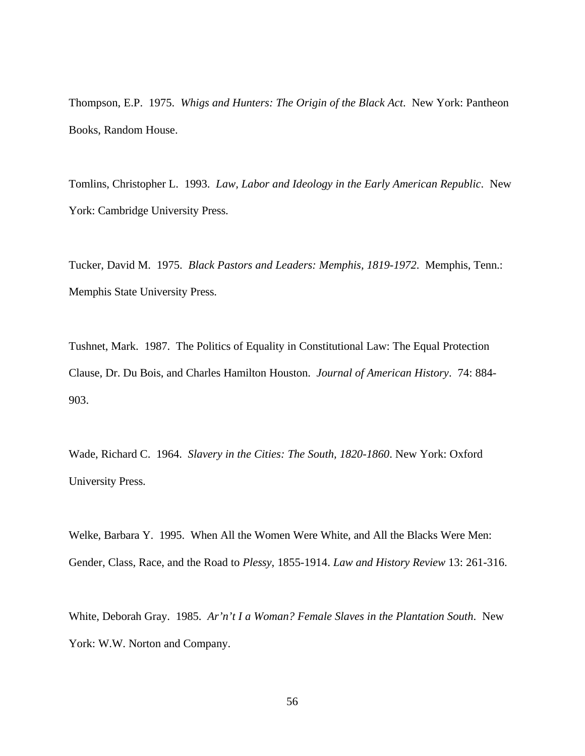Thompson, E.P. 1975. *Whigs and Hunters: The Origin of the Black Act*. New York: Pantheon Books, Random House.

Tomlins, Christopher L. 1993. *Law, Labor and Ideology in the Early American Republic*. New York: Cambridge University Press.

Tucker, David M. 1975. *Black Pastors and Leaders: Memphis, 1819-1972*. Memphis, Tenn.: Memphis State University Press.

Tushnet, Mark. 1987. The Politics of Equality in Constitutional Law: The Equal Protection Clause, Dr. Du Bois, and Charles Hamilton Houston. *Journal of American History*. 74: 884-903.

Wade, Richard C. 1964. *Slavery in the Cities: The South, 1820-1860*. New York: Oxford University Press.

Welke, Barbara Y. 1995. When All the Women Were White, and All the Blacks Were Men: Gender, Class, Race, and the Road to *Plessy*, 1855-1914. *Law and History Review* 13: 261-316.

White, Deborah Gray. 1985. *Ar'n't I a Woman? Female Slaves in the Plantation South*. New York: W.W. Norton and Company.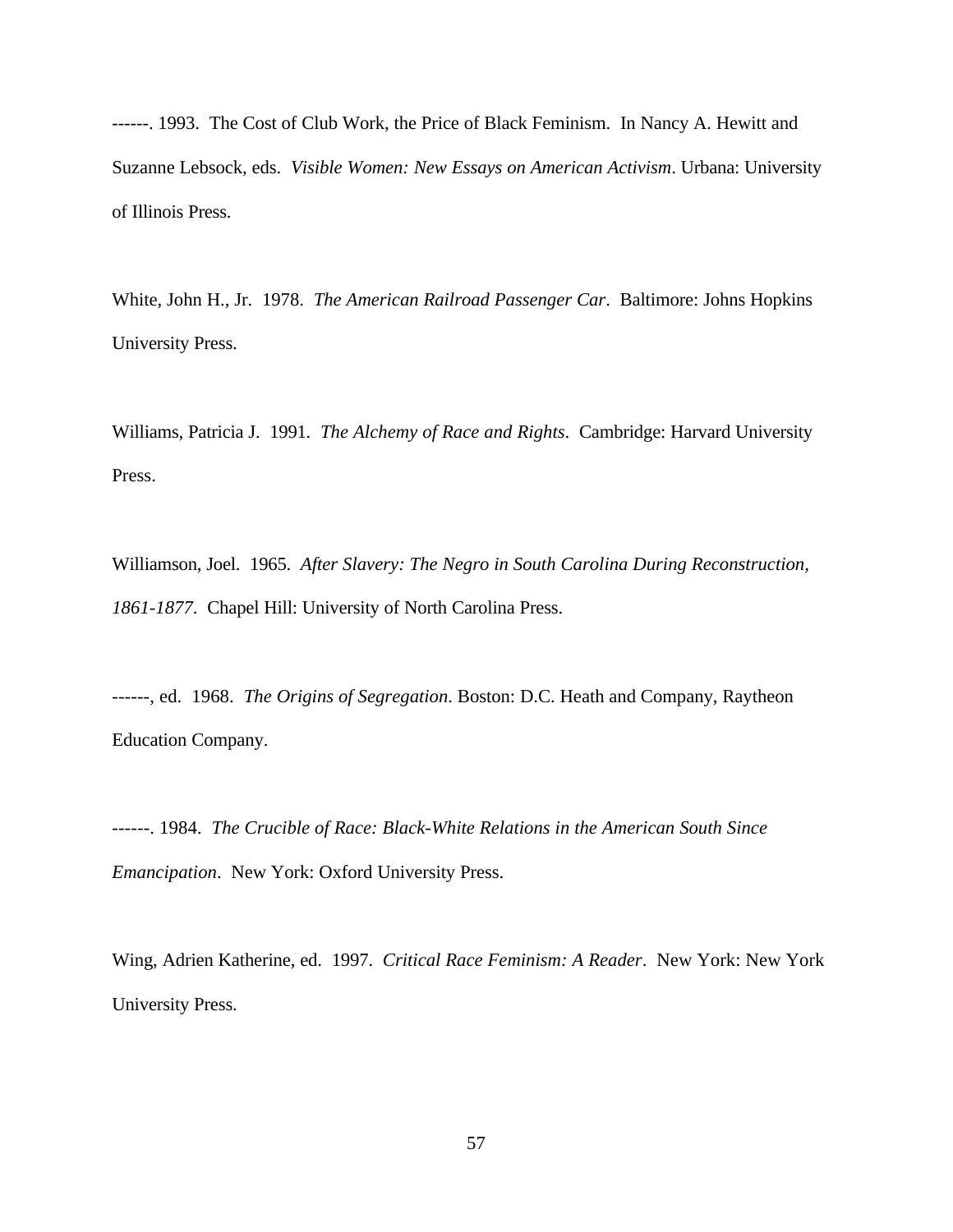------. 1993. The Cost of Club Work, the Price of Black Feminism. In Nancy A. Hewitt and Suzanne Lebsock, eds. *Visible Women: New Essays on American Activism*. Urbana: University of Illinois Press.

White, John H., Jr. 1978. *The American Railroad Passenger Car*. Baltimore: Johns Hopkins University Press.

Williams, Patricia J. 1991. *The Alchemy of Race and Rights*. Cambridge: Harvard University Press.

Williamson, Joel. 1965. *After Slavery: The Negro in South Carolina During Reconstruction, 1861-1877*. Chapel Hill: University of North Carolina Press.

------, ed. 1968. *The Origins of Segregation*. Boston: D.C. Heath and Company, Raytheon Education Company.

------. 1984. *The Crucible of Race: Black-White Relations in the American South Since Emancipation*. New York: Oxford University Press.

Wing, Adrien Katherine, ed. 1997. *Critical Race Feminism: A Reader*. New York: New York University Press.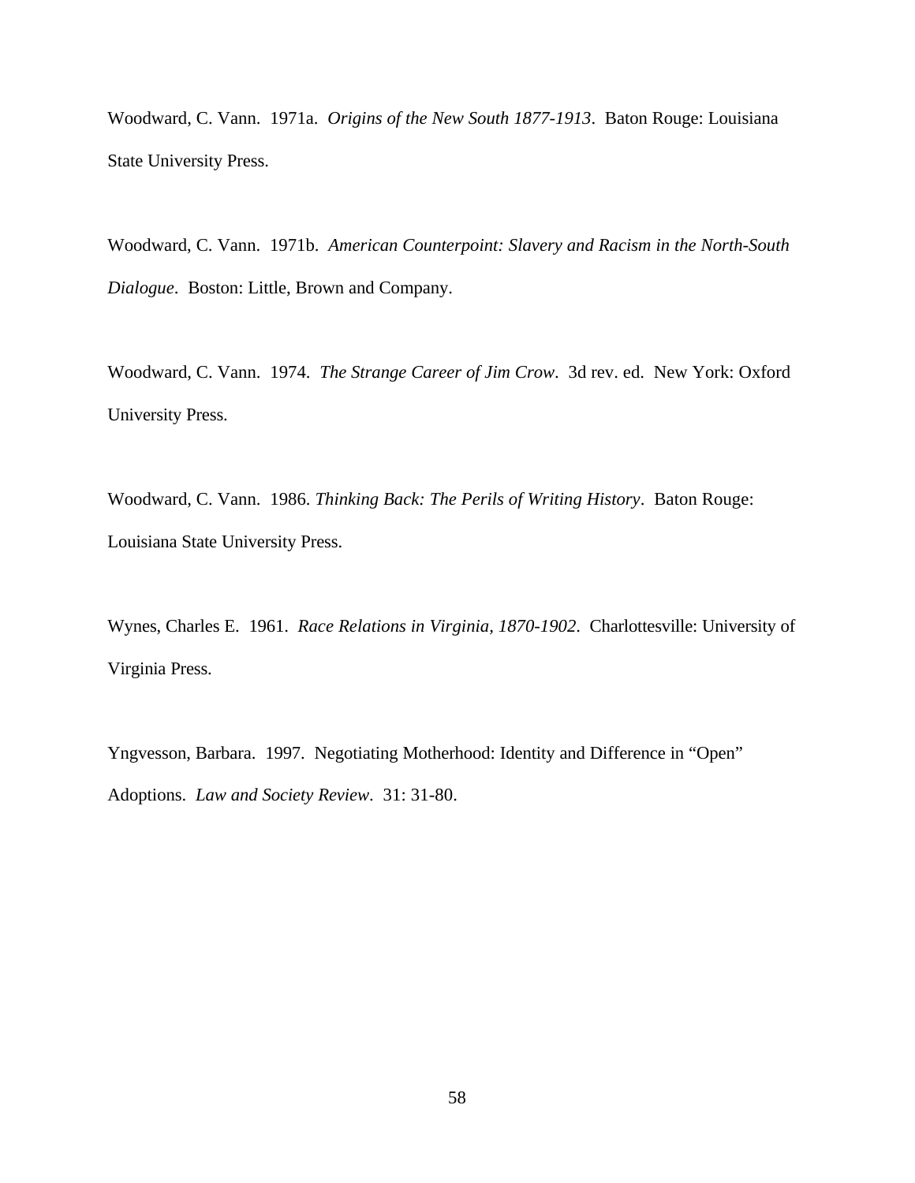Woodward, C. Vann. 1971a. *Origins of the New South 1877-1913*. Baton Rouge: Louisiana State University Press.

Woodward, C. Vann. 1971b. *American Counterpoint: Slavery and Racism in the North-South Dialogue*. Boston: Little, Brown and Company.

Woodward, C. Vann. 1974. *The Strange Career of Jim Crow*. 3d rev. ed. New York: Oxford University Press.

Woodward, C. Vann. 1986. *Thinking Back: The Perils of Writing History*. Baton Rouge: Louisiana State University Press.

Wynes, Charles E. 1961. *Race Relations in Virginia, 1870-1902*. Charlottesville: University of Virginia Press.

Yngvesson, Barbara. 1997. Negotiating Motherhood: Identity and Difference in "Open" Adoptions. *Law and Society Review*. 31: 31-80.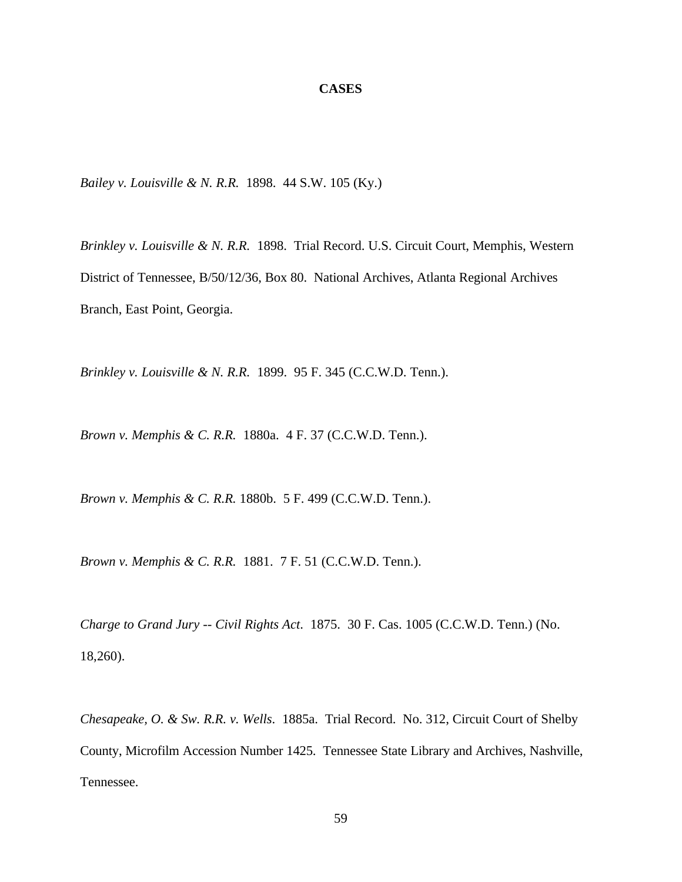## CASES

*Bailey v. Louisville & N. R.R.* 1898. 44 S.W. 105 (Ky.)

*Brinkley v. Louisville & N. R.R.* 1898. Trial Record. U.S. Circuit Court, Memphis, Western District of Tennessee, B/50/12/36, Box 80. National Archives, Atlanta Regional Archives Branch, East Point, Georgia.

*Brinkley v. Louisville & N. R.R.* 1899. 95 F. 345 (C.C.W.D. Tenn.).

*Brown v. Memphis & C. R.R.* 1880a. 4 F. 37 (C.C.W.D. Tenn.).

*Brown v. Memphis & C. R.R.* 1880b. 5 F. 499 (C.C.W.D. Tenn.).

*Brown v. Memphis & C. R.R.* 1881. 7 F. 51 (C.C.W.D. Tenn.).

*Charge to Grand Jury -- Civil Rights Act*. 1875. 30 F. Cas. 1005 (C.C.W.D. Tenn.) (No. 18,260).

*Chesapeake, O. & Sw. R.R. v. Wells*. 1885a. Trial Record. No. 312, Circuit Court of Shelby County, Microfilm Accession Number 1425. Tennessee State Library and Archives, Nashville, Tennessee.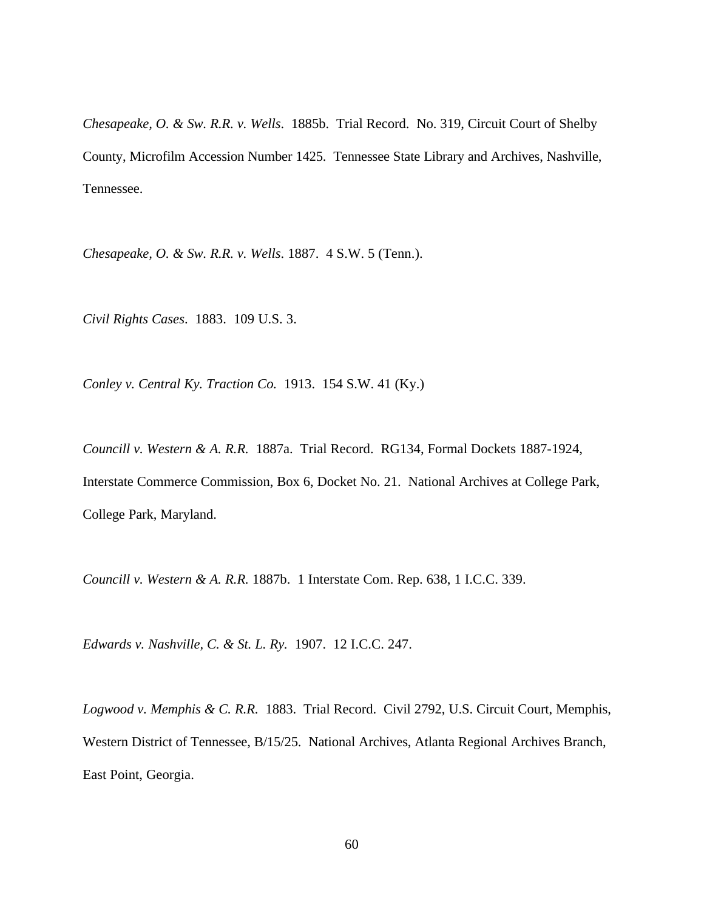*Chesapeake, O. & Sw. R.R. v. Wells*. 1885b. Trial Record. No. 319, Circuit Court of Shelby County, Microfilm Accession Number 1425. Tennessee State Library and Archives, Nashville, Tennessee.

*Chesapeake, O. & Sw. R.R. v. Wells*. 1887. 4 S.W. 5 (Tenn.).

*Civil Rights Cases*. 1883. 109 U.S. 3.

*Conley v. Central Ky. Traction Co.* 1913. 154 S.W. 41 (Ky.)

*Councill v. Western & A. R.R.* 1887a. Trial Record. RG134, Formal Dockets 1887-1924, Interstate Commerce Commission, Box 6, Docket No. 21. National Archives at College Park, College Park, Maryland.

*Councill v. Western & A. R.R.* 1887b. 1 Interstate Com. Rep. 638, 1 I.C.C. 339.

*Edwards v. Nashville, C. & St. L. Ry.* 1907. 12 I.C.C. 247.

*Logwood v. Memphis & C. R.R.* 1883. Trial Record. Civil 2792, U.S. Circuit Court, Memphis, Western District of Tennessee, B/15/25. National Archives, Atlanta Regional Archives Branch, East Point, Georgia.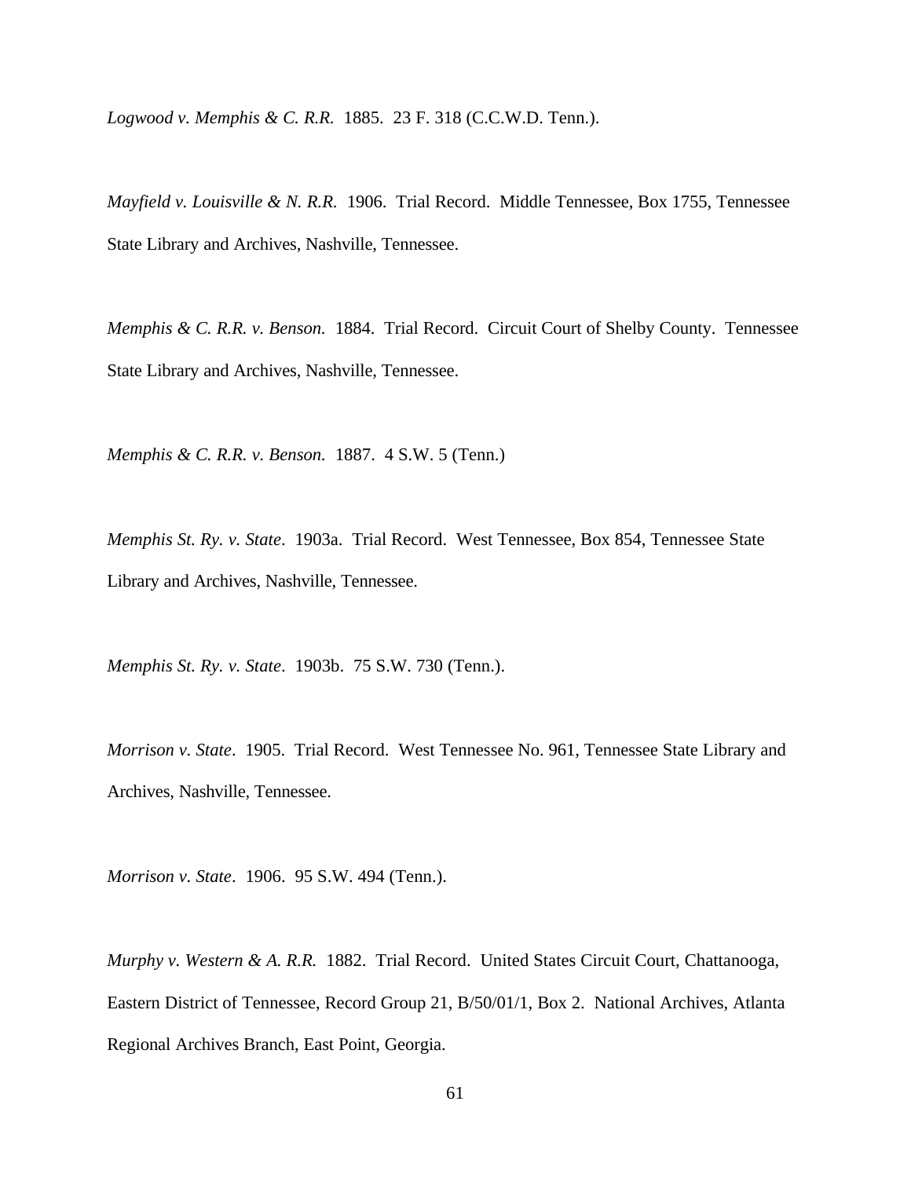*Logwood v. Memphis & C. R.R.* 1885. 23 F. 318 (C.C.W.D. Tenn.).

*Mayfield v. Louisville & N. R.R.* 1906. Trial Record. Middle Tennessee, Box 1755, Tennessee State Library and Archives, Nashville, Tennessee.

*Memphis & C. R.R. v. Benson.* 1884. Trial Record. Circuit Court of Shelby County. Tennessee State Library and Archives, Nashville, Tennessee.

*Memphis & C. R.R. v. Benson.* 1887. 4 S.W. 5 (Tenn.)

*Memphis St. Ry. v. State*. 1903a. Trial Record. West Tennessee, Box 854, Tennessee State Library and Archives, Nashville, Tennessee.

*Memphis St. Ry. v. State*. 1903b. 75 S.W. 730 (Tenn.).

*Morrison v. State*. 1905. Trial Record. West Tennessee No. 961, Tennessee State Library and Archives, Nashville, Tennessee.

*Morrison v. State*. 1906. 95 S.W. 494 (Tenn.).

*Murphy v. Western & A. R.R.* 1882. Trial Record. United States Circuit Court, Chattanooga, Eastern District of Tennessee, Record Group 21, B/50/01/1, Box 2. National Archives, Atlanta Regional Archives Branch, East Point, Georgia.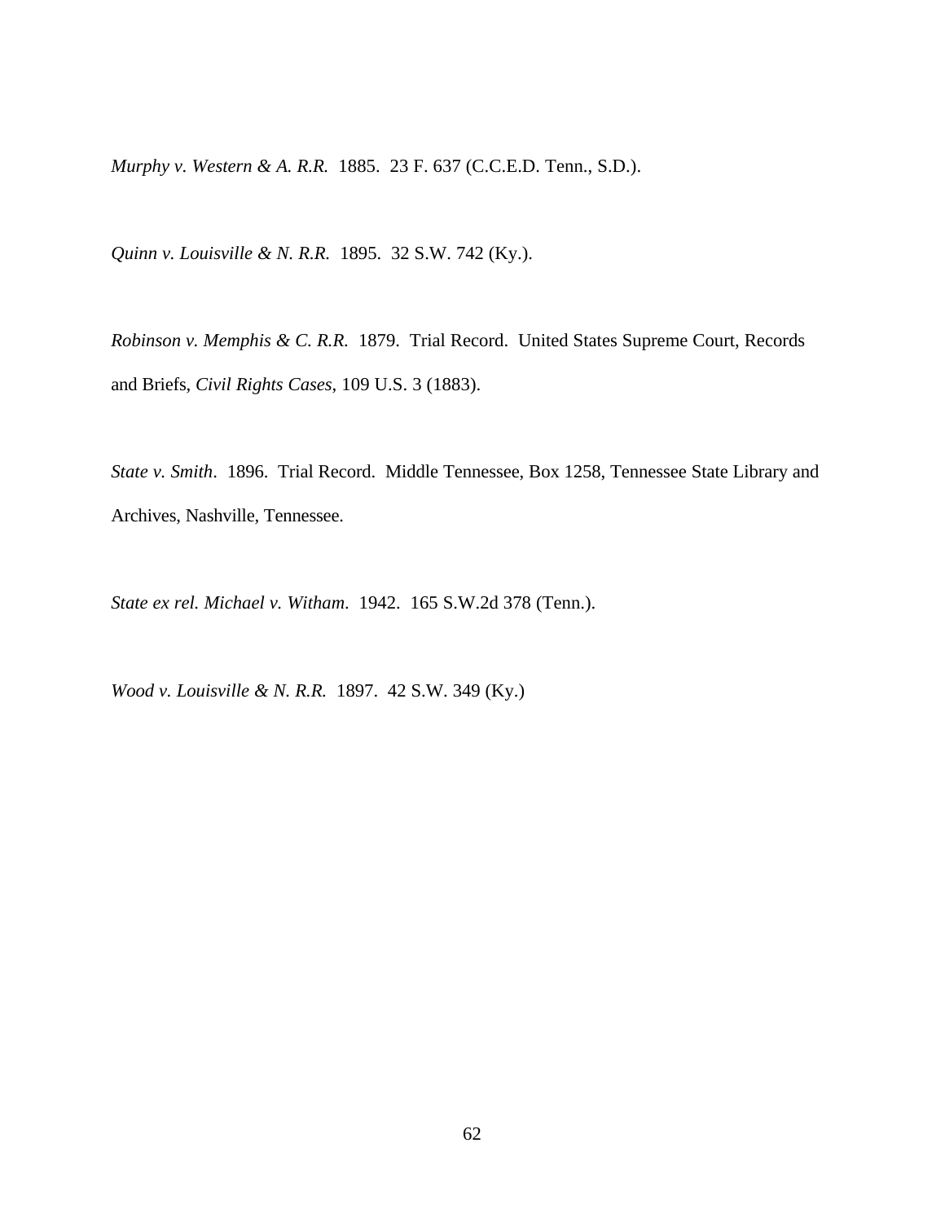*Murphy v. Western & A. R.R.* 1885. 23 F. 637 (C.C.E.D. Tenn., S.D.).

*Quinn v. Louisville & N. R.R.* 1895. 32 S.W. 742 (Ky.).

*Robinson v. Memphis & C. R.R.* 1879. Trial Record. United States Supreme Court, Records and Briefs, *Civil Rights Cases*, 109 U.S. 3 (1883).

*State v. Smith*. 1896. Trial Record. Middle Tennessee, Box 1258, Tennessee State Library and Archives, Nashville, Tennessee.

*State ex rel. Michael v. Witham*. 1942. 165 S.W.2d 378 (Tenn.).

*Wood v. Louisville & N. R.R.* 1897. 42 S.W. 349 (Ky.)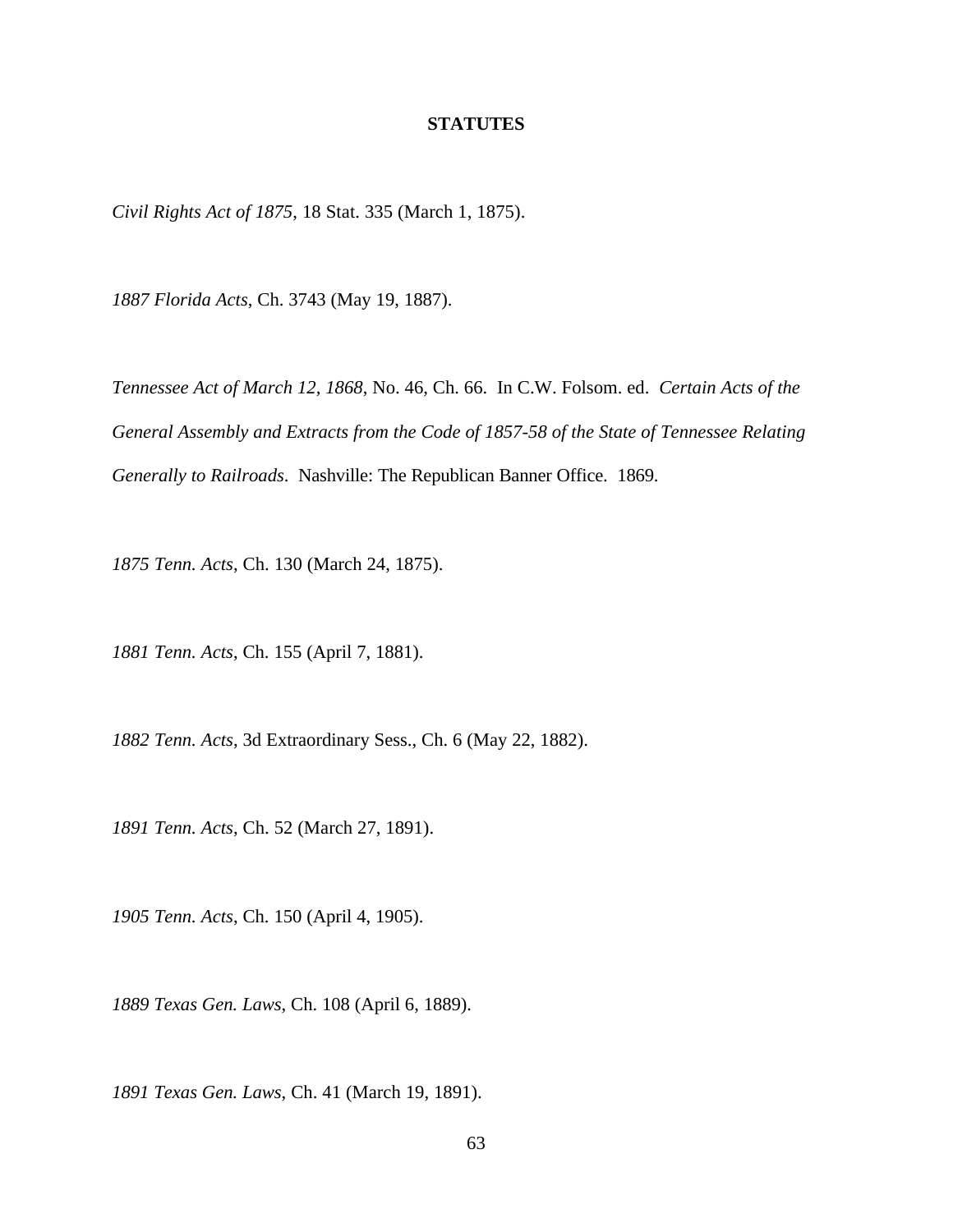# STATUTES

*Civil Rights Act of 1875*, 18 Stat. 335 (March 1, 1875).

*1887 Florida Acts*, Ch. 3743 (May 19, 1887).

*Tennessee Act of March 12, 1868*, No. 46, Ch. 66. In C.W. Folsom. ed. *Certain Acts of the General Assembly and Extracts from the Code of 1857-58 of the State of Tennessee Relating Generally to Railroads*. Nashville: The Republican Banner Office. 1869.

*1875 Tenn. Acts*, Ch. 130 (March 24, 1875).

*1881 Tenn. Acts*, Ch. 155 (April 7, 1881).

*1882 Tenn. Acts*, 3d Extraordinary Sess., Ch. 6 (May 22, 1882).

*1891 Tenn. Acts*, Ch. 52 (March 27, 1891).

*1905 Tenn. Acts*, Ch. 150 (April 4, 1905).

*1889 Texas Gen. Laws*, Ch. 108 (April 6, 1889).

*1891 Texas Gen. Laws*, Ch. 41 (March 19, 1891).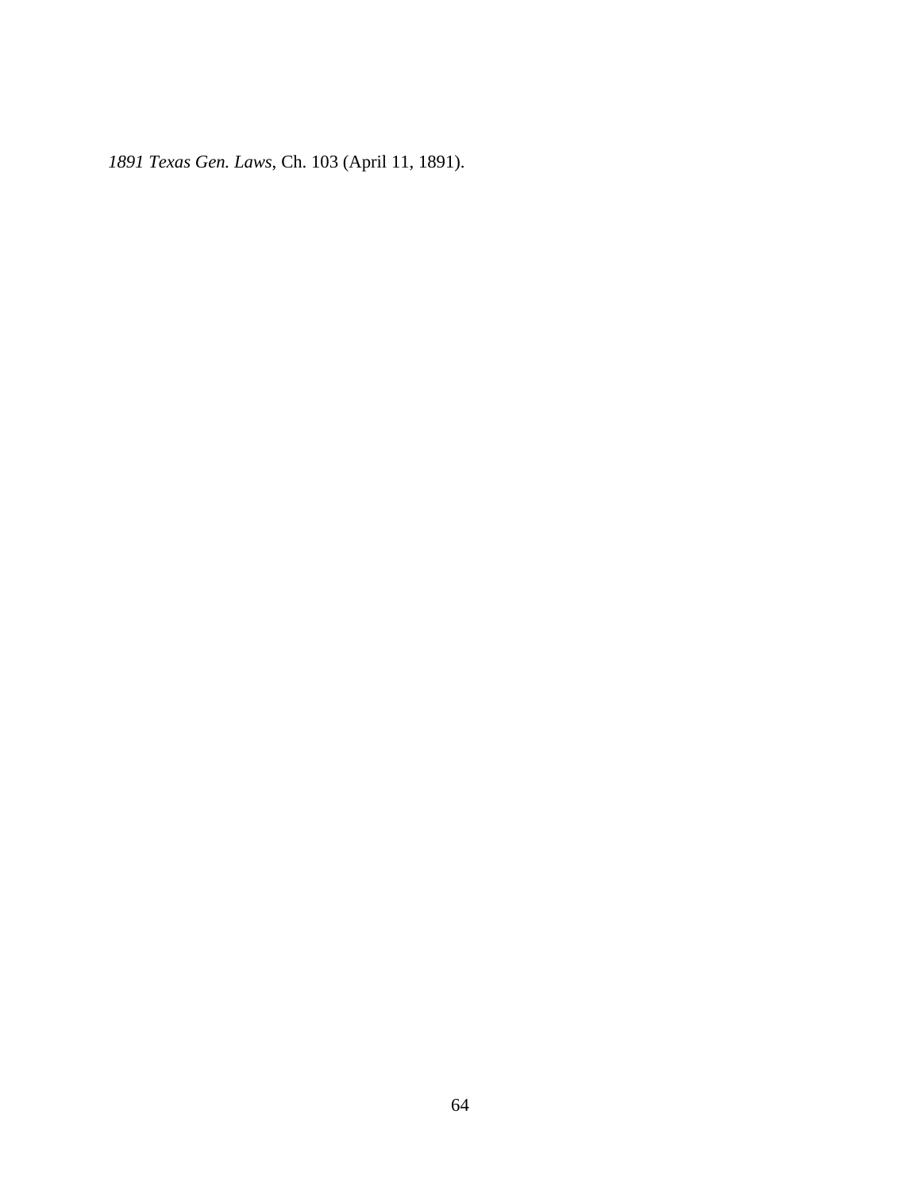*1891 Texas Gen. Laws*, Ch. 103 (April 11, 1891).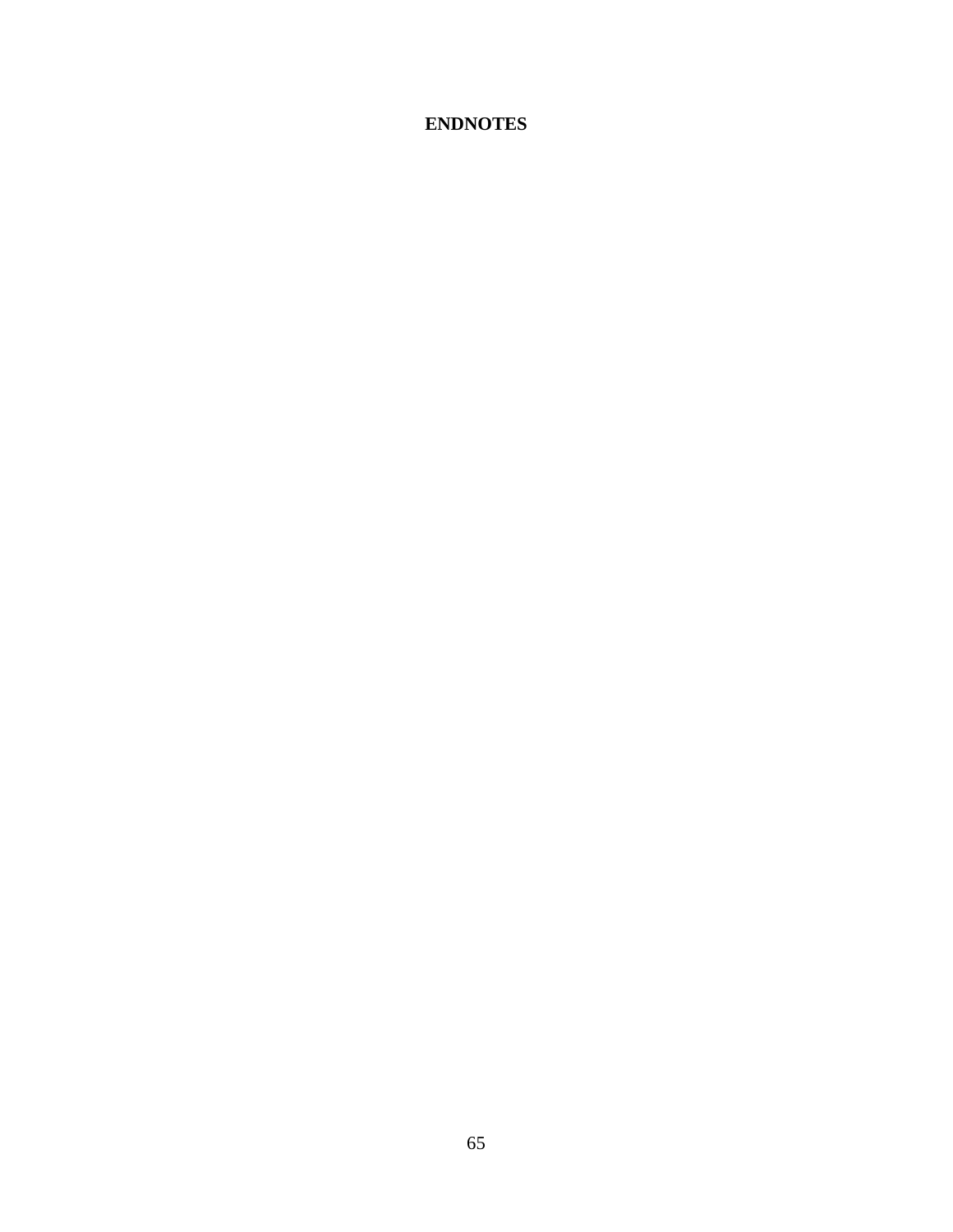**ENDNOTES**